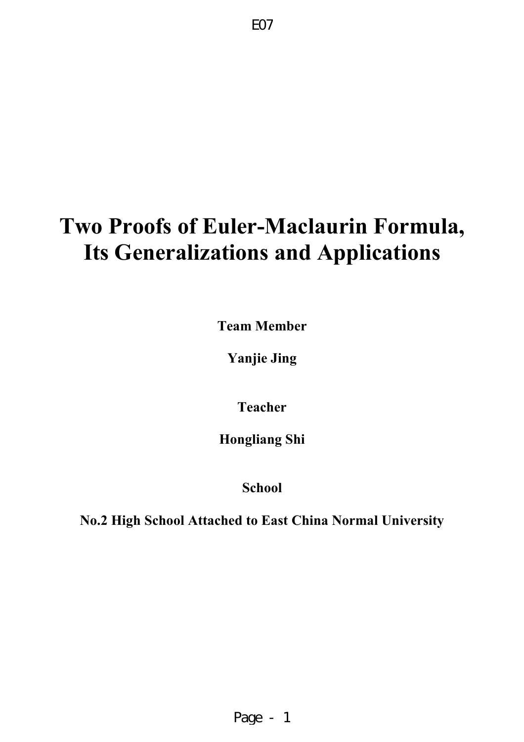E07

# Two Proofs of Euler-Maclaurin Formula, Its Generalizations and Applications

**Team Member**

**Yanjie Jing**

**Teacher**

**Hongliang Shi**

**School**

**No.2 High School Attached to East China Normal University**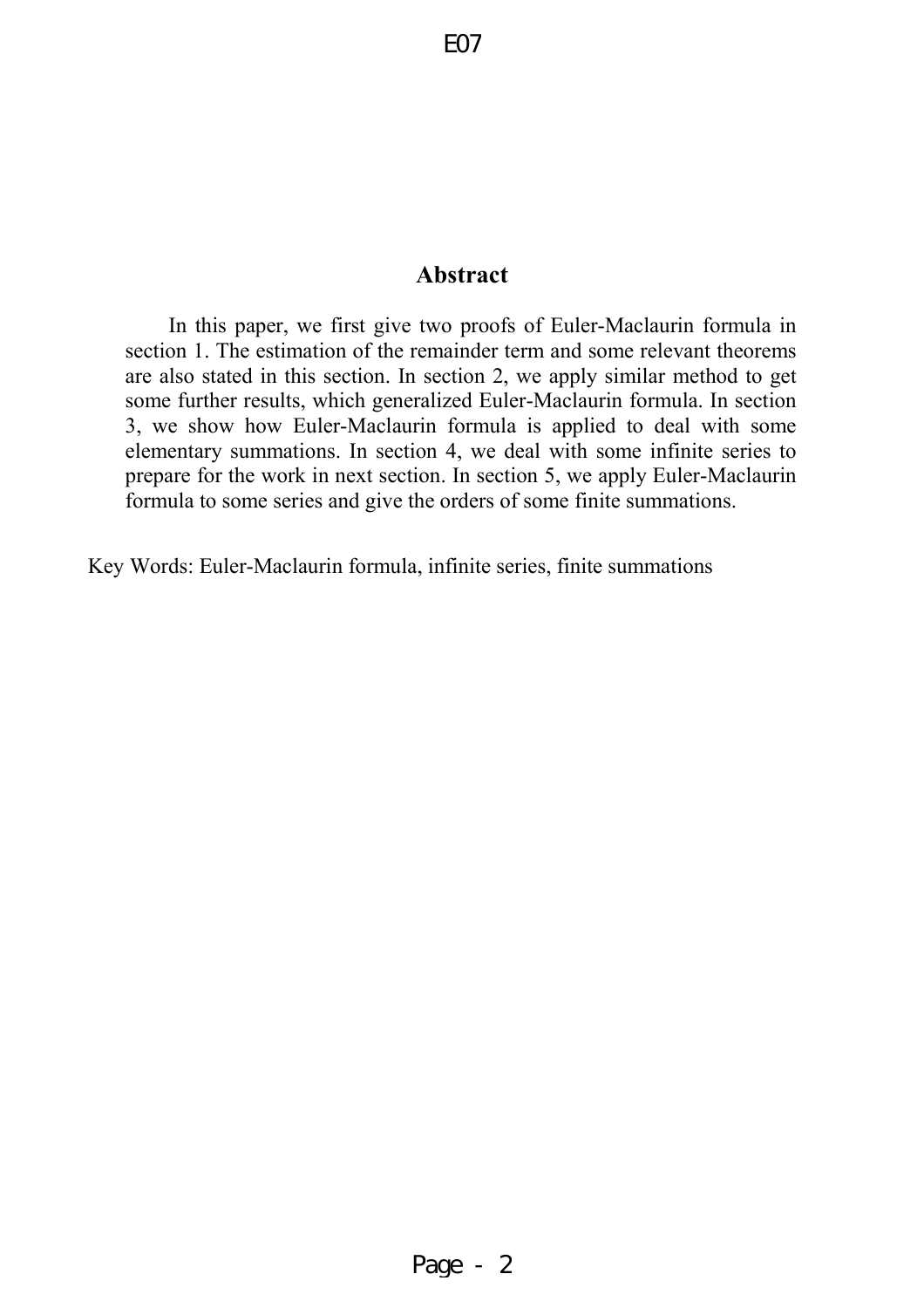# Abstract

In this paper, we first give two proofs of Euler-Maclaurin formula in section 1. The estimation of the remainder term and some relevant theorems are also stated in this section. In section 2, we apply similar method to get some further results, which generalized Euler-Maclaurin formula. In section 3, we show how Euler-Maclaurin formula is applied to deal with some elementary summations. In section 4, we deal with some infinite series to prepare for the work in next section. In section 5, we apply Euler-Maclaurin formula to some series and give the orders of some finite summations.

Key Words: Euler-Maclaurin formula, infinite series, finite summations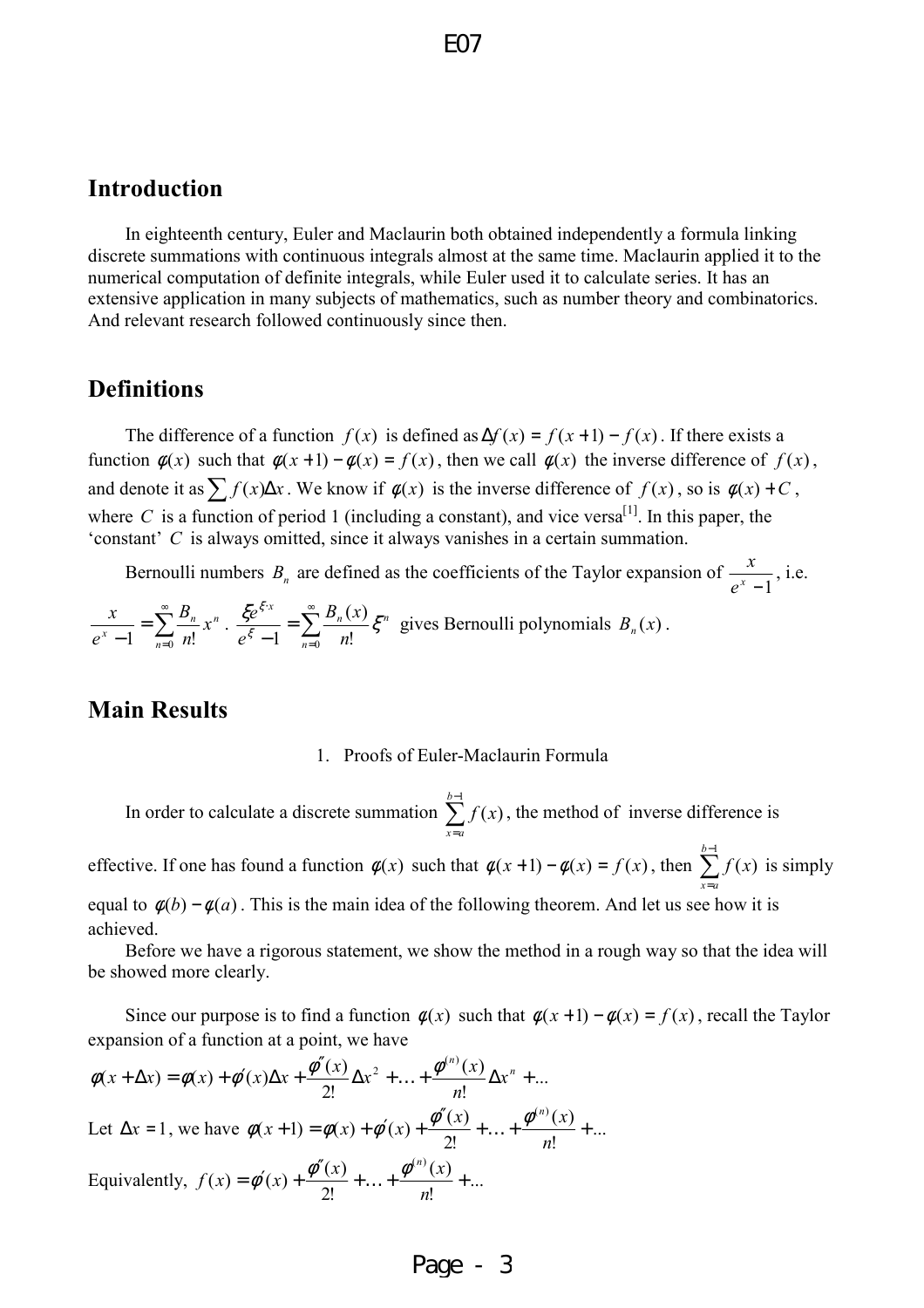## Introduction

In eighteenth century, Euler and Maclaurin both obtained independently a formula linking discrete summations with continuous integrals almost at the same time. Maclaurin applied it to the numerical computation of definite integrals, while Euler used it to calculate series. It has an extensive application in many subjects of mathematics, such as number theory and combinatorics. And relevant research followed continuously since then.

## Definitions

The difference of a function $f(x)$ is defined as $\Delta f(x) = f(x+1) - f(x)$. If there exists a function $\phi(x)$ such that $\phi(x+1) - \phi(x) = f(x)$, then we call $\phi(x)$ the inverse difference of $f(x)$, and denote it as $\sum f(x)\Delta x$. We know if $\phi(x)$ is the inverse difference of $f(x)$, so is $\phi(x) + C$, where $C$ is a function of period 1 (including a constant), and vice versa[1]. In this paper, the 'constant' $C$ is always omitted, since it always vanishes in a certain summation.

Bernoulli numbers $B_n$ are defined as the coefficients of the Taylor expansion of $\frac{x}{e^x - 1}$, i.e. $\frac{x}{e^x - 1} = \sum_{n=0}^{\infty} \frac{B_n}{n!} x^n$. $\frac{\xi e^{\xi x}}{e^{\xi} - 1} = \sum_{n=0}^{\infty} \frac{B_n(x)}{n!} \xi^n$ gives Bernoulli polynomials $B_n(x)$.

## Main Results

1. Proofs of Euler-Maclaurin Formula

In order to calculate a discrete summation $\sum_{x=a}^{b-1} f(x)$, the method of inverse difference is effective. If one has found a function $\phi(x)$ such that $\phi(x+1) - \phi(x) = f(x)$, then $\sum_{x=a}^{b-1} f(x)$ is simply equal to $\phi(b) - \phi(a)$. This is the main idea of the following theorem. And let us see how it is achieved.

Before we have a rigorous statement, we show the method in a rough way so that the idea will be showed more clearly.

Since our purpose is to find a function $\phi(x)$ such that $\phi(x+1) - \phi(x) = f(x)$, recall the Taylor expansion of a function at a point, we have

$$\phi(x + \Delta x) = \phi(x) + \phi'(x)\Delta x + \frac{\phi''(x)}{2!}\Delta x^2 + \ldots + \frac{\phi^{(n)}(x)}{n!}\Delta x^n + \ldots$$

Let $\Delta x = 1$, we have $\phi(x+1) = \phi(x) + \phi'(x) + \frac{\phi''(x)}{2!} + \ldots + \frac{\phi^{(n)}(x)}{n!} + \ldots$

Equivalently, $f(x) = \phi'(x) + \frac{\phi''(x)}{2!} + \ldots + \frac{\phi^{(n)}(x)}{n!} + \ldots$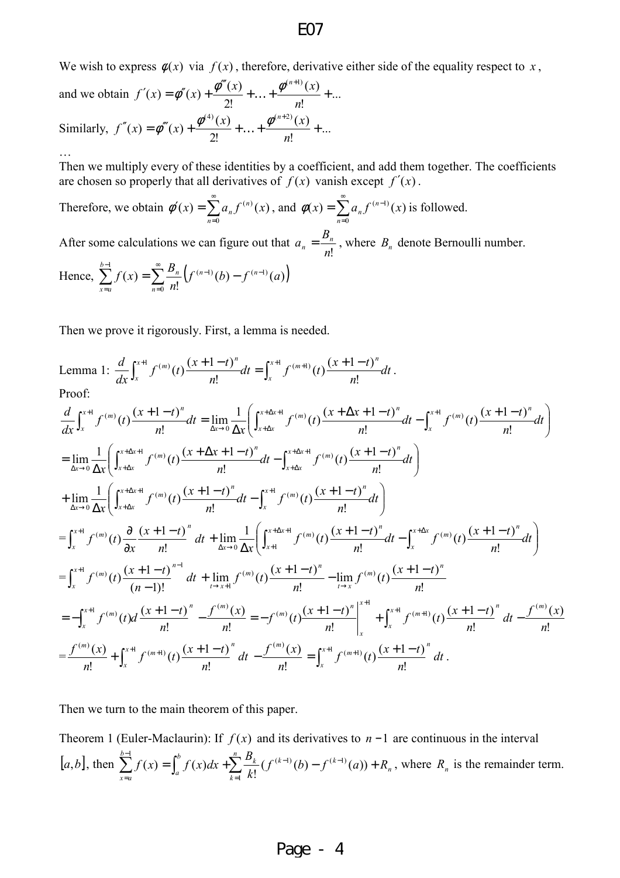We wish to express $\phi(x)$ via $f(x)$, therefore, derivative either side of the equality respect to $x$, and we obtain $f'(x) = \phi''(x) + \dfrac{\phi'''(x)}{2!} + \ldots + \dfrac{\phi^{(n+1)}(x)}{n!} + \ldots$

Similarly, $f''(x) = \phi'''(x) + \dfrac{\phi^{(4)}(x)}{2!} + \ldots + \dfrac{\phi^{(n+2)}(x)}{n!} + \ldots$

…

Then we multiply every of these identities by a coefficient, and add them together. The coefficients are chosen so properly that all derivatives of $f(x)$ vanish except $f'(x)$.

Therefore, we obtain $\phi'(x) = \sum_{n=0}^{\infty} a_n f^{(n)}(x)$, and $\phi(x) = \sum_{n=0}^{\infty} a_n f^{(n-1)}(x)$ is followed.

After some calculations we can figure out that $a_n = \dfrac{B_n}{n!}$, where $B_n$ denote Bernoulli number.

Hence, $\sum_{x=a}^{b-1} f(x) = \sum_{n=0}^{\infty} \dfrac{B_n}{n!}\left(f^{(n-1)}(b) - f^{(n-1)}(a)\right)$

Then we prove it rigorously. First, a lemma is needed.

Lemma 1: $\dfrac{d}{dx}\int_x^{x+1} f^{(m)}(t)\dfrac{(x+1-t)^n}{n!}dt = \int_x^{x+1} f^{(m+1)}(t)\dfrac{(x+1-t)^n}{n!}dt$.

Proof:

$$\frac{d}{dx}\int_x^{x+1} f^{(m)}(t)\frac{(x+1-t)^n}{n!}dt = \lim_{\Delta x \to 0}\frac{1}{\Delta x}\left(\int_{x+\Delta x}^{x+\Delta x+1} f^{(m)}(t)\frac{(x+\Delta x+1-t)^n}{n!}dt - \int_x^{x+1} f^{(m)}(t)\frac{(x+1-t)^n}{n!}dt\right)$$

$$= \lim_{\Delta x \to 0}\frac{1}{\Delta x}\left(\int_{x+\Delta x}^{x+\Delta x+1} f^{(m)}(t)\frac{(x+\Delta x+1-t)^n}{n!}dt - \int_{x+\Delta x}^{x+\Delta x+1} f^{(m)}(t)\frac{(x+1-t)^n}{n!}dt\right)$$

$$+ \lim_{\Delta x \to 0}\frac{1}{\Delta x}\left(\int_{x+\Delta x}^{x+\Delta x+1} f^{(m)}(t)\frac{(x+1-t)^n}{n!}dt - \int_x^{x+1} f^{(m)}(t)\frac{(x+1-t)^n}{n!}dt\right)$$

$$= \int_x^{x+1} f^{(m)}(t)\frac{\partial}{\partial x}\frac{(x+1-t)^n}{n!}\,dt + \lim_{\Delta x \to 0}\frac{1}{\Delta x}\left(\int_{x+1}^{x+\Delta x+1} f^{(m)}(t)\frac{(x+1-t)^n}{n!}dt - \int_x^{x+\Delta x} f^{(m)}(t)\frac{(x+1-t)^n}{n!}dt\right)$$

$$= \int_x^{x+1} f^{(m)}(t)\frac{(x+1-t)^{n-1}}{(n-1)!}\,dt + \lim_{t \to x+1} f^{(m)}(t)\frac{(x+1-t)^n}{n!} - \lim_{t \to x} f^{(m)}(t)\frac{(x+1-t)^n}{n!}$$

$$= -\int_x^{x+1} f^{(m)}(t)d\frac{(x+1-t)^n}{n!} - \frac{f^{(m)}(x)}{n!} = -f^{(m)}(t)\frac{(x+1-t)^n}{n!}\Bigg|_x^{x+1} + \int_x^{x+1} f^{(m+1)}(t)\frac{(x+1-t)^n}{n!}\,dt - \frac{f^{(m)}(x)}{n!}$$

$$= \frac{f^{(m)}(x)}{n!} + \int_x^{x+1} f^{(m+1)}(t)\frac{(x+1-t)^n}{n!}\,dt - \frac{f^{(m)}(x)}{n!} = \int_x^{x+1} f^{(m+1)}(t)\frac{(x+1-t)^n}{n!}\,dt.$$

Then we turn to the main theorem of this paper.

Theorem 1 (Euler-Maclaurin): If $f(x)$ and its derivatives to $n-1$ are continuous in the interval $[a,b]$, then $\sum_{x=a}^{b-1} f(x) = \int_a^b f(x)dx + \sum_{k=1}^{n}\dfrac{B_k}{k!}(f^{(k-1)}(b) - f^{(k-1)}(a)) + R_n$, where $R_n$ is the remainder term.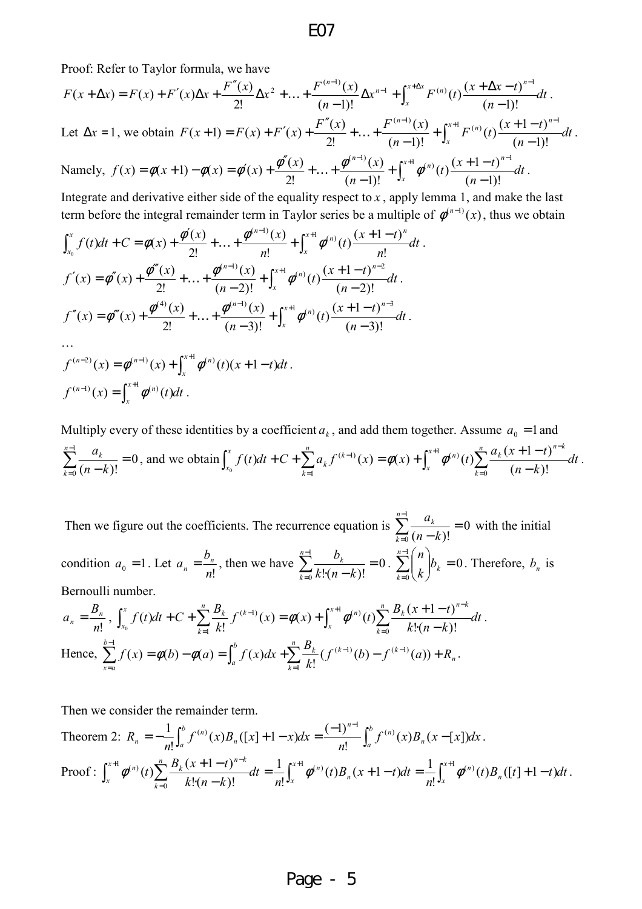Proof: Refer to Taylor formula, we have

$$F(x+\Delta x) = F(x) + F'(x)\Delta x + \frac{F''(x)}{2!}\Delta x^2 + \ldots + \frac{F^{(n-1)}(x)}{(n-1)!}\Delta x^{n-1} + \int_x^{x+\Delta x} F^{(n)}(t)\frac{(x+\Delta x-t)^{n-1}}{(n-1)!}dt .$$

Let $\Delta x = 1$, we obtain $F(x+1) = F(x) + F'(x) + \frac{F''(x)}{2!} + \ldots + \frac{F^{(n-1)}(x)}{(n-1)!} + \int_x^{x+1} F^{(n)}(t)\frac{(x+1-t)^{n-1}}{(n-1)!}dt$.

Namely, $f(x) = \phi(x+1) - \phi(x) = \phi'(x) + \frac{\phi''(x)}{2!} + \ldots + \frac{\phi^{(n-1)}(x)}{(n-1)!} + \int_x^{x+1} \phi^{(n)}(t)\frac{(x+1-t)^{n-1}}{(n-1)!}dt$.

Integrate and derivative either side of the equality respect to $x$, apply lemma 1, and make the last term before the integral remainder term in Taylor series be a multiple of $\phi^{(n-1)}(x)$, thus we obtain

$$\int_{x_0}^x f(t)dt + C = \phi(x) + \frac{\phi'(x)}{2!} + \ldots + \frac{\phi^{(n-1)}(x)}{n!} + \int_x^{x+1} \phi^{(n)}(t)\frac{(x+1-t)^n}{n!}dt .$$

$$f'(x) = \phi''(x) + \frac{\phi'''(x)}{2!} + \ldots + \frac{\phi^{(n-1)}(x)}{(n-2)!} + \int_x^{x+1} \phi^{(n)}(t)\frac{(x+1-t)^{n-2}}{(n-2)!}dt .$$

$$f''(x) = \phi'''(x) + \frac{\phi^{(4)}(x)}{2!} + \ldots + \frac{\phi^{(n-1)}(x)}{(n-3)!} + \int_x^{x+1} \phi^{(n)}(t)\frac{(x+1-t)^{n-3}}{(n-3)!}dt .$$

…

$$f^{(n-2)}(x) = \phi^{(n-1)}(x) + \int_x^{x+1} \phi^{(n)}(t)(x+1-t)dt .$$

$$f^{(n-1)}(x) = \int_x^{x+1} \phi^{(n)}(t)dt .$$

Multiply every of these identities by a coefficient $a_k$, and add them together. Assume $a_0 = 1$ and $\sum_{k=0}^{n-1}\frac{a_k}{(n-k)!} = 0$, and we obtain $\int_{x_0}^x f(t)dt + C + \sum_{k=1}^n a_k f^{(k-1)}(x) = \phi(x) + \int_x^{x+1}\phi^{(n)}(t)\sum_{k=0}^n \frac{a_k(x+1-t)^{n-k}}{(n-k)!}dt$.

Then we figure out the coefficients. The recurrence equation is $\sum_{k=0}^{n-1}\frac{a_k}{(n-k)!} = 0$ with the initial condition $a_0 = 1$. Let $a_n = \frac{b_n}{n!}$, then we have $\sum_{k=0}^{n-1}\frac{b_k}{k!\cdot(n-k)!} = 0$. $\sum_{k=0}^{n-1}\binom{n}{k}b_k = 0$. Therefore, $b_n$ is Bernoulli number.

$a_n = \frac{B_n}{n!}$, $\int_{x_0}^x f(t)dt + C + \sum_{k=1}^n \frac{B_k}{k!} f^{(k-1)}(x) = \phi(x) + \int_x^{x+1}\phi^{(n)}(t)\sum_{k=0}^n \frac{B_k(x+1-t)^{n-k}}{k!\cdot(n-k)!}dt$.

Hence, $\sum_{x=a}^{b-1} f(x) = \phi(b) - \phi(a) = \int_a^b f(x)dx + \sum_{k=1}^n \frac{B_k}{k!}(f^{(k-1)}(b) - f^{(k-1)}(a)) + R_n$.

Then we consider the remainder term.

Theorem 2: $R_n = -\frac{1}{n!}\int_a^b f^{(n)}(x)B_n([x]+1-x)dx = \frac{(-1)^{n-1}}{n!}\int_a^b f^{(n)}(x)B_n(x-[x])dx$.

Proof : $\int_x^{x+1}\phi^{(n)}(t)\sum_{k=0}^n \frac{B_k(x+1-t)^{n-k}}{k!\cdot(n-k)!}dt = \frac{1}{n!}\int_x^{x+1}\phi^{(n)}(t)B_n(x+1-t)dt = \frac{1}{n!}\int_x^{x+1}\phi^{(n)}(t)B_n([t]+1-t)dt$.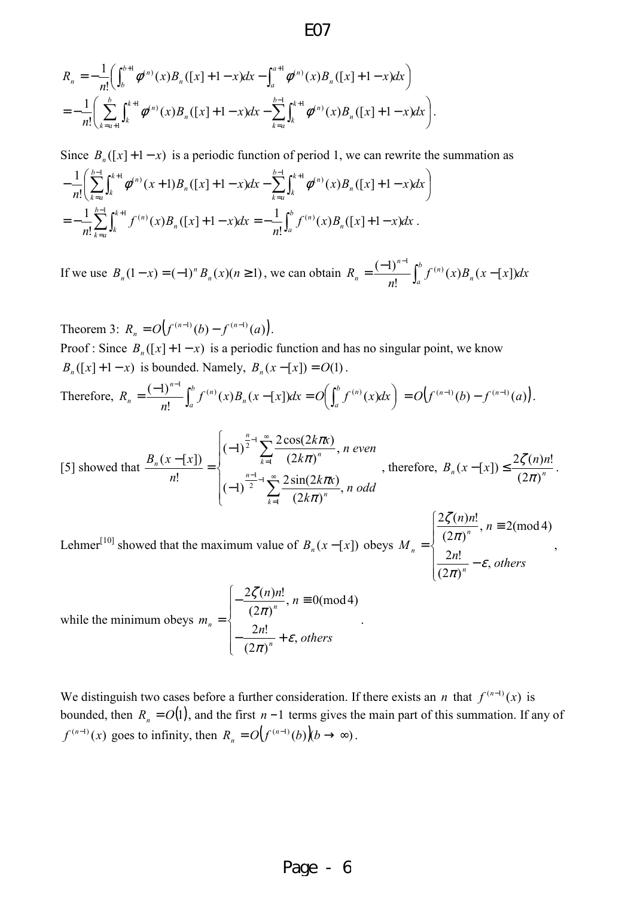$$R_n = -\frac{1}{n!}\left(\int_b^{b+1}\phi^{(n)}(x)B_n([x]+1-x)dx - \int_a^{a+1}\phi^{(n)}(x)B_n([x]+1-x)dx\right)$$

$$= -\frac{1}{n!}\left(\sum_{k=a+1}^{b}\int_k^{k+1}\phi^{(n)}(x)B_n([x]+1-x)dx - \sum_{k=a}^{b-1}\int_k^{k+1}\phi^{(n)}(x)B_n([x]+1-x)dx\right).$$

Since $B_n([x]+1-x)$ is a periodic function of period 1, we can rewrite the summation as

$$-\frac{1}{n!}\left(\sum_{k=a}^{b-1}\int_k^{k+1}\phi^{(n)}(x+1)B_n([x]+1-x)dx - \sum_{k=a}^{b-1}\int_k^{k+1}\phi^{(n)}(x)B_n([x]+1-x)dx\right)$$

$$= -\frac{1}{n!}\sum_{k=a}^{b-1}\int_k^{k+1}f^{(n)}(x)B_n([x]+1-x)dx = -\frac{1}{n!}\int_a^b f^{(n)}(x)B_n([x]+1-x)dx.$$

If we use $B_n(1-x) = (-1)^n B_n(x)(n \ge 1)$, we can obtain $R_n = \frac{(-1)^{n-1}}{n!}\int_a^b f^{(n)}(x)B_n(x-[x])dx$

Theorem 3: $R_n = O\left(f^{(n-1)}(b) - f^{(n-1)}(a)\right)$.

Proof : Since $B_n([x]+1-x)$ is a periodic function and has no singular point, we know $B_n([x]+1-x)$ is bounded. Namely, $B_n(x-[x]) = O(1)$.

Therefore, $R_n = \frac{(-1)^{n-1}}{n!}\int_a^b f^{(n)}(x)B_n(x-[x])dx = O\left(\int_a^b f^{(n)}(x)dx\right) = O\left(f^{(n-1)}(b) - f^{(n-1)}(a)\right)$.

[5] showed that $\frac{B_n(x-[x])}{n!} = \begin{cases} (-1)^{\frac{n}{2}-1}\sum_{k=1}^{\infty}\frac{2\cos(2k\pi x)}{(2k\pi)^n}, & n \text{ even} \\ (-1)^{\frac{n-1}{2}-1}\sum_{k=1}^{\infty}\frac{2\sin(2k\pi x)}{(2k\pi)^n}, & n \text{ odd} \end{cases}$, therefore, $B_n(x-[x]) \le \frac{2\zeta(n)n!}{(2\pi)^n}$.

Lehmer[10] showed that the maximum value of $B_n(x-[x])$ obeys $M_n = \begin{cases} \frac{2\zeta(n)n!}{(2\pi)^n}, & n \equiv 2 \pmod 4 \\ \frac{2n!}{(2\pi)^n} - \varepsilon, & \text{others} \end{cases}$,

while the minimum obeys $m_n = \begin{cases} -\frac{2\zeta(n)n!}{(2\pi)^n}, & n \equiv 0 \pmod 4 \\ -\frac{2n!}{(2\pi)^n} + \varepsilon, & \text{others} \end{cases}$.

We distinguish two cases before a further consideration. If there exists an $n$ that $f^{(n-1)}(x)$ is bounded, then $R_n = O(1)$, and the first $n-1$ terms gives the main part of this summation. If any of $f^{(n-1)}(x)$ goes to infinity, then $R_n = O\left(f^{(n-1)}(b)\right)(b \to \infty)$.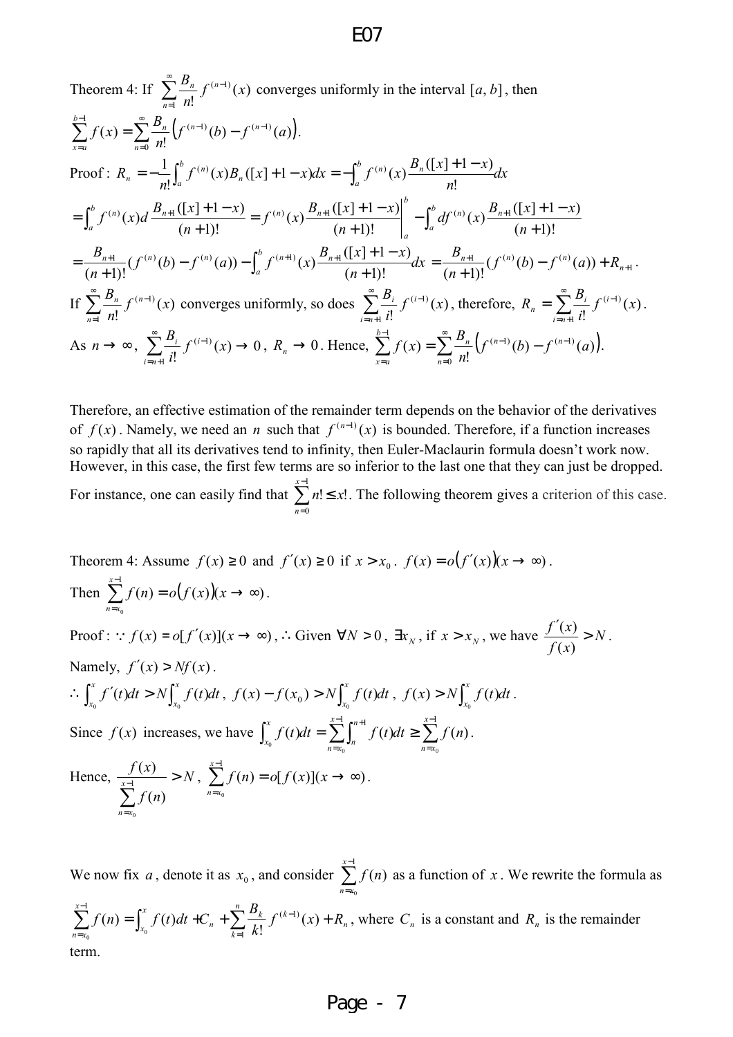Theorem 4: If $\sum_{n=1}^{\infty} \frac{B_n}{n!} f^{(n-1)}(x)$ converges uniformly in the interval $[a,b]$, then

$$\sum_{x=a}^{b-1} f(x) = \sum_{n=0}^{\infty} \frac{B_n}{n!}\left(f^{(n-1)}(b) - f^{(n-1)}(a)\right).$$

Proof : $R_n = -\frac{1}{n!}\int_a^b f^{(n)}(x) B_n([x]+1-x)dx = -\int_a^b f^{(n)}(x)\frac{B_n([x]+1-x)}{n!}dx$

$$= \int_a^b f^{(n)}(x) d\frac{B_{n+1}([x]+1-x)}{(n+1)!} = f^{(n)}(x)\frac{B_{n+1}([x]+1-x)}{(n+1)!}\Bigg|_a^b - \int_a^b df^{(n)}(x)\frac{B_{n+1}([x]+1-x)}{(n+1)!}$$

$$= \frac{B_{n+1}}{(n+1)!}(f^{(n)}(b) - f^{(n)}(a)) - \int_a^b f^{(n+1)}(x)\frac{B_{n+1}([x]+1-x)}{(n+1)!}dx = \frac{B_{n+1}}{(n+1)!}(f^{(n)}(b) - f^{(n)}(a)) + R_{n+1}.$$

If $\sum_{n=1}^{\infty} \frac{B_n}{n!} f^{(n-1)}(x)$ converges uniformly, so does $\sum_{i=n+1}^{\infty} \frac{B_i}{i!} f^{(i-1)}(x)$, therefore, $R_n = \sum_{i=n+1}^{\infty} \frac{B_i}{i!} f^{(i-1)}(x)$.

As $n \to \infty$, $\sum_{i=n+1}^{\infty} \frac{B_i}{i!} f^{(i-1)}(x) \to 0$, $R_n \to 0$. Hence, $\sum_{x=a}^{b-1} f(x) = \sum_{n=0}^{\infty} \frac{B_n}{n!}\left(f^{(n-1)}(b) - f^{(n-1)}(a)\right)$.

Therefore, an effective estimation of the remainder term depends on the behavior of the derivatives of $f(x)$. Namely, we need an $n$ such that $f^{(n-1)}(x)$ is bounded. Therefore, if a function increases so rapidly that all its derivatives tend to infinity, then Euler-Maclaurin formula doesn't work now. However, in this case, the first few terms are so inferior to the last one that they can just be dropped. For instance, one can easily find that $\sum_{n=0}^{x-1} n! \le x!$. The following theorem gives a criterion of this case.

Theorem 4: Assume $f(x) \ge 0$ and $f'(x) \ge 0$ if $x > x_0$. $f(x) = o(f'(x))(x \to \infty)$.

Then $\sum_{n=x_0}^{x-1} f(n) = o(f(x))(x \to \infty)$.

Proof : $\because f(x) = o[f'(x)](x \to \infty)$, $\therefore$ Given $\forall N > 0$, $\exists x_N$, if $x > x_N$, we have $\frac{f'(x)}{f(x)} > N$.

Namely, $f'(x) > Nf(x)$.

$\therefore \int_{x_0}^{x} f'(t)dt > N\int_{x_0}^{x} f(t)dt$, $f(x) - f(x_0) > N\int_{x_0}^{x} f(t)dt$, $f(x) > N\int_{x_0}^{x} f(t)dt$.

Since $f(x)$ increases, we have $\int_{x_0}^{x} f(t)dt = \sum_{n=x_0}^{x-1}\int_n^{n+1} f(t)dt \ge \sum_{n=x_0}^{x-1} f(n)$.

Hence, $\frac{f(x)}{\sum_{n=x_0}^{x-1} f(n)} > N$, $\sum_{n=x_0}^{x-1} f(n) = o[f(x)](x \to \infty)$.

We now fix $a$, denote it as $x_0$, and consider $\sum_{n=x_0}^{x-1} f(n)$ as a function of $x$. We rewrite the formula as $\sum_{n=x_0}^{x-1} f(n) = \int_{x_0}^{x} f(t)dt + C_n + \sum_{k=1}^{n} \frac{B_k}{k!} f^{(k-1)}(x) + R_n$, where $C_n$ is a constant and $R_n$ is the remainder term.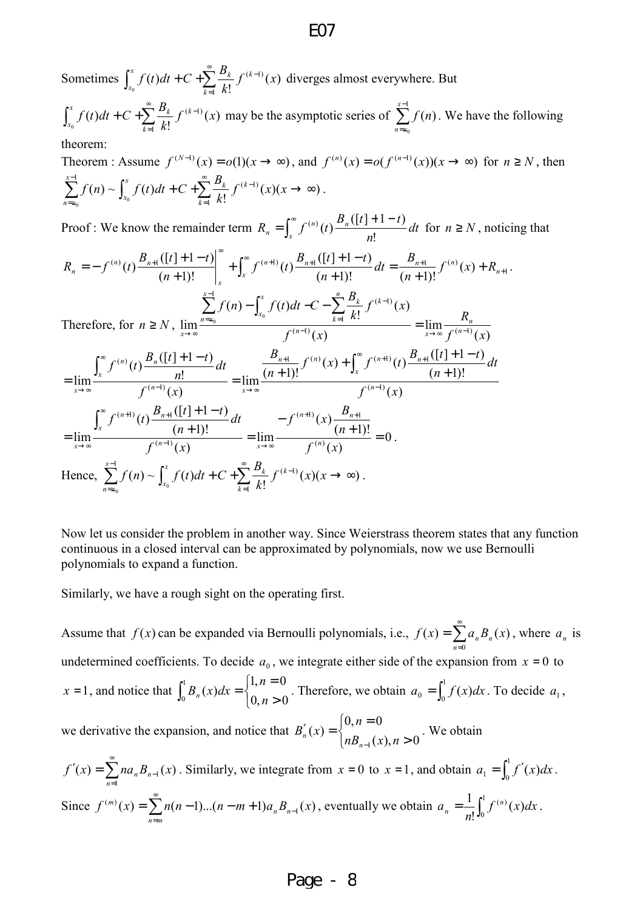Sometimes $\int_{x_0}^{x} f(t)dt + C + \sum_{k=1}^{\infty} \frac{B_k}{k!} f^{(k-1)}(x)$ diverges almost everywhere. But $\int_{x_0}^{x} f(t)dt + C + \sum_{k=1}^{\infty} \frac{B_k}{k!} f^{(k-1)}(x)$ may be the asymptotic series of $\sum_{n=x_0}^{x-1} f(n)$. We have the following theorem:

Theorem : Assume $f^{(N-1)}(x) = o(1)(x \to \infty)$, and $f^{(n)}(x) = o(f^{(n-1)}(x))(x \to \infty)$ for $n \geq N$, then $\sum_{n=x_0}^{x-1} f(n) \sim \int_{x_0}^{x} f(t)dt + C + \sum_{k=1}^{\infty} \frac{B_k}{k!} f^{(k-1)}(x)(x \to \infty)$.

Proof : We know the remainder term $R_n = \int_x^{\infty} f^{(n)}(t) \frac{B_n([t]+1-t)}{n!} dt$ for $n \geq N$, noticing that

$$R_n = -f^{(n)}(t) \frac{B_{n+1}([t]+1-t)}{(n+1)!}\Bigg|_x^{\infty} + \int_x^{\infty} f^{(n+1)}(t) \frac{B_{n+1}([t]+1-t)}{(n+1)!} dt = \frac{B_{n+1}}{(n+1)!} f^{(n)}(x) + R_{n+1}.$$

Therefore, for $n \geq N$, $\lim_{x \to \infty} \frac{\sum_{n=x_0}^{x-1} f(n) - \int_{x_0}^{x} f(t)dt - C - \sum_{k=1}^{n} \frac{B_k}{k!} f^{(k-1)}(x)}{f^{(n-1)}(x)} = \lim_{x \to \infty} \frac{R_n}{f^{(n-1)}(x)}$

$$= \lim_{x \to \infty} \frac{\int_x^{\infty} f^{(n)}(t) \frac{B_n([t]+1-t)}{n!} dt}{f^{(n-1)}(x)} = \lim_{x \to \infty} \frac{\frac{B_{n+1}}{(n+1)!} f^{(n)}(x) + \int_x^{\infty} f^{(n+1)}(t) \frac{B_{n+1}([t]+1-t)}{(n+1)!} dt}{f^{(n-1)}(x)}$$

$$= \lim_{x \to \infty} \frac{\int_x^{\infty} f^{(n+1)}(t) \frac{B_{n+1}([t]+1-t)}{(n+1)!} dt}{f^{(n-1)}(x)} = \lim_{x \to \infty} \frac{-f^{(n+1)}(x) \frac{B_{n+1}}{(n+1)!}}{f^{(n)}(x)} = 0.$$

Hence, $\sum_{n=x_0}^{x-1} f(n) \sim \int_{x_0}^{x} f(t)dt + C + \sum_{k=1}^{\infty} \frac{B_k}{k!} f^{(k-1)}(x)(x \to \infty)$.

Now let us consider the problem in another way. Since Weierstrass theorem states that any function continuous in a closed interval can be approximated by polynomials, now we use Bernoulli polynomials to expand a function.

Similarly, we have a rough sight on the operating first.

Assume that $f(x)$ can be expanded via Bernoulli polynomials, i.e., $f(x) = \sum_{n=0}^{\infty} a_n B_n(x)$, where $a_n$ is undetermined coefficients. To decide $a_0$, we integrate either side of the expansion from $x = 0$ to $x = 1$, and notice that $\int_0^1 B_n(x)dx = \begin{cases} 1, n = 0 \\ 0, n > 0 \end{cases}$. Therefore, we obtain $a_0 = \int_0^1 f(x)dx$. To decide $a_1$, we derivative the expansion, and notice that $B_n'(x) = \begin{cases} 0, n = 0 \\ nB_{n-1}(x), n > 0 \end{cases}$. We obtain $f'(x) = \sum_{n=1}^{\infty} na_n B_{n-1}(x)$. Similarly, we integrate from $x = 0$ to $x = 1$, and obtain $a_1 = \int_0^1 f'(x)dx$. Since $f^{(m)}(x) = \sum_{n=m}^{\infty} n(n-1)...(n-m+1)a_n B_{n-1}(x)$, eventually we obtain $a_n = \frac{1}{n!}\int_0^1 f^{(n)}(x)dx$.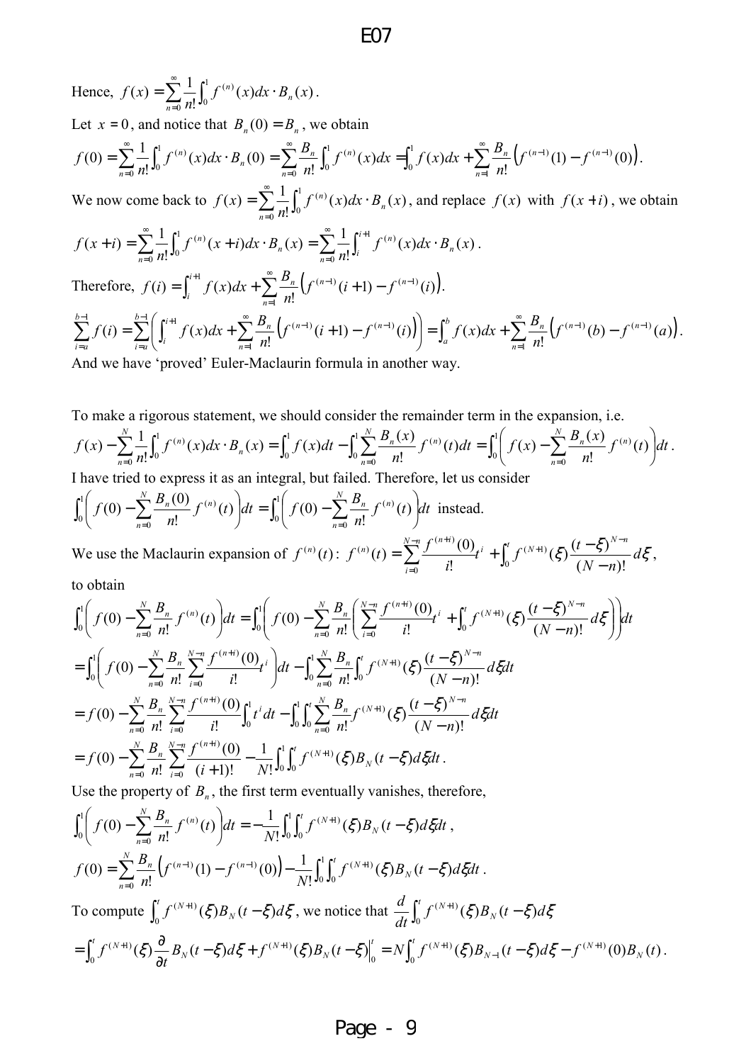Hence, $f(x)=\sum_{n=0}^{\infty}\frac{1}{n!}\int_0^1 f^{(n)}(x)dx\cdot B_n(x)$.

Let $x=0$, and notice that $B_n(0)=B_n$, we obtain

$$f(0)=\sum_{n=0}^{\infty}\frac{1}{n!}\int_0^1 f^{(n)}(x)dx\cdot B_n(0)=\sum_{n=0}^{\infty}\frac{B_n}{n!}\int_0^1 f^{(n)}(x)dx=\int_0^1 f(x)dx+\sum_{n=1}^{\infty}\frac{B_n}{n!}\left(f^{(n-1)}(1)-f^{(n-1)}(0)\right).$$

We now come back to $f(x)=\sum_{n=0}^{\infty}\frac{1}{n!}\int_0^1 f^{(n)}(x)dx\cdot B_n(x)$, and replace $f(x)$ with $f(x+i)$, we obtain

$$f(x+i)=\sum_{n=0}^{\infty}\frac{1}{n!}\int_0^1 f^{(n)}(x+i)dx\cdot B_n(x)=\sum_{n=0}^{\infty}\frac{1}{n!}\int_i^{i+1} f^{(n)}(x)dx\cdot B_n(x).$$

Therefore, $f(i)=\int_i^{i+1} f(x)dx+\sum_{n=1}^{\infty}\frac{B_n}{n!}\left(f^{(n-1)}(i+1)-f^{(n-1)}(i)\right)$.

$$\sum_{i=a}^{b-1}f(i)=\sum_{i=a}^{b-1}\left(\int_i^{i+1} f(x)dx+\sum_{n=1}^{\infty}\frac{B_n}{n!}\left(f^{(n-1)}(i+1)-f^{(n-1)}(i)\right)\right)=\int_a^b f(x)dx+\sum_{n=1}^{\infty}\frac{B_n}{n!}\left(f^{(n-1)}(b)-f^{(n-1)}(a)\right).$$

And we have 'proved' Euler-Maclaurin formula in another way.

To make a rigorous statement, we should consider the remainder term in the expansion, i.e.

$$f(x)-\sum_{n=0}^{N}\frac{1}{n!}\int_0^1 f^{(n)}(x)dx\cdot B_n(x)=\int_0^1 f(x)dt-\int_0^1\sum_{n=0}^{N}\frac{B_n(x)}{n!}f^{(n)}(t)dt=\int_0^1\left(f(x)-\sum_{n=0}^{N}\frac{B_n(x)}{n!}f^{(n)}(t)\right)dt.$$

I have tried to express it as an integral, but failed. Therefore, let us consider

$\int_0^1\left(f(0)-\sum_{n=0}^{N}\frac{B_n(0)}{n!}f^{(n)}(t)\right)dt=\int_0^1\left(f(0)-\sum_{n=0}^{N}\frac{B_n}{n!}f^{(n)}(t)\right)dt$ instead.

We use the Maclaurin expansion of $f^{(n)}(t)$: $f^{(n)}(t)=\sum_{i=0}^{N-n}\frac{f^{(n+i)}(0)}{i!}t^i+\int_0^t f^{(N+1)}(\xi)\frac{(t-\xi)^{N-n}}{(N-n)!}d\xi$,

to obtain

$$\int_0^1\left(f(0)-\sum_{n=0}^{N}\frac{B_n}{n!}f^{(n)}(t)\right)dt=\int_0^1\left(f(0)-\sum_{n=0}^{N}\frac{B_n}{n!}\left(\sum_{i=0}^{N-n}\frac{f^{(n+i)}(0)}{i!}t^i+\int_0^t f^{(N+1)}(\xi)\frac{(t-\xi)^{N-n}}{(N-n)!}d\xi\right)\right)dt$$

$$=\int_0^1\left(f(0)-\sum_{n=0}^{N}\frac{B_n}{n!}\sum_{i=0}^{N-n}\frac{f^{(n+i)}(0)}{i!}t^i\right)dt-\int_0^1\sum_{n=0}^{N}\frac{B_n}{n!}\int_0^t f^{(N+1)}(\xi)\frac{(t-\xi)^{N-n}}{(N-n)!}d\xi dt$$

$$=f(0)-\sum_{n=0}^{N}\frac{B_n}{n!}\sum_{i=0}^{N-n}\frac{f^{(n+i)}(0)}{i!}\int_0^1 t^i dt-\int_0^1\int_0^t\sum_{n=0}^{N}\frac{B_n}{n!}f^{(N+1)}(\xi)\frac{(t-\xi)^{N-n}}{(N-n)!}d\xi dt$$

$$=f(0)-\sum_{n=0}^{N}\frac{B_n}{n!}\sum_{i=0}^{N-n}\frac{f^{(n+i)}(0)}{(i+1)!}-\frac{1}{N!}\int_0^1\int_0^t f^{(N+1)}(\xi)B_N(t-\xi)d\xi dt.$$

Use the property of $B_n$, the first term eventually vanishes, therefore,

$$\int_0^1\left(f(0)-\sum_{n=0}^{N}\frac{B_n}{n!}f^{(n)}(t)\right)dt=-\frac{1}{N!}\int_0^1\int_0^t f^{(N+1)}(\xi)B_N(t-\xi)d\xi dt,$$

$$f(0)=\sum_{n=0}^{N}\frac{B_n}{n!}\left(f^{(n-1)}(1)-f^{(n-1)}(0)\right)-\frac{1}{N!}\int_0^1\int_0^t f^{(N+1)}(\xi)B_N(t-\xi)d\xi dt.$$

To compute $\int_0^t f^{(N+1)}(\xi)B_N(t-\xi)d\xi$, we notice that $\frac{d}{dt}\int_0^t f^{(N+1)}(\xi)B_N(t-\xi)d\xi$

$$=\int_0^t f^{(N+1)}(\xi)\frac{\partial}{\partial t}B_N(t-\xi)d\xi+f^{(N+1)}(\xi)B_N(t-\xi)\Big|_0^t=N\int_0^t f^{(N+1)}(\xi)B_{N-1}(t-\xi)d\xi-f^{(N+1)}(0)B_N(t).$$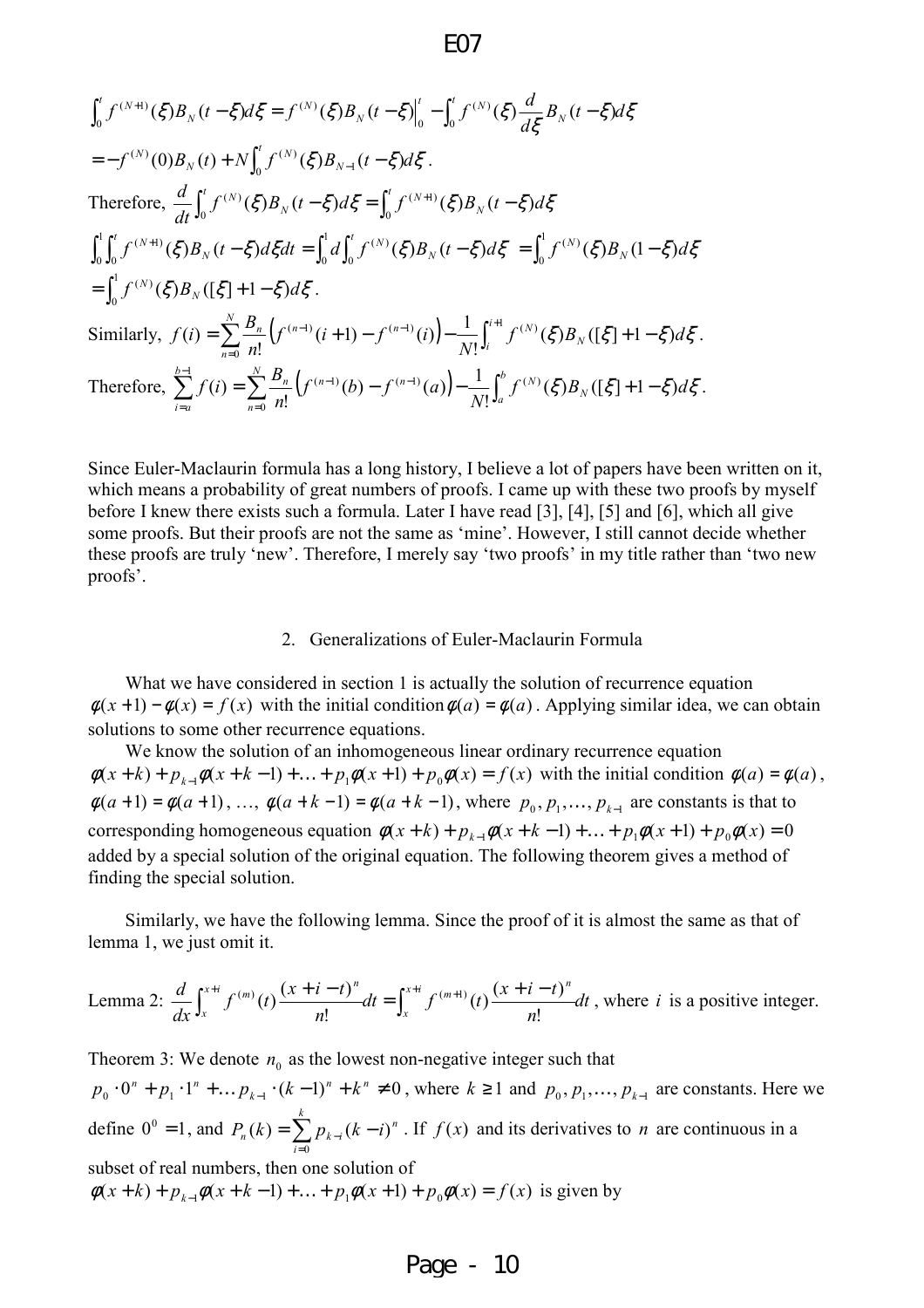$$\int_0^t f^{(N+1)}(\xi)B_N(t-\xi)d\xi = f^{(N)}(\xi)B_N(t-\xi)\Big|_0^t - \int_0^t f^{(N)}(\xi)\frac{d}{d\xi}B_N(t-\xi)d\xi$$

$$= -f^{(N)}(0)B_N(t) + N\int_0^t f^{(N)}(\xi)B_{N-1}(t-\xi)d\xi .$$

Therefore, $\frac{d}{dt}\int_0^t f^{(N)}(\xi)B_N(t-\xi)d\xi = \int_0^t f^{(N+1)}(\xi)B_N(t-\xi)d\xi$

$$\int_0^1\int_0^t f^{(N+1)}(\xi)B_N(t-\xi)d\xi dt = \int_0^1 d\int_0^t f^{(N)}(\xi)B_N(t-\xi)d\xi = \int_0^1 f^{(N)}(\xi)B_N(1-\xi)d\xi$$

$$= \int_0^1 f^{(N)}(\xi)B_N([\xi]+1-\xi)d\xi .$$

Similarly, $f(i) = \sum_{n=0}^{N}\frac{B_n}{n!}\left(f^{(n-1)}(i+1) - f^{(n-1)}(i)\right) - \frac{1}{N!}\int_i^{i+1} f^{(N)}(\xi)B_N([\xi]+1-\xi)d\xi$.

Therefore, $\sum_{i=a}^{b-1} f(i) = \sum_{n=0}^{N}\frac{B_n}{n!}\left(f^{(n-1)}(b) - f^{(n-1)}(a)\right) - \frac{1}{N!}\int_a^b f^{(N)}(\xi)B_N([\xi]+1-\xi)d\xi$.

Since Euler-Maclaurin formula has a long history, I believe a lot of papers have been written on it, which means a probability of great numbers of proofs. I came up with these two proofs by myself before I knew there exists such a formula. Later I have read [3], [4], [5] and [6], which all give some proofs. But their proofs are not the same as 'mine'. However, I still cannot decide whether these proofs are truly 'new'. Therefore, I merely say 'two proofs' in my title rather than 'two new proofs'.

## 2. Generalizations of Euler-Maclaurin Formula

What we have considered in section 1 is actually the solution of recurrence equation $\phi(x+1) - \phi(x) = f(x)$ with the initial condition $\phi(a) = \phi(a)$. Applying similar idea, we can obtain solutions to some other recurrence equations.

We know the solution of an inhomogeneous linear ordinary recurrence equation $\phi(x+k) + p_{k-1}\phi(x+k-1) + \ldots + p_1\phi(x+1) + p_0\phi(x) = f(x)$ with the initial condition $\phi(a) = \phi(a)$, $\phi(a+1) = \phi(a+1)$, …, $\phi(a+k-1) = \phi(a+k-1)$, where $p_0, p_1, \ldots, p_{k-1}$ are constants is that to corresponding homogeneous equation $\phi(x+k) + p_{k-1}\phi(x+k-1) + \ldots + p_1\phi(x+1) + p_0\phi(x) = 0$ added by a special solution of the original equation. The following theorem gives a method of finding the special solution.

Similarly, we have the following lemma. Since the proof of it is almost the same as that of lemma 1, we just omit it.

Lemma 2: $\frac{d}{dx}\int_x^{x+i} f^{(m)}(t)\frac{(x+i-t)^n}{n!}dt = \int_x^{x+i} f^{(m+1)}(t)\frac{(x+i-t)^n}{n!}dt$, where $i$ is a positive integer.

Theorem 3: We denote $n_0$ as the lowest non-negative integer such that $p_0 \cdot 0^n + p_1 \cdot 1^n + \ldots p_{k-1} \cdot (k-1)^n + k^n \neq 0$, where $k \geq 1$ and $p_0, p_1, \ldots, p_{k-1}$ are constants. Here we define $0^0 = 1$, and $P_n(k) = \sum_{i=0}^{k} p_{k-i}(k-i)^n$. If $f(x)$ and its derivatives to $n$ are continuous in a subset of real numbers, then one solution of $\phi(x+k) + p_{k-1}\phi(x+k-1) + \ldots + p_1\phi(x+1) + p_0\phi(x) = f(x)$ is given by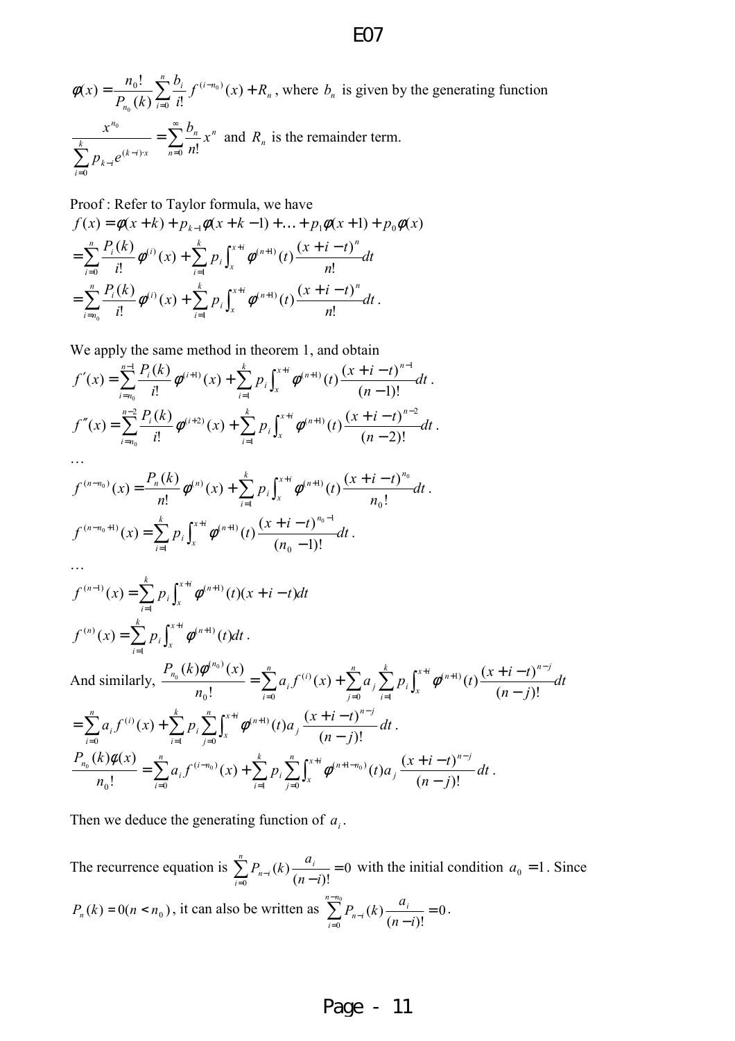$\phi(x) = \frac{n_0!}{P_{n_0}(k)} \sum_{i=0}^{n} \frac{b_i}{i!} f^{(i-n_0)}(x) + R_n$, where $b_n$ is given by the generating function

$\frac{x^{n_0}}{\sum_{i=0}^{k} p_{k-i} e^{(k-i)\cdot x}} = \sum_{n=0}^{\infty} \frac{b_n}{n!} x^n$ and $R_n$ is the remainder term.

Proof : Refer to Taylor formula, we have

$$f(x) = \phi(x+k) + p_{k-1}\phi(x+k-1) + \ldots + p_1\phi(x+1) + p_0\phi(x)$$

$$= \sum_{i=0}^{n} \frac{P_i(k)}{i!} \phi^{(i)}(x) + \sum_{i=1}^{k} p_i \int_x^{x+i} \phi^{(n+1)}(t) \frac{(x+i-t)^n}{n!} dt$$

$$= \sum_{i=n_0}^{n} \frac{P_i(k)}{i!} \phi^{(i)}(x) + \sum_{i=1}^{k} p_i \int_x^{x+i} \phi^{(n+1)}(t) \frac{(x+i-t)^n}{n!} dt .$$

We apply the same method in theorem 1, and obtain

$$f'(x) = \sum_{i=n_0}^{n-1} \frac{P_i(k)}{i!} \phi^{(i+1)}(x) + \sum_{i=1}^{k} p_i \int_x^{x+i} \phi^{(n+1)}(t) \frac{(x+i-t)^{n-1}}{(n-1)!} dt .$$

$$f''(x) = \sum_{i=n_0}^{n-2} \frac{P_i(k)}{i!} \phi^{(i+2)}(x) + \sum_{i=1}^{k} p_i \int_x^{x+i} \phi^{(n+1)}(t) \frac{(x+i-t)^{n-2}}{(n-2)!} dt .$$

…

$$f^{(n-n_0)}(x) = \frac{P_n(k)}{n!} \phi^{(n)}(x) + \sum_{i=1}^{k} p_i \int_x^{x+i} \phi^{(n+1)}(t) \frac{(x+i-t)^{n_0}}{n_0!} dt .$$

$$f^{(n-n_0+1)}(x) = \sum_{i=1}^{k} p_i \int_x^{x+i} \phi^{(n+1)}(t) \frac{(x+i-t)^{n_0-1}}{(n_0-1)!} dt .$$

…

$$f^{(n-1)}(x) = \sum_{i=1}^{k} p_i \int_x^{x+i} \phi^{(n+1)}(t)(x+i-t) dt$$

$$f^{(n)}(x) = \sum_{i=1}^{k} p_i \int_x^{x+i} \phi^{(n+1)}(t) dt .$$

And similarly, $\frac{P_{n_0}(k)\phi^{(n_0)}(x)}{n_0!} = \sum_{i=0}^{n} a_i f^{(i)}(x) + \sum_{j=0}^{n} a_j \sum_{i=1}^{k} p_i \int_x^{x+i} \phi^{(n+1)}(t) \frac{(x+i-t)^{n-j}}{(n-j)!} dt$

$$= \sum_{i=0}^{n} a_i f^{(i)}(x) + \sum_{i=1}^{k} p_i \sum_{j=0}^{n} \int_x^{x+i} \phi^{(n+1)}(t) a_j \frac{(x+i-t)^{n-j}}{(n-j)!} dt .$$

$$\frac{P_{n_0}(k)\phi(x)}{n_0!} = \sum_{i=0}^{n} a_i f^{(i-n_0)}(x) + \sum_{i=1}^{k} p_i \sum_{j=0}^{n} \int_x^{x+i} \phi^{(n+1-n_0)}(t) a_j \frac{(x+i-t)^{n-j}}{(n-j)!} dt .$$

Then we deduce the generating function of $a_i$.

The recurrence equation is $\sum_{i=0}^{n} P_{n-i}(k) \frac{a_i}{(n-i)!} = 0$ with the initial condition $a_0 = 1$. Since $P_n(k) = 0 (n < n_0)$, it can also be written as $\sum_{i=0}^{n-n_0} P_{n-i}(k) \frac{a_i}{(n-i)!} = 0$.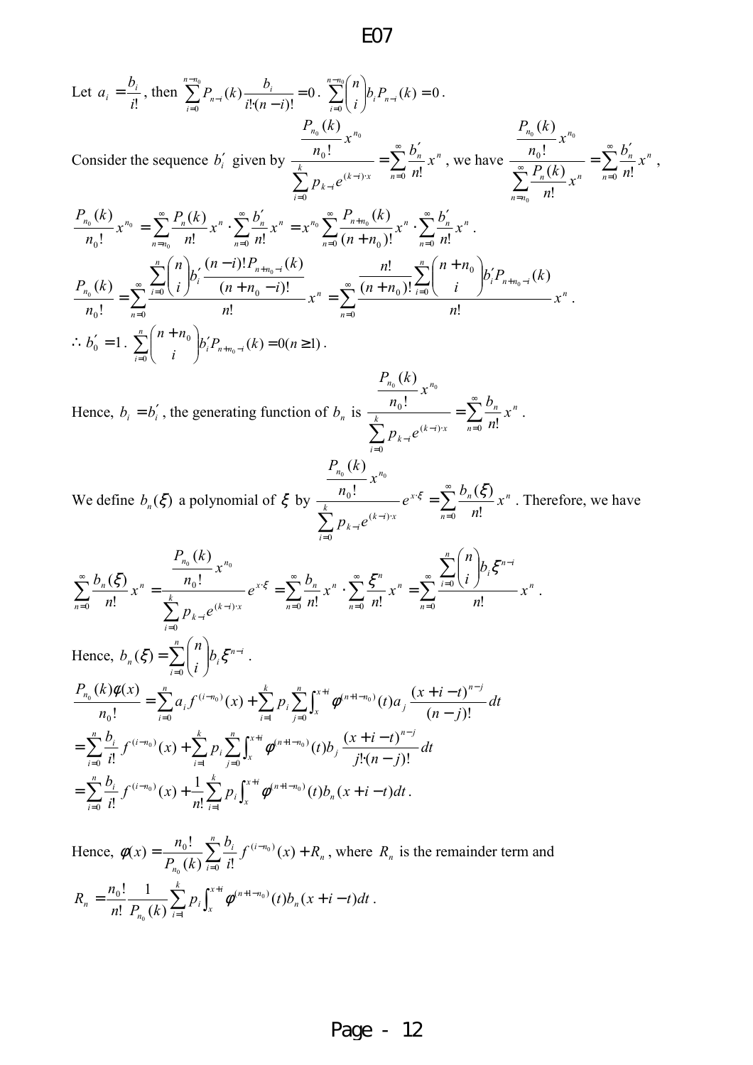Let $a_i = \dfrac{b_i}{i!}$, then $\displaystyle\sum_{i=0}^{n-n_0} P_{n-i}(k)\frac{b_i}{i!\cdot(n-i)!} = 0$. $\displaystyle\sum_{i=0}^{n-n_0}\binom{n}{i} b_i P_{n-i}(k) = 0$.

Consider the sequence $b_i'$ given by $\dfrac{\dfrac{P_{n_0}(k)}{n_0!}x^{n_0}}{\displaystyle\sum_{i=0}^{k} p_{k-i}e^{(k-i)\cdot x}} = \displaystyle\sum_{n=0}^{\infty}\frac{b_n'}{n!}x^n$, we have $\dfrac{\dfrac{P_{n_0}(k)}{n_0!}x^{n_0}}{\displaystyle\sum_{n=n_0}^{\infty}\frac{P_n(k)}{n!}x^n} = \displaystyle\sum_{n=0}^{\infty}\frac{b_n'}{n!}x^n$,

$$\frac{P_{n_0}(k)}{n_0!}x^{n_0} = \sum_{n=n_0}^{\infty}\frac{P_n(k)}{n!}x^n \cdot \sum_{n=0}^{\infty}\frac{b_n'}{n!}x^n = x^{n_0}\sum_{n=0}^{\infty}\frac{P_{n+n_0}(k)}{(n+n_0)!}x^n \cdot \sum_{n=0}^{\infty}\frac{b_n'}{n!}x^n .$$

$$\frac{P_{n_0}(k)}{n_0!} = \sum_{n=0}^{\infty}\frac{\displaystyle\sum_{i=0}^{n}\binom{n}{i}b_i'\frac{(n-i)!P_{n+n_0-i}(k)}{(n+n_0-i)!}}{n!}x^n = \sum_{n=0}^{\infty}\frac{\dfrac{n!}{(n+n_0)!}\displaystyle\sum_{i=0}^{n}\binom{n+n_0}{i}b_i'P_{n+n_0-i}(k)}{n!}x^n .$$

$\therefore b_0' = 1$. $\displaystyle\sum_{i=0}^{n}\binom{n+n_0}{i}b_i'P_{n+n_0-i}(k) = 0 \, (n \ge 1)$.

Hence, $b_i = b_i'$, the generating function of $b_n$ is $\dfrac{\dfrac{P_{n_0}(k)}{n_0!}x^{n_0}}{\displaystyle\sum_{i=0}^{k} p_{k-i}e^{(k-i)\cdot x}} = \displaystyle\sum_{n=0}^{\infty}\frac{b_n}{n!}x^n$.

We define $b_n(\xi)$ a polynomial of $\xi$ by $\dfrac{\dfrac{P_{n_0}(k)}{n_0!}x^{n_0}}{\displaystyle\sum_{i=0}^{k} p_{k-i}e^{(k-i)\cdot x}}e^{x\cdot\xi} = \displaystyle\sum_{n=0}^{\infty}\frac{b_n(\xi)}{n!}x^n$. Therefore, we have

$$\sum_{n=0}^{\infty}\frac{b_n(\xi)}{n!}x^n = \frac{\dfrac{P_{n_0}(k)}{n_0!}x^{n_0}}{\displaystyle\sum_{i=0}^{k} p_{k-i}e^{(k-i)\cdot x}}e^{x\cdot\xi} = \sum_{n=0}^{\infty}\frac{b_n}{n!}x^n \cdot \sum_{n=0}^{\infty}\frac{\xi^n}{n!}x^n = \sum_{n=0}^{\infty}\frac{\displaystyle\sum_{i=0}^{n}\binom{n}{i}b_i\xi^{n-i}}{n!}x^n .$$

Hence, $b_n(\xi) = \displaystyle\sum_{i=0}^{n}\binom{n}{i}b_i\xi^{n-i}$.

$$\frac{P_{n_0}(k)\phi(x)}{n_0!} = \sum_{i=0}^{n}a_i f^{(i-n_0)}(x) + \sum_{i=1}^{k}p_i\sum_{j=0}^{n}\int_x^{x+i}\phi^{(n+1-n_0)}(t)a_j\frac{(x+i-t)^{n-j}}{(n-j)!}dt$$
$$= \sum_{i=0}^{n}\frac{b_i}{i!}f^{(i-n_0)}(x) + \sum_{i=1}^{k}p_i\sum_{j=0}^{n}\int_x^{x+i}\phi^{(n+1-n_0)}(t)b_j\frac{(x+i-t)^{n-j}}{j!\cdot(n-j)!}dt$$
$$= \sum_{i=0}^{n}\frac{b_i}{i!}f^{(i-n_0)}(x) + \frac{1}{n!}\sum_{i=1}^{k}p_i\int_x^{x+i}\phi^{(n+1-n_0)}(t)b_n(x+i-t)dt .$$

Hence, $\phi(x) = \dfrac{n_0!}{P_{n_0}(k)}\displaystyle\sum_{i=0}^{n}\frac{b_i}{i!}f^{(i-n_0)}(x) + R_n$, where $R_n$ is the remainder term and

$$R_n = \frac{n_0!}{n!}\frac{1}{P_{n_0}(k)}\sum_{i=1}^{k}p_i\int_x^{x+i}\phi^{(n+1-n_0)}(t)b_n(x+i-t)dt .$$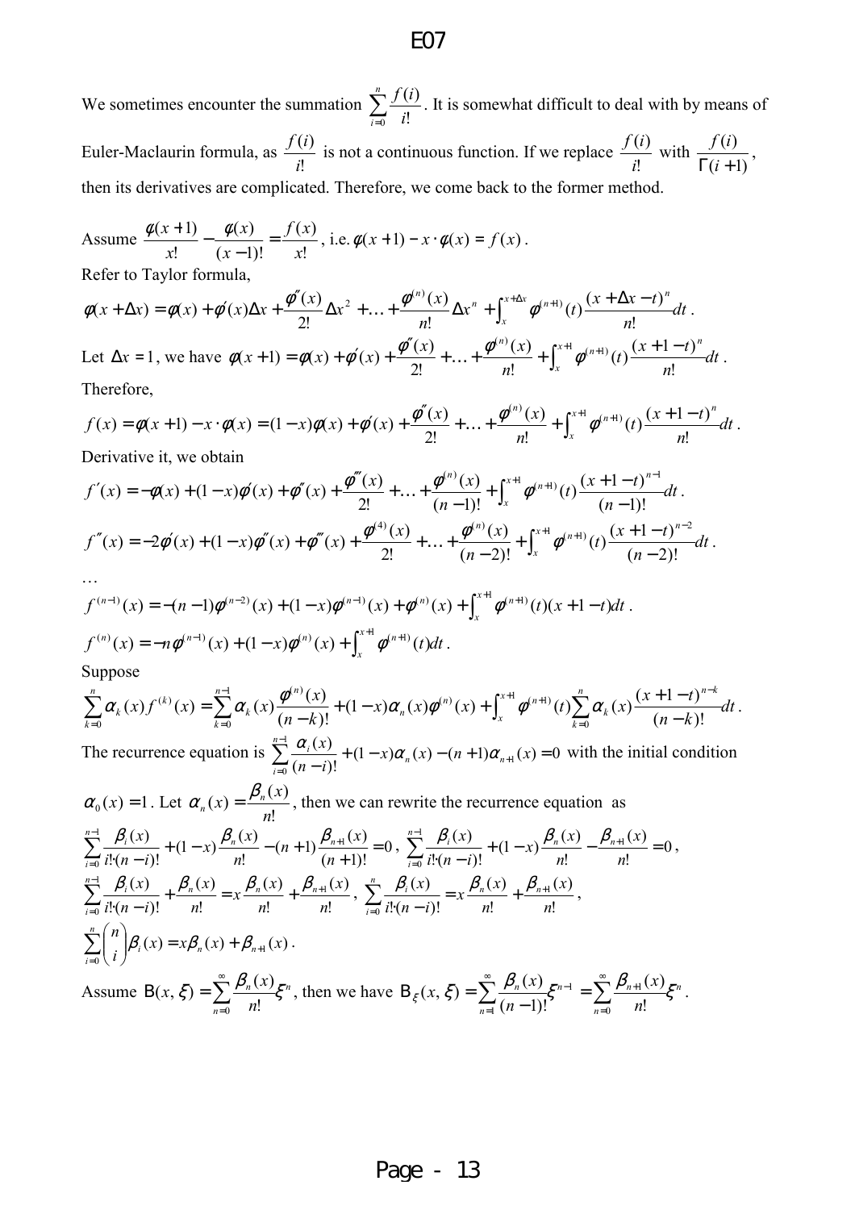E07

We sometimes encounter the summation $\sum_{i=0}^{n}\frac{f(i)}{i!}$. It is somewhat difficult to deal with by means of Euler-Maclaurin formula, as $\frac{f(i)}{i!}$ is not a continuous function. If we replace $\frac{f(i)}{i!}$ with $\frac{f(i)}{\Gamma(i+1)}$, then its derivatives are complicated. Therefore, we come back to the former method.

Assume $\frac{\phi(x+1)}{x!}-\frac{\phi(x)}{(x-1)!}=\frac{f(x)}{x!}$, i.e. $\phi(x+1)-x\cdot\phi(x)=f(x)$.

Refer to Taylor formula,

$$\phi(x+\Delta x)=\phi(x)+\phi'(x)\Delta x+\frac{\phi''(x)}{2!}\Delta x^2+\ldots+\frac{\phi^{(n)}(x)}{n!}\Delta x^n+\int_x^{x+\Delta x}\phi^{(n+1)}(t)\frac{(x+\Delta x-t)^n}{n!}dt.$$

Let $\Delta x=1$, we have $\phi(x+1)=\phi(x)+\phi'(x)+\frac{\phi''(x)}{2!}+\ldots+\frac{\phi^{(n)}(x)}{n!}+\int_x^{x+1}\phi^{(n+1)}(t)\frac{(x+1-t)^n}{n!}dt$.

Therefore,

$$f(x)=\phi(x+1)-x\cdot\phi(x)=(1-x)\phi(x)+\phi'(x)+\frac{\phi''(x)}{2!}+\ldots+\frac{\phi^{(n)}(x)}{n!}+\int_x^{x+1}\phi^{(n+1)}(t)\frac{(x+1-t)^n}{n!}dt.$$

Derivative it, we obtain

$$f'(x)=-\phi(x)+(1-x)\phi'(x)+\phi''(x)+\frac{\phi'''(x)}{2!}+\ldots+\frac{\phi^{(n)}(x)}{(n-1)!}+\int_x^{x+1}\phi^{(n+1)}(t)\frac{(x+1-t)^{n-1}}{(n-1)!}dt.$$

$$f''(x)=-2\phi'(x)+(1-x)\phi''(x)+\phi'''(x)+\frac{\phi^{(4)}(x)}{2!}+\ldots+\frac{\phi^{(n)}(x)}{(n-2)!}+\int_x^{x+1}\phi^{(n+1)}(t)\frac{(x+1-t)^{n-2}}{(n-2)!}dt.$$

…

$$f^{(n-1)}(x)=-(n-1)\phi^{(n-2)}(x)+(1-x)\phi^{(n-1)}(x)+\phi^{(n)}(x)+\int_x^{x+1}\phi^{(n+1)}(t)(x+1-t)dt.$$

$$f^{(n)}(x)=-n\phi^{(n-1)}(x)+(1-x)\phi^{(n)}(x)+\int_x^{x+1}\phi^{(n+1)}(t)dt.$$

Suppose

$$\sum_{k=0}^{n}\alpha_k(x)f^{(k)}(x)=\sum_{k=0}^{n-1}\alpha_k(x)\frac{\phi^{(n)}(x)}{(n-k)!}+(1-x)\alpha_n(x)\phi^{(n)}(x)+\int_x^{x+1}\phi^{(n+1)}(t)\sum_{k=0}^{n}\alpha_k(x)\frac{(x+1-t)^{n-k}}{(n-k)!}dt.$$

The recurrence equation is $\sum_{i=0}^{n-1}\frac{\alpha_i(x)}{(n-i)!}+(1-x)\alpha_n(x)-(n+1)\alpha_{n+1}(x)=0$ with the initial condition $\alpha_0(x)=1$. Let $\alpha_n(x)=\frac{\beta_n(x)}{n!}$, then we can rewrite the recurrence equation as

$$\sum_{i=0}^{n-1}\frac{\beta_i(x)}{i!\cdot(n-i)!}+(1-x)\frac{\beta_n(x)}{n!}-(n+1)\frac{\beta_{n+1}(x)}{(n+1)!}=0,\ \sum_{i=0}^{n-1}\frac{\beta_i(x)}{i!\cdot(n-i)!}+(1-x)\frac{\beta_n(x)}{n!}-\frac{\beta_{n+1}(x)}{n!}=0,$$

$$\sum_{i=0}^{n-1}\frac{\beta_i(x)}{i!\cdot(n-i)!}+\frac{\beta_n(x)}{n!}=x\frac{\beta_n(x)}{n!}+\frac{\beta_{n+1}(x)}{n!},\ \sum_{i=0}^{n}\frac{\beta_i(x)}{i!\cdot(n-i)!}=x\frac{\beta_n(x)}{n!}+\frac{\beta_{n+1}(x)}{n!},$$

$$\sum_{i=0}^{n}\binom{n}{i}\beta_i(x)=x\beta_n(x)+\beta_{n+1}(x).$$

Assume $\mathrm{B}(x,\xi)=\sum_{n=0}^{\infty}\frac{\beta_n(x)}{n!}\xi^n$, then we have $\mathrm{B}_\xi(x,\xi)=\sum_{n=1}^{\infty}\frac{\beta_n(x)}{(n-1)!}\xi^{n-1}=\sum_{n=0}^{\infty}\frac{\beta_{n+1}(x)}{n!}\xi^n$.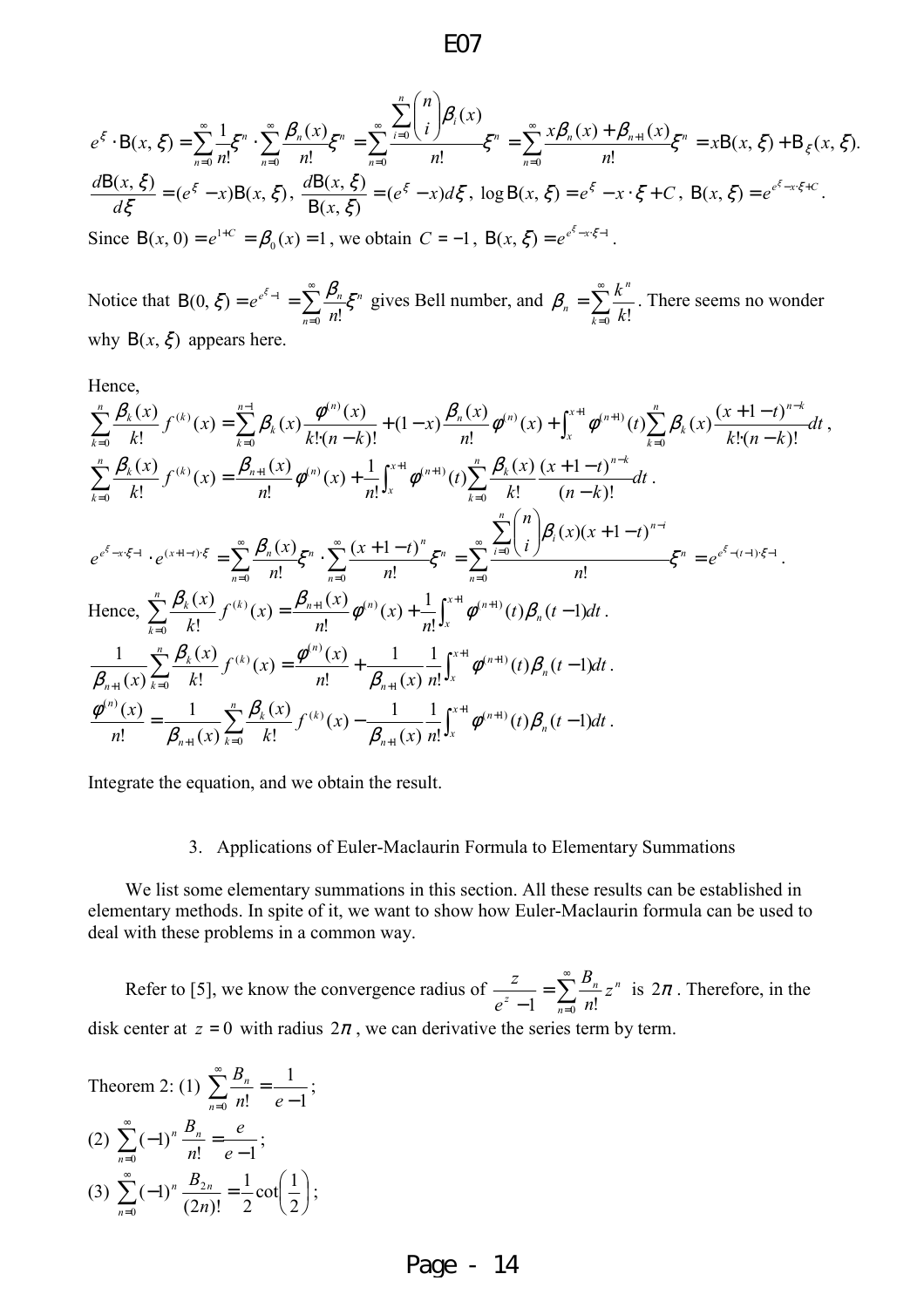$$e^{\xi}\cdot \mathrm{B}(x,\xi)=\sum_{n=0}^{\infty}\frac{1}{n!}\xi^n\cdot\sum_{n=0}^{\infty}\frac{\beta_n(x)}{n!}\xi^n=\sum_{n=0}^{\infty}\frac{\sum_{i=0}^{n}\binom{n}{i}\beta_i(x)}{n!}\xi^n=\sum_{n=0}^{\infty}\frac{x\beta_n(x)+\beta_{n+1}(x)}{n!}\xi^n=x\mathrm{B}(x,\xi)+\mathrm{B}_{\xi}(x,\xi).$$

$$\frac{d\mathrm{B}(x,\xi)}{d\xi}=(e^{\xi}-x)\mathrm{B}(x,\xi),\ \frac{d\mathrm{B}(x,\xi)}{\mathrm{B}(x,\xi)}=(e^{\xi}-x)d\xi,\ \log\mathrm{B}(x,\xi)=e^{\xi}-x\cdot\xi+C,\ \mathrm{B}(x,\xi)=e^{e^{\xi}-x\cdot\xi+C}.$$

Since $\mathrm{B}(x,0)=e^{1+C}=\beta_0(x)=1$, we obtain $C=-1$, $\mathrm{B}(x,\xi)=e^{e^{\xi}-x\cdot\xi-1}$.

Notice that $\mathrm{B}(0,\xi)=e^{e^{\xi}-1}=\sum_{n=0}^{\infty}\frac{\beta_n}{n!}\xi^n$ gives Bell number, and $\beta_n=\sum_{k=0}^{\infty}\frac{k^n}{k!}$. There seems no wonder why $\mathrm{B}(x,\xi)$ appears here.

Hence,

$$\sum_{k=0}^{n}\frac{\beta_k(x)}{k!}f^{(k)}(x)=\sum_{k=0}^{n-1}\beta_k(x)\frac{\varphi^{(n)}(x)}{k!\cdot(n-k)!}+(1-x)\frac{\beta_n(x)}{n!}\varphi^{(n)}(x)+\int_x^{x+1}\varphi^{(n+1)}(t)\sum_{k=0}^{n}\beta_k(x)\frac{(x+1-t)^{n-k}}{k!\cdot(n-k)!}dt,$$

$$\sum_{k=0}^{n}\frac{\beta_k(x)}{k!}f^{(k)}(x)=\frac{\beta_{n+1}(x)}{n!}\varphi^{(n)}(x)+\frac{1}{n!}\int_x^{x+1}\varphi^{(n+1)}(t)\sum_{k=0}^{n}\frac{\beta_k(x)}{k!}\frac{(x+1-t)^{n-k}}{(n-k)!}dt.$$

$$e^{e^{\xi}-x\cdot\xi-1}\cdot e^{(x+1-t)\cdot\xi}=\sum_{n=0}^{\infty}\frac{\beta_n(x)}{n!}\xi^n\cdot\sum_{n=0}^{\infty}\frac{(x+1-t)^n}{n!}\xi^n=\sum_{n=0}^{\infty}\frac{\sum_{i=0}^{n}\binom{n}{i}\beta_i(x)(x+1-t)^{n-i}}{n!}\xi^n=e^{e^{\xi}-(t-1)\cdot\xi-1}.$$

Hence, $\sum_{k=0}^{n}\frac{\beta_k(x)}{k!}f^{(k)}(x)=\frac{\beta_{n+1}(x)}{n!}\varphi^{(n)}(x)+\frac{1}{n!}\int_x^{x+1}\varphi^{(n+1)}(t)\beta_n(t-1)dt$.

$$\frac{1}{\beta_{n+1}(x)}\sum_{k=0}^{n}\frac{\beta_k(x)}{k!}f^{(k)}(x)=\frac{\varphi^{(n)}(x)}{n!}+\frac{1}{\beta_{n+1}(x)}\frac{1}{n!}\int_x^{x+1}\varphi^{(n+1)}(t)\beta_n(t-1)dt.$$

$$\frac{\varphi^{(n)}(x)}{n!}=\frac{1}{\beta_{n+1}(x)}\sum_{k=0}^{n}\frac{\beta_k(x)}{k!}f^{(k)}(x)-\frac{1}{\beta_{n+1}(x)}\frac{1}{n!}\int_x^{x+1}\varphi^{(n+1)}(t)\beta_n(t-1)dt.$$

Integrate the equation, and we obtain the result.

## 3. Applications of Euler-Maclaurin Formula to Elementary Summations

We list some elementary summations in this section. All these results can be established in elementary methods. In spite of it, we want to show how Euler-Maclaurin formula can be used to deal with these problems in a common way.

Refer to [5], we know the convergence radius of $\frac{z}{e^z-1}=\sum_{n=0}^{\infty}\frac{B_n}{n!}z^n$ is $2\pi$. Therefore, in the disk center at $z=0$ with radius $2\pi$, we can derivative the series term by term.

Theorem 2: (1) $\sum_{n=0}^{\infty}\frac{B_n}{n!}=\frac{1}{e-1}$;

(2) $\sum_{n=0}^{\infty}(-1)^n\frac{B_n}{n!}=\frac{e}{e-1}$;

(3) $\sum_{n=0}^{\infty}(-1)^n\frac{B_{2n}}{(2n)!}=\frac{1}{2}\cot\left(\frac{1}{2}\right)$;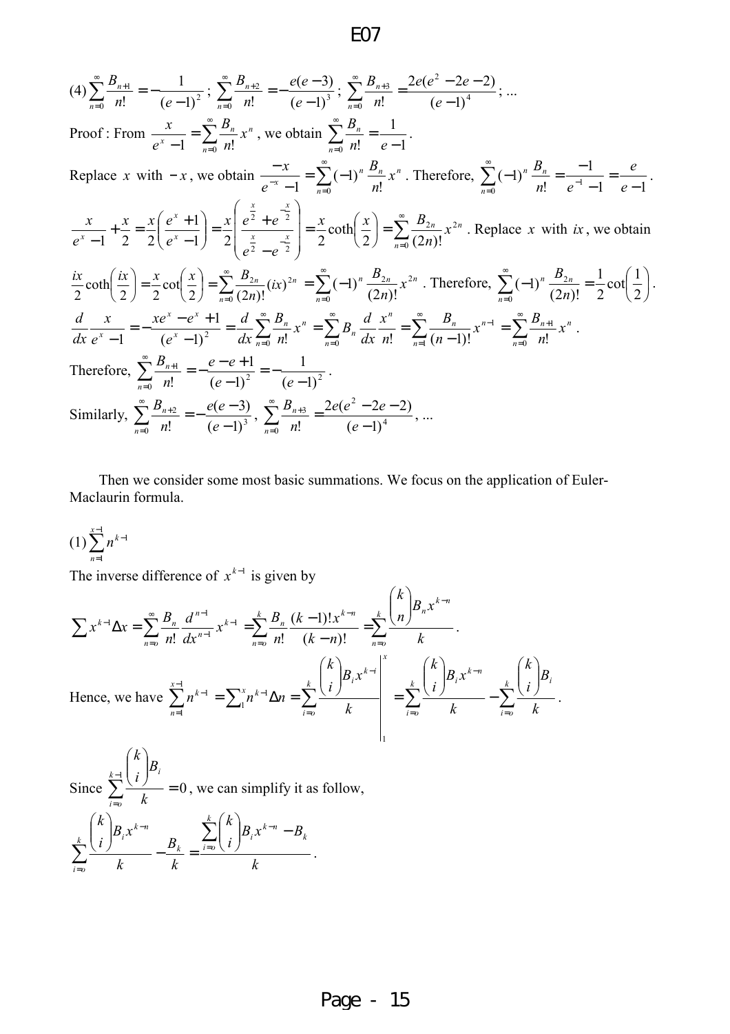(4) $\sum_{n=0}^{\infty} \frac{B_{n+1}}{n!} = -\frac{1}{(e-1)^2}$ ; $\sum_{n=0}^{\infty} \frac{B_{n+2}}{n!} = -\frac{e(e-3)}{(e-1)^3}$ ; $\sum_{n=0}^{\infty} \frac{B_{n+3}}{n!} = \frac{2e(e^2-2e-2)}{(e-1)^4}$ ; ...

Proof : From $\frac{x}{e^x - 1} = \sum_{n=0}^{\infty} \frac{B_n}{n!} x^n$ , we obtain $\sum_{n=0}^{\infty} \frac{B_n}{n!} = \frac{1}{e-1}$ .

Replace $x$ with $-x$, we obtain $\frac{-x}{e^{-x}-1} = \sum_{n=0}^{\infty} (-1)^n \frac{B_n}{n!} x^n$ . Therefore, $\sum_{n=0}^{\infty} (-1)^n \frac{B_n}{n!} = \frac{-1}{e^{-1}-1} = \frac{e}{e-1}$ .

$\frac{x}{e^x-1} + \frac{x}{2} = \frac{x}{2}\left(\frac{e^x+1}{e^x-1}\right) = \frac{x}{2}\left(\frac{e^{\frac{x}{2}}+e^{-\frac{x}{2}}}{e^{\frac{x}{2}}-e^{-\frac{x}{2}}}\right) = \frac{x}{2}\coth\left(\frac{x}{2}\right) = \sum_{n=0}^{\infty} \frac{B_{2n}}{(2n)!} x^{2n}$ . Replace $x$ with $ix$, we obtain

$\frac{ix}{2}\coth\left(\frac{ix}{2}\right) = \frac{x}{2}\cot\left(\frac{x}{2}\right) = \sum_{n=0}^{\infty} \frac{B_{2n}}{(2n)!}(ix)^{2n} = \sum_{n=0}^{\infty} (-1)^n \frac{B_{2n}}{(2n)!} x^{2n}$ . Therefore, $\sum_{n=0}^{\infty} (-1)^n \frac{B_{2n}}{(2n)!} = \frac{1}{2}\cot\left(\frac{1}{2}\right)$ .

$\frac{d}{dx}\frac{x}{e^x-1} = -\frac{xe^x - e^x + 1}{(e^x-1)^2} = \frac{d}{dx}\sum_{n=0}^{\infty} \frac{B_n}{n!} x^n = \sum_{n=0}^{\infty} B_n \frac{d}{dx}\frac{x^n}{n!} = \sum_{n=1}^{\infty} \frac{B_n}{(n-1)!} x^{n-1} = \sum_{n=0}^{\infty} \frac{B_{n+1}}{n!} x^n$ .

Therefore, $\sum_{n=0}^{\infty} \frac{B_{n+1}}{n!} = -\frac{e-e+1}{(e-1)^2} = -\frac{1}{(e-1)^2}$ .

Similarly, $\sum_{n=0}^{\infty} \frac{B_{n+2}}{n!} = -\frac{e(e-3)}{(e-1)^3}$ , $\sum_{n=0}^{\infty} \frac{B_{n+3}}{n!} = \frac{2e(e^2-2e-2)}{(e-1)^4}$ , ...

Then we consider some most basic summations. We focus on the application of Euler-Maclaurin formula.

(1) $\sum_{n=1}^{x-1} n^{k-1}$

The inverse difference of $x^{k-1}$ is given by

$$\sum x^{k-1}\Delta x = \sum_{n=o}^{\infty} \frac{B_n}{n!}\frac{d^{n-1}}{dx^{n-1}} x^{k-1} = \sum_{n=o}^{k} \frac{B_n}{n!}\frac{(k-1)!x^{k-n}}{(k-n)!} = \sum_{n=o}^{k} \frac{\binom{k}{n} B_n x^{k-n}}{k} .$$

Hence, we have $\sum_{n=1}^{x-1} n^{k-1} = \sum_1^x n^{k-1}\Delta n = \sum_{i=o}^{k} \frac{\binom{k}{i} B_i x^{k-i}}{k}\Bigg|_1^x = \sum_{i=o}^{k} \frac{\binom{k}{i} B_i x^{k-n}}{k} - \sum_{i=o}^{k} \frac{\binom{k}{i} B_i}{k}$ .

Since $\sum_{i=o}^{k-1} \frac{\binom{k}{i} B_i}{k} = 0$ , we can simplify it as follow,

$$\sum_{i=o}^{k} \frac{\binom{k}{i} B_i x^{k-n}}{k} - \frac{B_k}{k} = \frac{\sum_{i=o}^{k} \binom{k}{i} B_i x^{k-n} - B_k}{k} .$$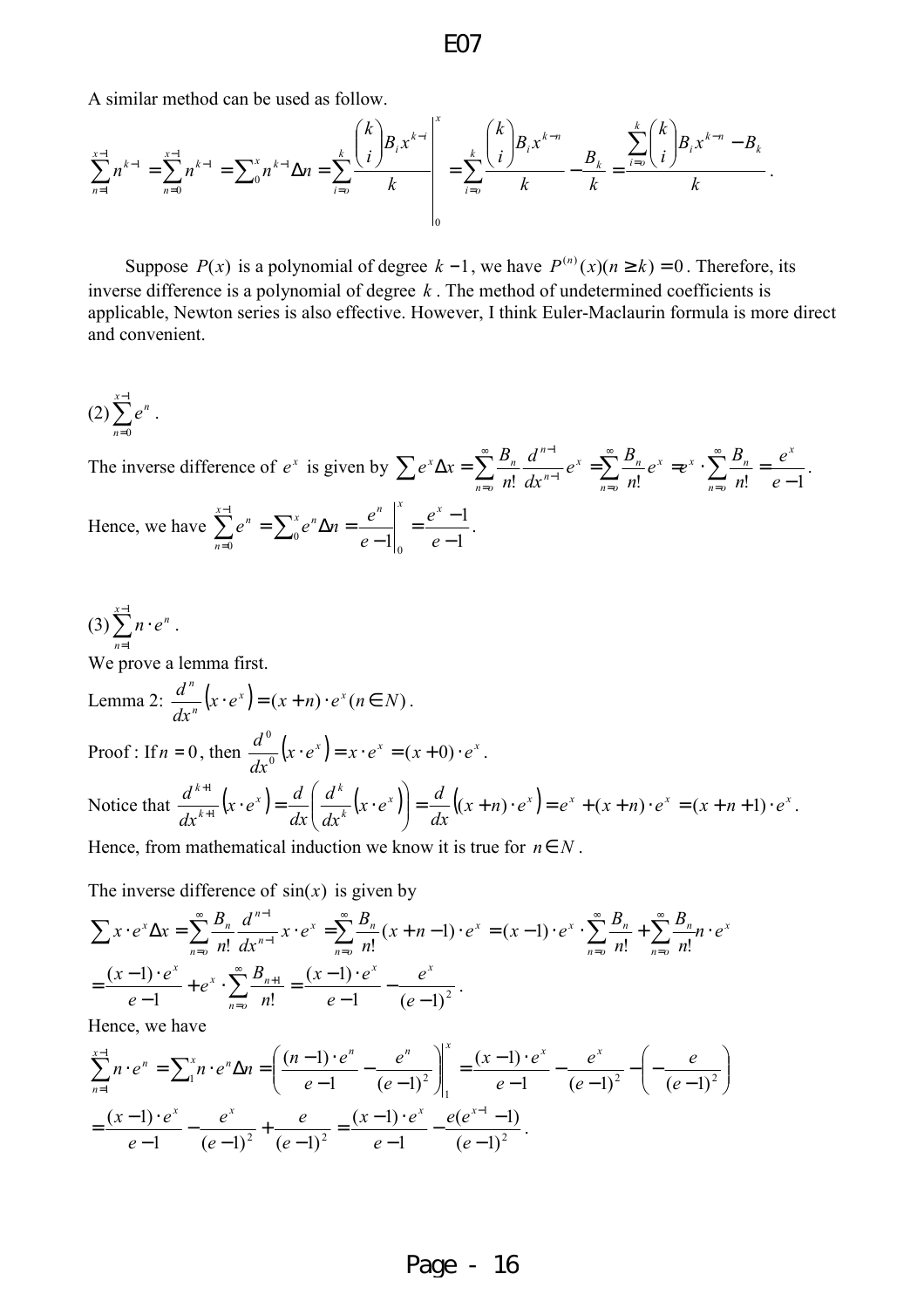A similar method can be used as follow.

$$\sum_{n=1}^{x-1} n^{k-1} = \sum_{n=0}^{x-1} n^{k-1} = \sum_0^x n^{k-1}\Delta n = \sum_{i=o}^{k} \frac{\binom{k}{i} B_i x^{k-i}}{k}\Bigg|_0^x = \sum_{i=o}^{k} \frac{\binom{k}{i} B_i x^{k-n}}{k} - \frac{B_k}{k} = \frac{\sum_{i=o}^{k} \binom{k}{i} B_i x^{k-n} - B_k}{k}.$$

Suppose $P(x)$ is a polynomial of degree $k-1$, we have $P^{(n)}(x)(n \geq k) = 0$. Therefore, its inverse difference is a polynomial of degree $k$. The method of undetermined coefficients is applicable, Newton series is also effective. However, I think Euler-Maclaurin formula is more direct and convenient.

(2) $\sum_{n=0}^{x-1} e^n$.

The inverse difference of $e^x$ is given by $\sum e^x \Delta x = \sum_{n=o}^{\infty} \frac{B_n}{n!} \frac{d^{n-1}}{dx^{n-1}} e^x = \sum_{n=o}^{\infty} \frac{B_n}{n!} e^x = e^x \cdot \sum_{n=o}^{\infty} \frac{B_n}{n!} = \frac{e^x}{e-1}$.

Hence, we have $\sum_{n=0}^{x-1} e^n = \sum_0^x e^n \Delta n = \frac{e^n}{e-1}\Big|_0^x = \frac{e^x - 1}{e-1}$.

(3) $\sum_{n=1}^{x-1} n \cdot e^n$.

We prove a lemma first.

Lemma 2: $\frac{d^n}{dx^n}\left(x \cdot e^x\right) = (x+n) \cdot e^x (n \in N)$.

Proof : If $n = 0$, then $\frac{d^0}{dx^0}\left(x \cdot e^x\right) = x \cdot e^x = (x+0) \cdot e^x$.

Notice that $\frac{d^{k+1}}{dx^{k+1}}\left(x \cdot e^x\right) = \frac{d}{dx}\left(\frac{d^k}{dx^k}\left(x \cdot e^x\right)\right) = \frac{d}{dx}\left((x+n) \cdot e^x\right) = e^x + (x+n) \cdot e^x = (x+n+1) \cdot e^x$.

Hence, from mathematical induction we know it is true for $n \in N$.

The inverse difference of $\sin(x)$ is given by

$$\sum x \cdot e^x \Delta x = \sum_{n=o}^{\infty} \frac{B_n}{n!} \frac{d^{n-1}}{dx^{n-1}} x \cdot e^x = \sum_{n=o}^{\infty} \frac{B_n}{n!}(x+n-1) \cdot e^x = (x-1) \cdot e^x \cdot \sum_{n=o}^{\infty} \frac{B_n}{n!} + \sum_{n=o}^{\infty} \frac{B_n}{n!} n \cdot e^x$$

$$= \frac{(x-1) \cdot e^x}{e-1} + e^x \cdot \sum_{n=o}^{\infty} \frac{B_{n+1}}{n!} = \frac{(x-1) \cdot e^x}{e-1} - \frac{e^x}{(e-1)^2}.$$

Hence, we have

$$\sum_{n=1}^{x-1} n \cdot e^n = \sum_1^x n \cdot e^n \Delta n = \left(\frac{(n-1) \cdot e^n}{e-1} - \frac{e^n}{(e-1)^2}\right)\Bigg|_1^x = \frac{(x-1) \cdot e^x}{e-1} - \frac{e^x}{(e-1)^2} - \left(-\frac{e}{(e-1)^2}\right)$$

$$= \frac{(x-1) \cdot e^x}{e-1} - \frac{e^x}{(e-1)^2} + \frac{e}{(e-1)^2} = \frac{(x-1) \cdot e^x}{e-1} - \frac{e(e^{x-1}-1)}{(e-1)^2}.$$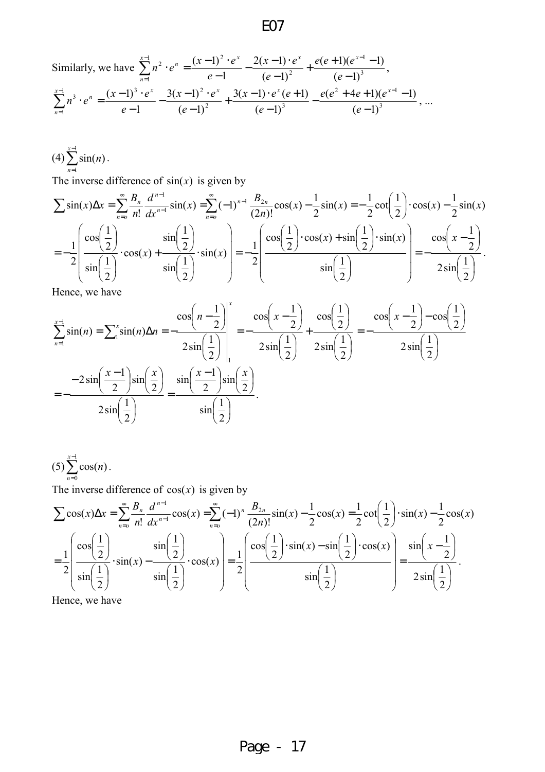Similarly, we have $\sum_{n=1}^{x-1} n^2 \cdot e^n = \frac{(x-1)^2 \cdot e^x}{e-1} - \frac{2(x-1)\cdot e^x}{(e-1)^2} + \frac{e(e+1)(e^{x-1}-1)}{(e-1)^3}$,

$\sum_{n=1}^{x-1} n^3 \cdot e^n = \frac{(x-1)^3 \cdot e^x}{e-1} - \frac{3(x-1)^2 \cdot e^x}{(e-1)^2} + \frac{3(x-1)\cdot e^x (e+1)}{(e-1)^3} - \frac{e(e^2+4e+1)(e^{x-1}-1)}{(e-1)^3}$, ...

(4) $\sum_{n=1}^{x-1} \sin(n)$.

The inverse difference of $\sin(x)$ is given by

$$\sum \sin(x)\Delta x = \sum_{n=0}^{\infty} \frac{B_n}{n!}\frac{d^{n-1}}{dx^{n-1}}\sin(x) = \sum_{n=0}^{\infty}(-1)^{n-1}\frac{B_{2n}}{(2n)!}\cos(x) - \frac{1}{2}\sin(x) = -\frac{1}{2}\cot\left(\frac{1}{2}\right)\cdot\cos(x) - \frac{1}{2}\sin(x)$$

$$= -\frac{1}{2}\left(\frac{\cos\left(\frac{1}{2}\right)}{\sin\left(\frac{1}{2}\right)}\cdot\cos(x) + \frac{\sin\left(\frac{1}{2}\right)}{\sin\left(\frac{1}{2}\right)}\cdot\sin(x)\right) = -\frac{1}{2}\left(\frac{\cos\left(\frac{1}{2}\right)\cdot\cos(x) + \sin\left(\frac{1}{2}\right)\cdot\sin(x)}{\sin\left(\frac{1}{2}\right)}\right) = -\frac{\cos\left(x-\frac{1}{2}\right)}{2\sin\left(\frac{1}{2}\right)}.$$

Hence, we have

$$\sum_{n=1}^{x-1}\sin(n) = \sum\nolimits_1^x \sin(n)\Delta n = -\frac{\cos\left(n-\frac{1}{2}\right)}{2\sin\left(\frac{1}{2}\right)}\Bigg|_1^x = -\frac{\cos\left(x-\frac{1}{2}\right)}{2\sin\left(\frac{1}{2}\right)} + \frac{\cos\left(\frac{1}{2}\right)}{2\sin\left(\frac{1}{2}\right)} = -\frac{\cos\left(x-\frac{1}{2}\right) - \cos\left(\frac{1}{2}\right)}{2\sin\left(\frac{1}{2}\right)}$$

$$= -\frac{-2\sin\left(\frac{x-1}{2}\right)\sin\left(\frac{x}{2}\right)}{2\sin\left(\frac{1}{2}\right)} = \frac{\sin\left(\frac{x-1}{2}\right)\sin\left(\frac{x}{2}\right)}{\sin\left(\frac{1}{2}\right)}.$$

(5) $\sum_{n=0}^{x-1}\cos(n)$.

The inverse difference of $\cos(x)$ is given by

$$\sum \cos(x)\Delta x = \sum_{n=0}^{\infty} \frac{B_n}{n!}\frac{d^{n-1}}{dx^{n-1}}\cos(x) = \sum_{n=0}^{\infty}(-1)^{n}\frac{B_{2n}}{(2n)!}\sin(x) - \frac{1}{2}\cos(x) = \frac{1}{2}\cot\left(\frac{1}{2}\right)\cdot\sin(x) - \frac{1}{2}\cos(x)$$

$$= \frac{1}{2}\left(\frac{\cos\left(\frac{1}{2}\right)}{\sin\left(\frac{1}{2}\right)}\cdot\sin(x) - \frac{\sin\left(\frac{1}{2}\right)}{\sin\left(\frac{1}{2}\right)}\cdot\cos(x)\right) = \frac{1}{2}\left(\frac{\cos\left(\frac{1}{2}\right)\cdot\sin(x) - \sin\left(\frac{1}{2}\right)\cdot\cos(x)}{\sin\left(\frac{1}{2}\right)}\right) = \frac{\sin\left(x-\frac{1}{2}\right)}{2\sin\left(\frac{1}{2}\right)}.$$

Hence, we have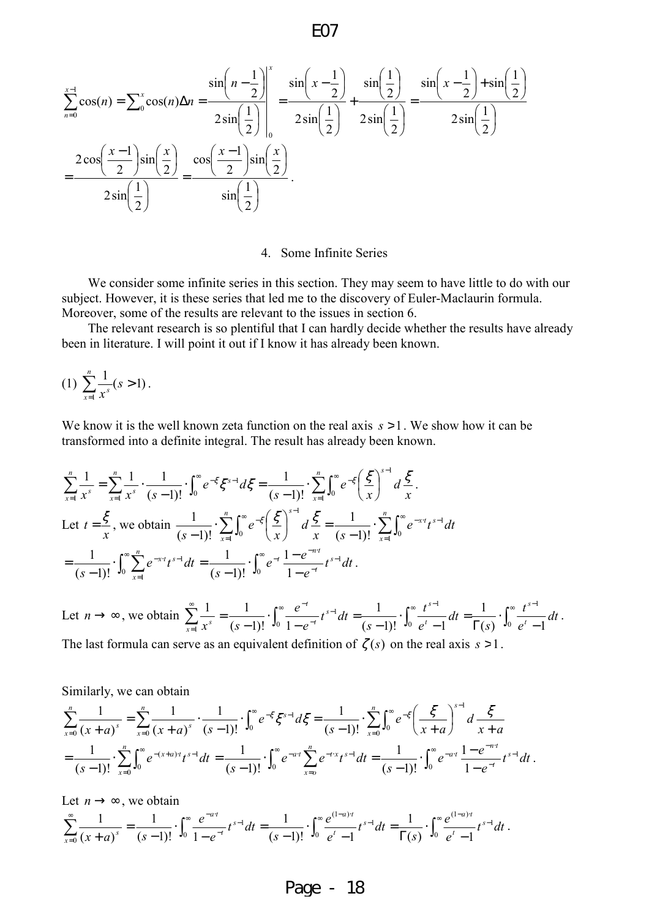$$\sum_{n=0}^{x-1}\cos(n) = \sum_{0}^{x}\cos(n)\Delta n = \left.\frac{\sin\left(n-\frac{1}{2}\right)}{2\sin\left(\frac{1}{2}\right)}\right|_{0}^{x} = \frac{\sin\left(x-\frac{1}{2}\right)}{2\sin\left(\frac{1}{2}\right)} + \frac{\sin\left(\frac{1}{2}\right)}{2\sin\left(\frac{1}{2}\right)} = \frac{\sin\left(x-\frac{1}{2}\right)+\sin\left(\frac{1}{2}\right)}{2\sin\left(\frac{1}{2}\right)}$$

$$= \frac{2\cos\left(\frac{x-1}{2}\right)\sin\left(\frac{x}{2}\right)}{2\sin\left(\frac{1}{2}\right)} = \frac{\cos\left(\frac{x-1}{2}\right)\sin\left(\frac{x}{2}\right)}{\sin\left(\frac{1}{2}\right)}.$$

## 4. Some Infinite Series

We consider some infinite series in this section. They may seem to have little to do with our subject. However, it is these series that led me to the discovery of Euler-Maclaurin formula. Moreover, some of the results are relevant to the issues in section 6.

The relevant research is so plentiful that I can hardly decide whether the results have already been in literature. I will point it out if I know it has already been known.

(1) $\sum_{x=1}^{n}\frac{1}{x^s}(s>1)$.

We know it is the well known zeta function on the real axis $s>1$. We show how it can be transformed into a definite integral. The result has already been known.

$$\sum_{x=1}^{n}\frac{1}{x^s} = \sum_{x=1}^{n}\frac{1}{x^s}\cdot\frac{1}{(s-1)!}\cdot\int_0^\infty e^{-\xi}\xi^{s-1}d\xi = \frac{1}{(s-1)!}\cdot\sum_{x=1}^{n}\int_0^\infty e^{-\xi}\left(\frac{\xi}{x}\right)^{s-1}d\frac{\xi}{x}.$$

Let $t=\frac{\xi}{x}$, we obtain $\frac{1}{(s-1)!}\cdot\sum_{x=1}^{n}\int_0^\infty e^{-\xi}\left(\frac{\xi}{x}\right)^{s-1}d\frac{\xi}{x} = \frac{1}{(s-1)!}\cdot\sum_{x=1}^{n}\int_0^\infty e^{-x\cdot t}t^{s-1}dt$

$$= \frac{1}{(s-1)!}\cdot\int_0^\infty\sum_{x=1}^{n}e^{-x\cdot t}t^{s-1}dt = \frac{1}{(s-1)!}\cdot\int_0^\infty e^{-t}\frac{1-e^{-n\cdot t}}{1-e^{-t}}t^{s-1}dt.$$

Let $n\to\infty$, we obtain $\sum_{x=1}^{\infty}\frac{1}{x^s} = \frac{1}{(s-1)!}\cdot\int_0^\infty\frac{e^{-t}}{1-e^{-t}}t^{s-1}dt = \frac{1}{(s-1)!}\cdot\int_0^\infty\frac{t^{s-1}}{e^t-1}dt = \frac{1}{\Gamma(s)}\cdot\int_0^\infty\frac{t^{s-1}}{e^t-1}dt$.

The last formula can serve as an equivalent definition of $\zeta(s)$ on the real axis $s>1$.

Similarly, we can obtain

$$\sum_{x=0}^{n}\frac{1}{(x+a)^s} = \sum_{x=0}^{n}\frac{1}{(x+a)^s}\cdot\frac{1}{(s-1)!}\cdot\int_0^\infty e^{-\xi}\xi^{s-1}d\xi = \frac{1}{(s-1)!}\cdot\sum_{x=0}^{n}\int_0^\infty e^{-\xi}\left(\frac{\xi}{x+a}\right)^{s-1}d\frac{\xi}{x+a}$$

$$= \frac{1}{(s-1)!}\cdot\sum_{x=0}^{n}\int_0^\infty e^{-(x+a)\cdot t}t^{s-1}dt = \frac{1}{(s-1)!}\cdot\int_0^\infty e^{-a\cdot t}\sum_{x=o}^{n}e^{-t\cdot x}t^{s-1}dt = \frac{1}{(s-1)!}\cdot\int_0^\infty e^{-a\cdot t}\frac{1-e^{-n\cdot t}}{1-e^{-t}}t^{s-1}dt.$$

Let $n\to\infty$, we obtain

$$\sum_{x=0}^{\infty}\frac{1}{(x+a)^s} = \frac{1}{(s-1)!}\cdot\int_0^\infty\frac{e^{-a\cdot t}}{1-e^{-t}}t^{s-1}dt = \frac{1}{(s-1)!}\cdot\int_0^\infty\frac{e^{(1-a)\cdot t}}{e^t-1}t^{s-1}dt = \frac{1}{\Gamma(s)}\cdot\int_0^\infty\frac{e^{(1-a)\cdot t}}{e^t-1}t^{s-1}dt.$$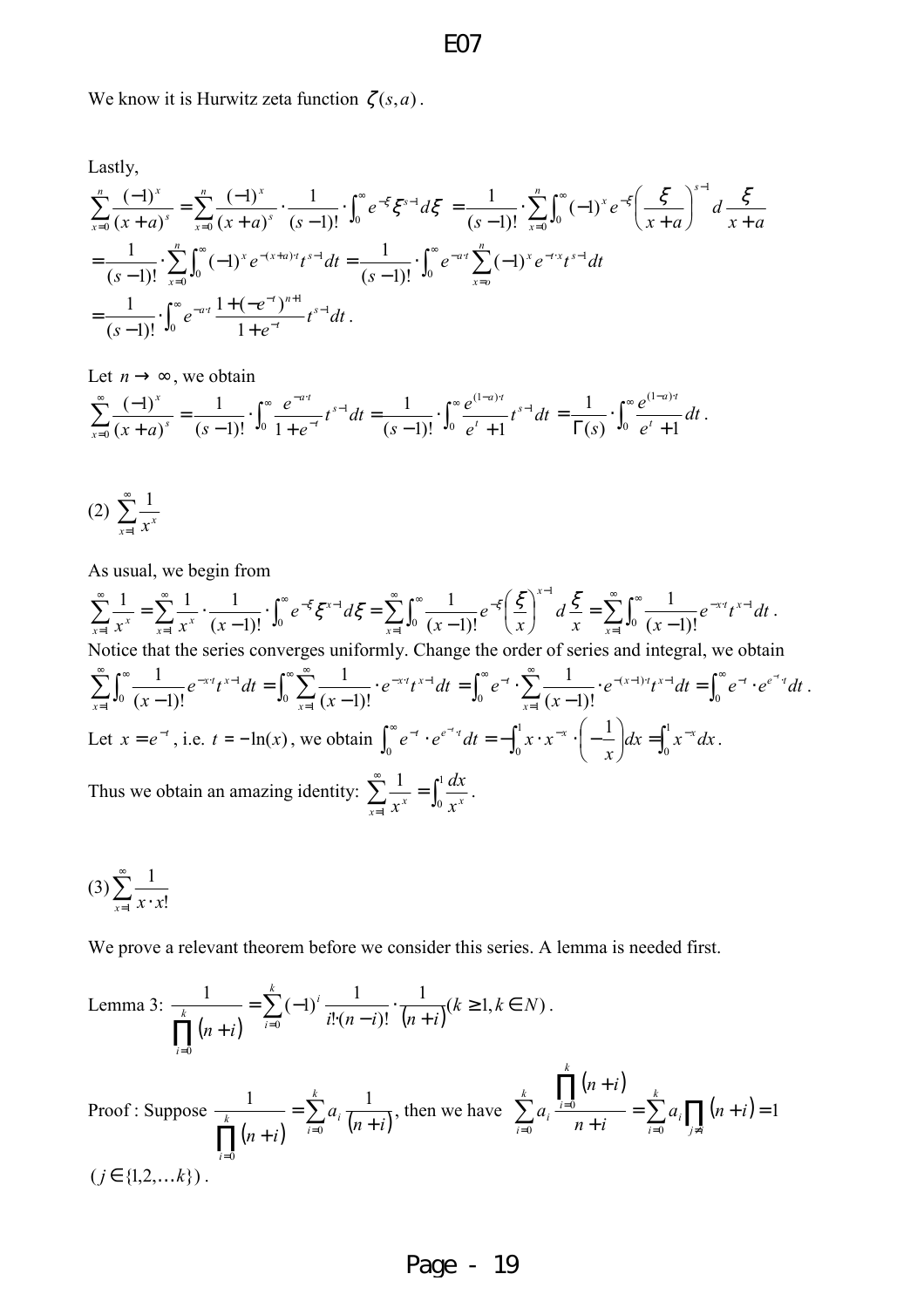We know it is Hurwitz zeta function $\zeta(s,a)$.

Lastly,

$$\sum_{x=0}^{n}\frac{(-1)^x}{(x+a)^s}=\sum_{x=0}^{n}\frac{(-1)^x}{(x+a)^s}\cdot\frac{1}{(s-1)!}\cdot\int_0^\infty e^{-\xi}\xi^{s-1}d\xi=\frac{1}{(s-1)!}\cdot\sum_{x=0}^{n}\int_0^\infty(-1)^x e^{-\xi}\left(\frac{\xi}{x+a}\right)^{s-1}d\frac{\xi}{x+a}$$

$$=\frac{1}{(s-1)!}\cdot\sum_{x=0}^{n}\int_0^\infty(-1)^x e^{-(x+a)\cdot t}t^{s-1}dt=\frac{1}{(s-1)!}\cdot\int_0^\infty e^{-a\cdot t}\sum_{x=o}^{n}(-1)^x e^{-t\cdot x}t^{s-1}dt$$

$$=\frac{1}{(s-1)!}\cdot\int_0^\infty e^{-a\cdot t}\frac{1+(-e^{-t})^{n+1}}{1+e^{-t}}t^{s-1}dt.$$

Let $n\to\infty$, we obtain

$$\sum_{x=0}^{\infty}\frac{(-1)^x}{(x+a)^s}=\frac{1}{(s-1)!}\cdot\int_0^\infty\frac{e^{-a\cdot t}}{1+e^{-t}}t^{s-1}dt=\frac{1}{(s-1)!}\cdot\int_0^\infty\frac{e^{(1-a)\cdot t}}{e^t+1}t^{s-1}dt=\frac{1}{\Gamma(s)}\cdot\int_0^\infty\frac{e^{(1-a)\cdot t}}{e^t+1}dt.$$

(2) $\sum_{x=1}^{\infty}\frac{1}{x^x}$

As usual, we begin from

$$\sum_{x=1}^{\infty}\frac{1}{x^x}=\sum_{x=1}^{\infty}\frac{1}{x^x}\cdot\frac{1}{(x-1)!}\cdot\int_0^\infty e^{-\xi}\xi^{x-1}d\xi=\sum_{x=1}^{\infty}\int_0^\infty\frac{1}{(x-1)!}e^{-\xi}\left(\frac{\xi}{x}\right)^{x-1}d\frac{\xi}{x}=\sum_{x=1}^{\infty}\int_0^\infty\frac{1}{(x-1)!}e^{-x\cdot t}t^{x-1}dt.$$

Notice that the series converges uniformly. Change the order of series and integral, we obtain

$$\sum_{x=1}^{\infty}\int_0^\infty\frac{1}{(x-1)!}e^{-x\cdot t}t^{x-1}dt=\int_0^\infty\sum_{x=1}^{\infty}\frac{1}{(x-1)!}\cdot e^{-x\cdot t}t^{x-1}dt=\int_0^\infty e^{-t}\cdot\sum_{x=1}^{\infty}\frac{1}{(x-1)!}\cdot e^{-(x-1)\cdot t}t^{x-1}dt=\int_0^\infty e^{-t}\cdot e^{e^{-t}\cdot t}dt.$$

Let $x=e^{-t}$, i.e. $t=-\ln(x)$, we obtain $\int_0^\infty e^{-t}\cdot e^{e^{-t}\cdot t}dt=-\int_0^1 x\cdot x^{-x}\cdot\left(-\frac{1}{x}\right)dx=\int_0^1 x^{-x}dx$.

Thus we obtain an amazing identity: $\sum_{x=1}^{\infty}\frac{1}{x^x}=\int_0^1\frac{dx}{x^x}$.

(3) $\sum_{x=1}^{\infty}\frac{1}{x\cdot x!}$

We prove a relevant theorem before we consider this series. A lemma is needed first.

Lemma 3: $\frac{1}{\prod_{i=0}^{k}(n+i)}=\sum_{i=0}^{k}(-1)^i\frac{1}{i!\cdot(n-i)!}\cdot\frac{1}{(n+i)}(k\geq 1,k\in N)$.

Proof : Suppose $\frac{1}{\prod_{i=0}^{k}(n+i)}=\sum_{i=0}^{k}a_i\frac{1}{(n+i)}$, then we have $\sum_{i=0}^{k}a_i\frac{\prod_{i=0}^{k}(n+i)}{n+i}=\sum_{i=0}^{k}a_i\prod_{j\neq i}(n+i)=1$ $(j\in\{1,2,\ldots k\})$.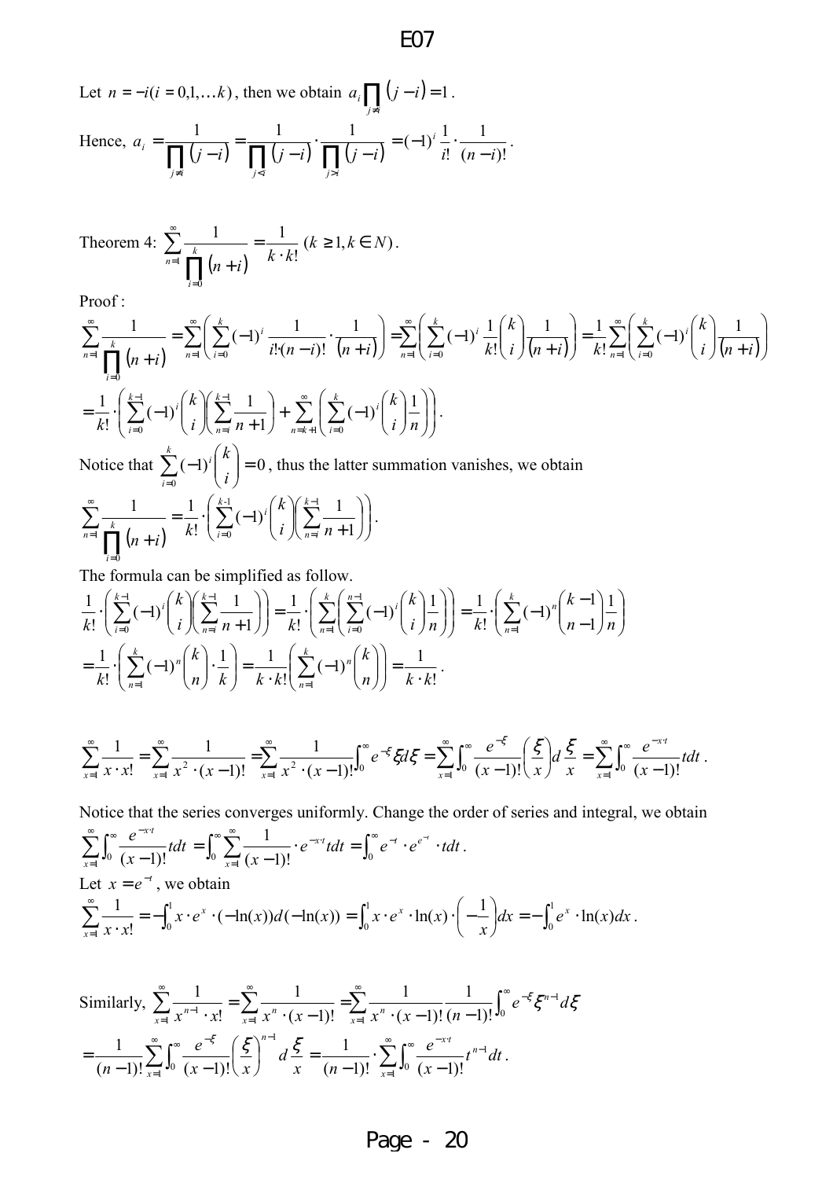Let $n = -i (i = 0,1,\ldots k)$, then we obtain $a_i \prod_{j \neq i} (j-i) = 1$.

Hence, $a_i = \dfrac{1}{\prod_{j \neq i} (j-i)} = \dfrac{1}{\prod_{j<i} (j-i)} \cdot \dfrac{1}{\prod_{j>i} (j-i)} = (-1)^i \dfrac{1}{i!} \cdot \dfrac{1}{(n-i)!}$.

Theorem 4: $\displaystyle\sum_{n=1}^{\infty} \frac{1}{\prod_{i=0}^{k} (n+i)} = \frac{1}{k \cdot k!} \ (k \geq 1, k \in N)$.

Proof :

$$\sum_{n=1}^{\infty} \frac{1}{\prod_{i=0}^{k} (n+i)} = \sum_{n=1}^{\infty} \left( \sum_{i=0}^{k} (-1)^i \frac{1}{i! \cdot (n-i)!} \cdot \frac{1}{(n+i)} \right) = \sum_{n=1}^{\infty} \left( \sum_{i=0}^{k} (-1)^i \frac{1}{k!} \binom{k}{i} \frac{1}{(n+i)} \right) = \frac{1}{k!} \sum_{n=1}^{\infty} \left( \sum_{i=0}^{k} (-1)^i \binom{k}{i} \frac{1}{(n+i)} \right)$$

$$= \frac{1}{k!} \cdot \left( \sum_{i=0}^{k-1} (-1)^i \binom{k}{i} \left( \sum_{n=i}^{k-1} \frac{1}{n+1} \right) + \sum_{n=k+1}^{\infty} \left( \sum_{i=0}^{k} (-1)^i \binom{k}{i} \frac{1}{n} \right) \right).$$

Notice that $\displaystyle\sum_{i=0}^{k} (-1)^i \binom{k}{i} = 0$, thus the latter summation vanishes, we obtain

$$\sum_{n=1}^{\infty} \frac{1}{\prod_{i=0}^{k} (n+i)} = \frac{1}{k!} \cdot \left( \sum_{i=0}^{k-1} (-1)^i \binom{k}{i} \left( \sum_{n=i}^{k-1} \frac{1}{n+1} \right) \right).$$

The formula can be simplified as follow.

$$\frac{1}{k!} \cdot \left( \sum_{i=0}^{k-1} (-1)^i \binom{k}{i} \left( \sum_{n=i}^{k-1} \frac{1}{n+1} \right) \right) = \frac{1}{k!} \cdot \left( \sum_{n=1}^{k} \left( \sum_{i=0}^{n-1} (-1)^i \binom{k}{i} \frac{1}{n} \right) \right) = \frac{1}{k!} \cdot \left( \sum_{n=1}^{k} (-1)^n \binom{k-1}{n-1} \frac{1}{n} \right)$$

$$= \frac{1}{k!} \cdot \left( \sum_{n=1}^{k} (-1)^n \binom{k}{n} \cdot \frac{1}{k} \right) = \frac{1}{k \cdot k!} \left( \sum_{n=1}^{k} (-1)^n \binom{k}{n} \right) = \frac{1}{k \cdot k!}.$$

$$\sum_{x=1}^{\infty} \frac{1}{x \cdot x!} = \sum_{x=1}^{\infty} \frac{1}{x^2 \cdot (x-1)!} = \sum_{x=1}^{\infty} \frac{1}{x^2 \cdot (x-1)!} \int_0^{\infty} e^{-\xi} \xi d\xi = \sum_{x=1}^{\infty} \int_0^{\infty} \frac{e^{-\xi}}{(x-1)!} \left( \frac{\xi}{x} \right) d\frac{\xi}{x} = \sum_{x=1}^{\infty} \int_0^{\infty} \frac{e^{-x \cdot t}}{(x-1)!} t dt.$$

Notice that the series converges uniformly. Change the order of series and integral, we obtain

$$\sum_{x=1}^{\infty} \int_0^{\infty} \frac{e^{-x \cdot t}}{(x-1)!} t dt = \int_0^{\infty} \sum_{x=1}^{\infty} \frac{1}{(x-1)!} \cdot e^{-x \cdot t} t dt = \int_0^{\infty} e^{-t} \cdot e^{e^{-t}} \cdot t dt.$$

Let $x = e^{-t}$, we obtain

$$\sum_{x=1}^{\infty} \frac{1}{x \cdot x!} = -\int_0^1 x \cdot e^x \cdot (-\ln(x)) d(-\ln(x)) = \int_0^1 x \cdot e^x \cdot \ln(x) \cdot \left( -\frac{1}{x} \right) dx = -\int_0^1 e^x \cdot \ln(x) dx.$$

Similarly, $\displaystyle\sum_{x=1}^{\infty} \frac{1}{x^{n-1} \cdot x!} = \sum_{x=1}^{\infty} \frac{1}{x^n \cdot (x-1)!} = \sum_{x=1}^{\infty} \frac{1}{x^n \cdot (x-1)!} \frac{1}{(n-1)!} \int_0^{\infty} e^{-\xi} \xi^{n-1} d\xi$

$$= \frac{1}{(n-1)!} \sum_{x=1}^{\infty} \int_0^{\infty} \frac{e^{-\xi}}{(x-1)!} \left( \frac{\xi}{x} \right)^{n-1} d\frac{\xi}{x} = \frac{1}{(n-1)!} \cdot \sum_{x=1}^{\infty} \int_0^{\infty} \frac{e^{-x \cdot t}}{(x-1)!} t^{n-1} dt.$$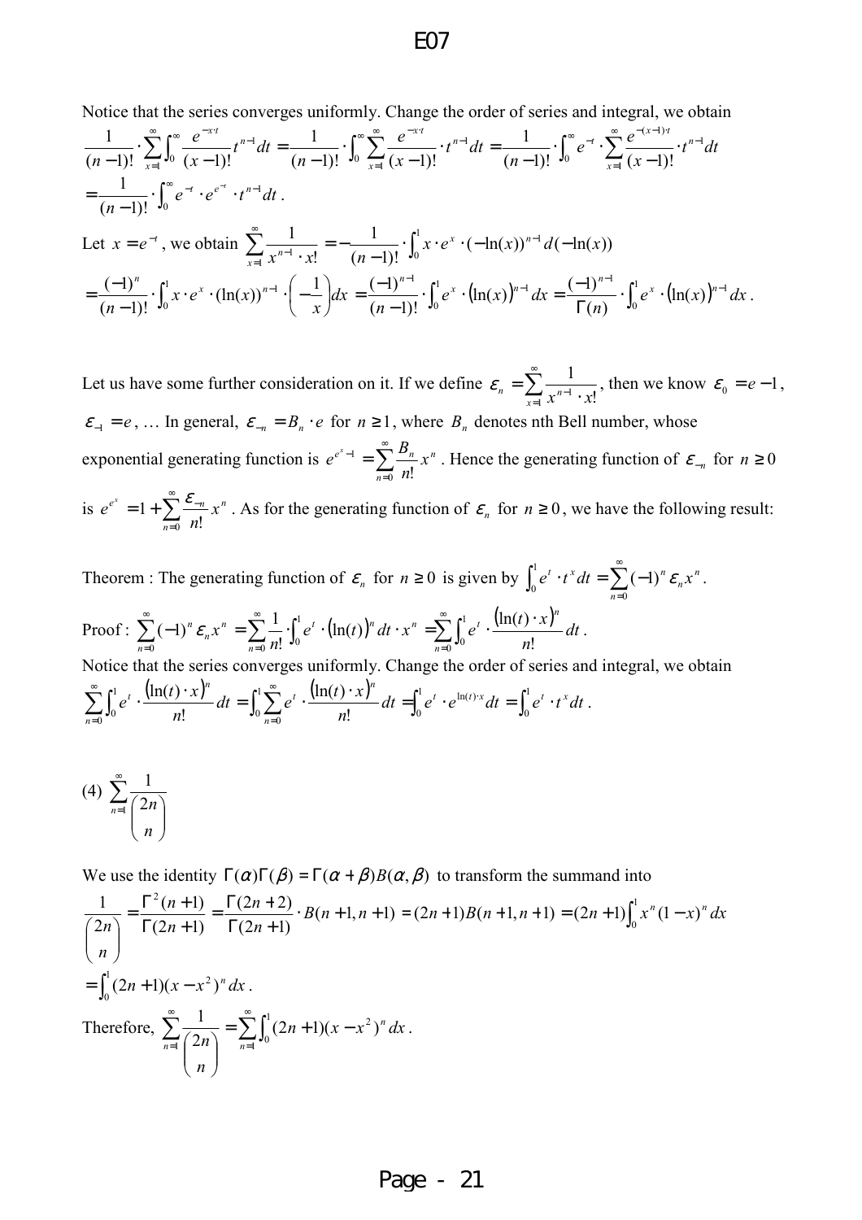Notice that the series converges uniformly. Change the order of series and integral, we obtain

$$\frac{1}{(n-1)!}\cdot\sum_{x=1}^{\infty}\int_0^{\infty}\frac{e^{-x\cdot t}}{(x-1)!}t^{n-1}dt=\frac{1}{(n-1)!}\cdot\int_0^{\infty}\sum_{x=1}^{\infty}\frac{e^{-x\cdot t}}{(x-1)!}\cdot t^{n-1}dt=\frac{1}{(n-1)!}\cdot\int_0^{\infty}e^{-t}\cdot\sum_{x=1}^{\infty}\frac{e^{-(x-1)\cdot t}}{(x-1)!}\cdot t^{n-1}dt$$

$$=\frac{1}{(n-1)!}\cdot\int_0^{\infty}e^{-t}\cdot e^{e^{-t}}\cdot t^{n-1}dt\,.$$

Let $x=e^{-t}$, we obtain $\sum_{x=1}^{\infty}\frac{1}{x^{n-1}\cdot x!}=-\frac{1}{(n-1)!}\cdot\int_0^1 x\cdot e^x\cdot(-\ln(x))^{n-1}d(-\ln(x))$

$$=\frac{(-1)^n}{(n-1)!}\cdot\int_0^1 x\cdot e^x\cdot(\ln(x))^{n-1}\cdot\left(-\frac{1}{x}\right)dx=\frac{(-1)^{n-1}}{(n-1)!}\cdot\int_0^1 e^x\cdot(\ln(x))^{n-1}dx=\frac{(-1)^{n-1}}{\Gamma(n)}\cdot\int_0^1 e^x\cdot(\ln(x))^{n-1}dx\,.$$

Let us have some further consideration on it. If we define $\varepsilon_n=\sum_{x=1}^{\infty}\frac{1}{x^{n-1}\cdot x!}$, then we know $\varepsilon_0=e-1$, $\varepsilon_{-1}=e$, … In general, $\varepsilon_{-n}=B_n\cdot e$ for $n\geq 1$, where $B_n$ denotes nth Bell number, whose exponential generating function is $e^{e^x-1}=\sum_{n=0}^{\infty}\frac{B_n}{n!}x^n$. Hence the generating function of $\varepsilon_{-n}$ for $n\geq 0$ is $e^{e^x}=1+\sum_{n=0}^{\infty}\frac{\varepsilon_{-n}}{n!}x^n$. As for the generating function of $\varepsilon_n$ for $n\geq 0$, we have the following result:

Theorem : The generating function of $\varepsilon_n$ for $n\geq 0$ is given by $\int_0^1 e^t\cdot t^x dt=\sum_{n=0}^{\infty}(-1)^n\varepsilon_n x^n$.

Proof : $\sum_{n=0}^{\infty}(-1)^n\varepsilon_n x^n=\sum_{n=0}^{\infty}\frac{1}{n!}\cdot\int_0^1 e^t\cdot(\ln(t))^n dt\cdot x^n=\sum_{n=0}^{\infty}\int_0^1 e^t\cdot\frac{(\ln(t)\cdot x)^n}{n!}dt$.

Notice that the series converges uniformly. Change the order of series and integral, we obtain

$$\sum_{n=0}^{\infty}\int_0^1 e^t\cdot\frac{(\ln(t)\cdot x)^n}{n!}dt=\int_0^1\sum_{n=0}^{\infty}e^t\cdot\frac{(\ln(t)\cdot x)^n}{n!}dt=\int_0^1 e^t\cdot e^{\ln(t)\cdot x}dt=\int_0^1 e^t\cdot t^x dt\,.$$

(4) $\sum_{n=1}^{\infty}\frac{1}{\binom{2n}{n}}$

We use the identity $\Gamma(\alpha)\Gamma(\beta)=\Gamma(\alpha+\beta)B(\alpha,\beta)$ to transform the summand into

$$\frac{1}{\binom{2n}{n}}=\frac{\Gamma^2(n+1)}{\Gamma(2n+1)}=\frac{\Gamma(2n+2)}{\Gamma(2n+1)}\cdot B(n+1,n+1)=(2n+1)B(n+1,n+1)=(2n+1)\int_0^1 x^n(1-x)^n dx$$

$$=\int_0^1(2n+1)(x-x^2)^n dx\,.$$

Therefore, $\sum_{n=1}^{\infty}\frac{1}{\binom{2n}{n}}=\sum_{n=1}^{\infty}\int_0^1(2n+1)(x-x^2)^n dx$.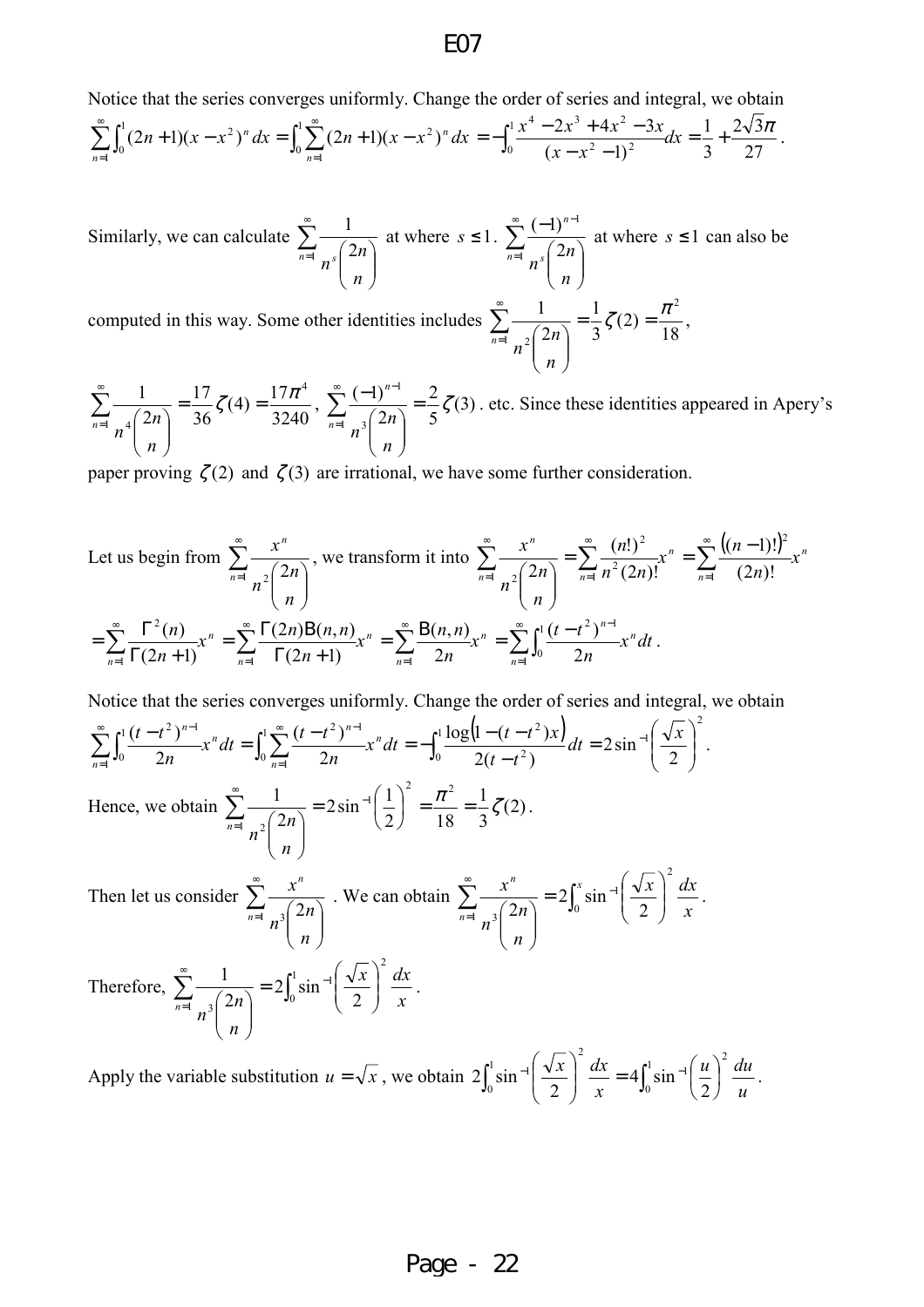# E07

Notice that the series converges uniformly. Change the order of series and integral, we obtain
$$\sum_{n=1}^{\infty}\int_0^1 (2n+1)(x-x^2)^n\,dx = \int_0^1 \sum_{n=1}^{\infty}(2n+1)(x-x^2)^n\,dx = -\int_0^1 \frac{x^4-2x^3+4x^2-3x}{(x-x^2-1)^2}dx = \frac{1}{3}+\frac{2\sqrt{3}\pi}{27}.$$

Similarly, we can calculate $\displaystyle\sum_{n=1}^{\infty}\frac{1}{n^s\binom{2n}{n}}$ at where $s \le 1$. $\displaystyle\sum_{n=1}^{\infty}\frac{(-1)^{n-1}}{n^s\binom{2n}{n}}$ at where $s \le 1$ can also be computed in this way. Some other identities includes $\displaystyle\sum_{n=1}^{\infty}\frac{1}{n^2\binom{2n}{n}} = \frac{1}{3}\zeta(2) = \frac{\pi^2}{18}$, $\displaystyle\sum_{n=1}^{\infty}\frac{1}{n^4\binom{2n}{n}} = \frac{17}{36}\zeta(4) = \frac{17\pi^4}{3240}$, $\displaystyle\sum_{n=1}^{\infty}\frac{(-1)^{n-1}}{n^3\binom{2n}{n}} = \frac{2}{5}\zeta(3)$. etc. Since these identities appeared in Apery's paper proving $\zeta(2)$ and $\zeta(3)$ are irrational, we have some further consideration.

Let us begin from $\displaystyle\sum_{n=1}^{\infty}\frac{x^n}{n^2\binom{2n}{n}}$, we transform it into $\displaystyle\sum_{n=1}^{\infty}\frac{x^n}{n^2\binom{2n}{n}} = \sum_{n=1}^{\infty}\frac{(n!)^2}{n^2(2n)!}x^n = \sum_{n=1}^{\infty}\frac{((n-1)!)^2}{(2n)!}x^n$
$$= \sum_{n=1}^{\infty}\frac{\Gamma^2(n)}{\Gamma(2n+1)}x^n = \sum_{n=1}^{\infty}\frac{\Gamma(2n)\mathrm{B}(n,n)}{\Gamma(2n+1)}x^n = \sum_{n=1}^{\infty}\frac{\mathrm{B}(n,n)}{2n}x^n = \sum_{n=1}^{\infty}\int_0^1\frac{(t-t^2)^{n-1}}{2n}x^n\,dt.$$

Notice that the series converges uniformly. Change the order of series and integral, we obtain
$$\sum_{n=1}^{\infty}\int_0^1\frac{(t-t^2)^{n-1}}{2n}x^n\,dt = \int_0^1\sum_{n=1}^{\infty}\frac{(t-t^2)^{n-1}}{2n}x^n\,dt = -\int_0^1\frac{\log\left(1-(t-t^2)x\right)}{2(t-t^2)}dt = 2\sin^{-1}\left(\frac{\sqrt{x}}{2}\right)^2.$$

Hence, we obtain $\displaystyle\sum_{n=1}^{\infty}\frac{1}{n^2\binom{2n}{n}} = 2\sin^{-1}\left(\frac{1}{2}\right)^2 = \frac{\pi^2}{18} = \frac{1}{3}\zeta(2)$.

Then let us consider $\displaystyle\sum_{n=1}^{\infty}\frac{x^n}{n^3\binom{2n}{n}}$. We can obtain $\displaystyle\sum_{n=1}^{\infty}\frac{x^n}{n^3\binom{2n}{n}} = 2\int_0^x \sin^{-1}\left(\frac{\sqrt{x}}{2}\right)^2\frac{dx}{x}$.

Therefore, $\displaystyle\sum_{n=1}^{\infty}\frac{1}{n^3\binom{2n}{n}} = 2\int_0^1 \sin^{-1}\left(\frac{\sqrt{x}}{2}\right)^2\frac{dx}{x}$.

Apply the variable substitution $u=\sqrt{x}$, we obtain $\displaystyle 2\int_0^1 \sin^{-1}\left(\frac{\sqrt{x}}{2}\right)^2\frac{dx}{x} = 4\int_0^1 \sin^{-1}\left(\frac{u}{2}\right)^2\frac{du}{u}$.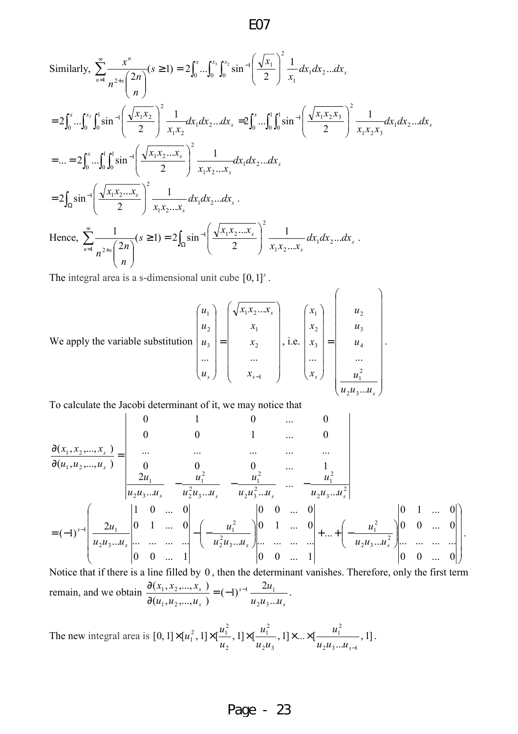Similarly, $\sum_{n=1}^{\infty}\frac{x^n}{n^{2+s}\binom{2n}{n}}(s\geq 1)=2\int_0^x...\int_0^{x_3}\int_0^{x_2}\sin^{-1}\left(\frac{\sqrt{x_1}}{2}\right)^2\frac{1}{x_1}dx_1dx_2...dx_s$

$=2\int_0^x...\int_0^{x_3}\int_0^1\sin^{-1}\left(\frac{\sqrt{x_1x_2}}{2}\right)^2\frac{1}{x_1x_2}dx_1dx_2...dx_s=2\int_0^x...\int_0^1\int_0^1\sin^{-1}\left(\frac{\sqrt{x_1x_2x_3}}{2}\right)^2\frac{1}{x_1x_2x_3}dx_1dx_2...dx_s$

$=...=2\int_0^x...\int_0^1\int_0^1\sin^{-1}\left(\frac{\sqrt{x_1x_2...x_s}}{2}\right)^2\frac{1}{x_1x_2...x_s}dx_1dx_2...dx_s$

$=2\int_\Omega\sin^{-1}\left(\frac{\sqrt{x_1x_2...x_s}}{2}\right)^2\frac{1}{x_1x_2...x_s}dx_1dx_2...dx_s$ .

Hence, $\sum_{n=1}^{\infty}\frac{1}{n^{2+s}\binom{2n}{n}}(s\geq 1)=2\int_\Omega\sin^{-1}\left(\frac{\sqrt{x_1x_2...x_s}}{2}\right)^2\frac{1}{x_1x_2...x_s}dx_1dx_2...dx_s$ .

The integral area is a s-dimensional unit cube $[0,1]^s$.

We apply the variable substitution $\begin{pmatrix}u_1\\u_2\\u_3\\...\\u_s\end{pmatrix}=\begin{pmatrix}\sqrt{x_1x_2...x_s}\\x_1\\x_2\\...\\x_{s-1}\end{pmatrix}$, i.e. $\begin{pmatrix}x_1\\x_2\\x_3\\...\\x_s\end{pmatrix}=\begin{pmatrix}u_2\\u_3\\u_4\\...\\\frac{u_1^2}{u_2u_3...u_s}\end{pmatrix}$.

To calculate the Jacobi determinant of it, we may notice that

$$\frac{\partial(x_1,x_2,...,x_s)}{\partial(u_1,u_2,...,u_s)}=\begin{vmatrix}0&1&0&...&0\\0&0&1&...&0\\...&...&...&...&...\\0&0&0&...&1\\\frac{2u_1}{u_2u_3...u_s}&-\frac{u_1^2}{u_2^2u_3...u_s}&-\frac{u_1^2}{u_2u_3^2...u_s}&...&-\frac{u_1^2}{u_2u_3...u_s^2}\end{vmatrix}$$

$$=(-1)^{s-1}\left(\frac{2u_1}{u_2u_3...u_s}\begin{vmatrix}1&0&...&0\\0&1&...&0\\...&...&...&...\\0&0&...&1\end{vmatrix}-\left(-\frac{u_1^2}{u_2^2u_3...u_s}\right)\begin{vmatrix}0&0&...&0\\0&1&...&0\\...&...&...&...\\0&0&...&1\end{vmatrix}+...+\left(-\frac{u_1^2}{u_2u_3...u_s^2}\right)\begin{vmatrix}0&1&...&0\\0&0&...&0\\...&...&...&...\\0&0&...&0\end{vmatrix}\right).$$

Notice that if there is a line filled by $0$, then the determinant vanishes. Therefore, only the first term remain, and we obtain $\frac{\partial(x_1,x_2,...,x_s)}{\partial(u_1,u_2,...,u_s)}=(-1)^{s-1}\frac{2u_1}{u_2u_3...u_s}$.

The new integral area is $[0,1]\times[u_1^2,1]\times[\frac{u_1^2}{u_2},1]\times[\frac{u_1^2}{u_2u_3},1]\times...\times[\frac{u_1^2}{u_2u_3...u_{s-1}},1]$.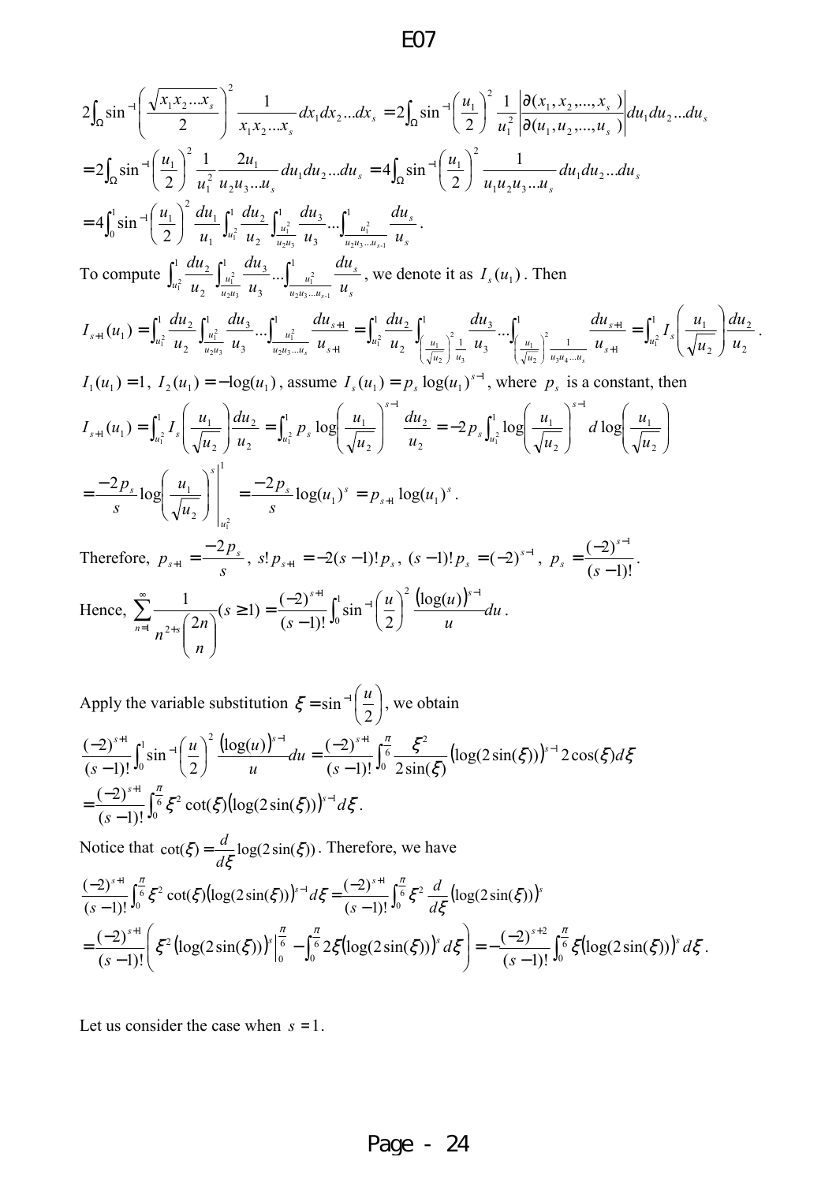$$2\int_\Omega \sin^{-1}\left(\frac{\sqrt{x_1x_2...x_s}}{2}\right)^2 \frac{1}{x_1x_2...x_s}dx_1dx_2...dx_s = 2\int_\Omega \sin^{-1}\left(\frac{u_1}{2}\right)^2 \frac{1}{u_1^2}\left|\frac{\partial(x_1,x_2,...,x_s)}{\partial(u_1,u_2,...,u_s)}\right|du_1du_2...du_s$$

$$=2\int_\Omega \sin^{-1}\left(\frac{u_1}{2}\right)^2 \frac{1}{u_1^2}\frac{2u_1}{u_2u_3...u_s}du_1du_2...du_s = 4\int_\Omega \sin^{-1}\left(\frac{u_1}{2}\right)^2 \frac{1}{u_1u_2u_3...u_s}du_1du_2...du_s$$

$$=4\int_0^1 \sin^{-1}\left(\frac{u_1}{2}\right)^2 \frac{du_1}{u_1}\int_{u_1^2}^1\frac{du_2}{u_2}\int_{\frac{u_1^2}{u_2u_3}}^1\frac{du_3}{u_3}...\int_{\frac{u_1^2}{u_2u_3...u_{s-1}}}^1\frac{du_s}{u_s}.$$

To compute $\int_{u_1^2}^1\frac{du_2}{u_2}\int_{\frac{u_1^2}{u_2u_3}}^1\frac{du_3}{u_3}...\int_{\frac{u_1^2}{u_2u_3...u_{s-1}}}^1\frac{du_s}{u_s}$, we denote it as $I_s(u_1)$. Then

$$I_{s+1}(u_1)=\int_{u_1^2}^1\frac{du_2}{u_2}\int_{\frac{u_1^2}{u_2u_3}}^1\frac{du_3}{u_3}...\int_{\frac{u_1^2}{u_2u_3...u_s}}^1\frac{du_{s+1}}{u_{s+1}} = \int_{u_1^2}^1\frac{du_2}{u_2}\int_{\left(\frac{u_1}{\sqrt{u_2}}\right)^2\frac{1}{u_3}}^1\frac{du_3}{u_3}...\int_{\left(\frac{u_1}{\sqrt{u_2}}\right)^2\frac{1}{u_3u_4...u_s}}^1\frac{du_{s+1}}{u_{s+1}} = \int_{u_1^2}^1 I_s\left(\frac{u_1}{\sqrt{u_2}}\right)\frac{du_2}{u_2}.$$

$I_1(u_1)=1$, $I_2(u_1)=-\log(u_1)$, assume $I_s(u_1)=p_s\log(u_1)^{s-1}$, where $p_s$ is a constant, then

$$I_{s+1}(u_1)=\int_{u_1^2}^1 I_s\left(\frac{u_1}{\sqrt{u_2}}\right)\frac{du_2}{u_2}=\int_{u_1^2}^1 p_s\log\left(\frac{u_1}{\sqrt{u_2}}\right)^{s-1}\frac{du_2}{u_2}=-2p_s\int_{u_1^2}^1\log\left(\frac{u_1}{\sqrt{u_2}}\right)^{s-1}d\log\left(\frac{u_1}{\sqrt{u_2}}\right)$$

$$=\frac{-2p_s}{s}\log\left(\frac{u_1}{\sqrt{u_2}}\right)^s\Bigg|_{u_1^2}^1=\frac{-2p_s}{s}\log(u_1)^s=p_{s+1}\log(u_1)^s.$$

Therefore, $p_{s+1}=\frac{-2p_s}{s}$, $s!p_{s+1}=-2(s-1)!p_s$, $(s-1)!p_s=(-2)^{s-1}$, $p_s=\frac{(-2)^{s-1}}{(s-1)!}$.

Hence, $\sum_{n=1}^{\infty}\frac{1}{n^{2+s}\binom{2n}{n}}(s\geq 1)=\frac{(-2)^{s+1}}{(s-1)!}\int_0^1\sin^{-1}\left(\frac{u}{2}\right)^2\frac{(\log(u))^{s-1}}{u}du$.

Apply the variable substitution $\xi=\sin^{-1}\left(\frac{u}{2}\right)$, we obtain

$$\frac{(-2)^{s+1}}{(s-1)!}\int_0^1\sin^{-1}\left(\frac{u}{2}\right)^2\frac{(\log(u))^{s-1}}{u}du=\frac{(-2)^{s+1}}{(s-1)!}\int_0^{\frac{\pi}{6}}\frac{\xi^2}{2\sin(\xi)}(\log(2\sin(\xi)))^{s-1}2\cos(\xi)d\xi$$

$$=\frac{(-2)^{s+1}}{(s-1)!}\int_0^{\frac{\pi}{6}}\xi^2\cot(\xi)(\log(2\sin(\xi)))^{s-1}d\xi.$$

Notice that $\cot(\xi)=\frac{d}{d\xi}\log(2\sin(\xi))$. Therefore, we have

$$\frac{(-2)^{s+1}}{(s-1)!}\int_0^{\frac{\pi}{6}}\xi^2\cot(\xi)(\log(2\sin(\xi)))^{s-1}d\xi=\frac{(-2)^{s+1}}{(s-1)!}\int_0^{\frac{\pi}{6}}\xi^2\frac{d}{d\xi}(\log(2\sin(\xi)))^s$$

$$=\frac{(-2)^{s+1}}{(s-1)!}\left(\xi^2(\log(2\sin(\xi)))^s\Big|_0^{\frac{\pi}{6}}-\int_0^{\frac{\pi}{6}}2\xi(\log(2\sin(\xi)))^sd\xi\right)=-\frac{(-2)^{s+2}}{(s-1)!}\int_0^{\frac{\pi}{6}}\xi(\log(2\sin(\xi)))^sd\xi.$$

Let us consider the case when $s=1$.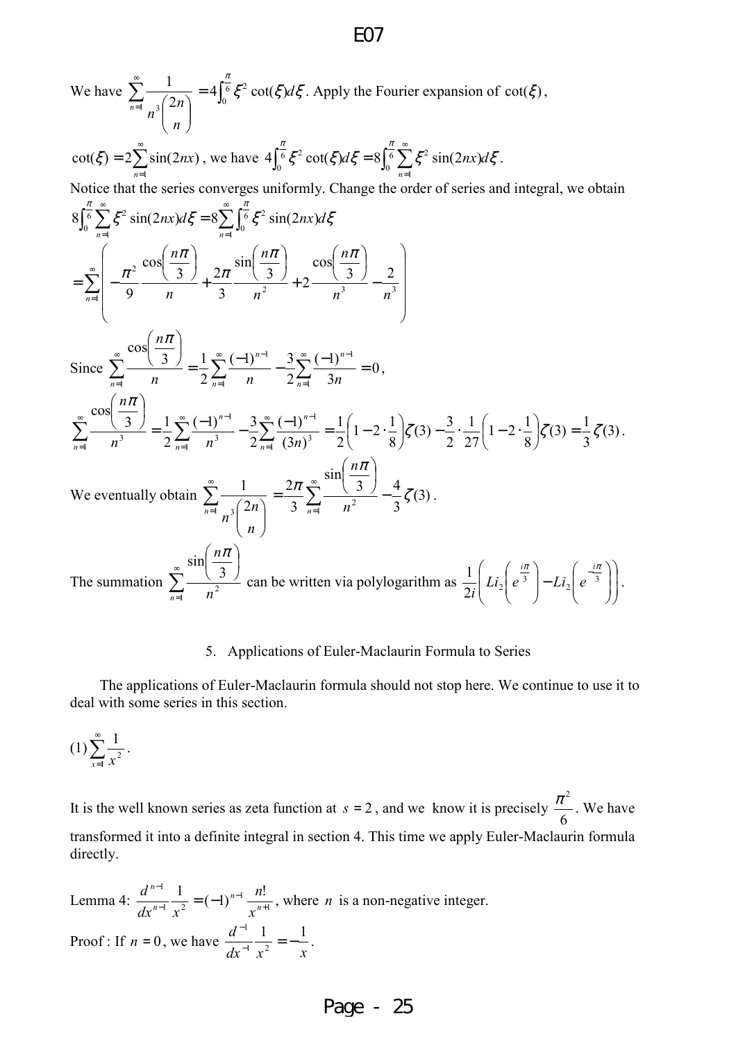We have $\sum_{n=1}^{\infty}\frac{1}{n^3\binom{2n}{n}} = 4\int_0^{\frac{\pi}{6}}\xi^2\cot(\xi)d\xi$. Apply the Fourier expansion of $\cot(\xi)$,

$\cot(\xi) = 2\sum_{n=1}^{\infty}\sin(2nx)$, we have $4\int_0^{\frac{\pi}{6}}\xi^2\cot(\xi)d\xi = 8\int_0^{\frac{\pi}{6}}\sum_{n=1}^{\infty}\xi^2\sin(2nx)d\xi$.

Notice that the series converges uniformly. Change the order of series and integral, we obtain

$$8\int_0^{\frac{\pi}{6}}\sum_{n=1}^{\infty}\xi^2\sin(2nx)d\xi = 8\sum_{n=1}^{\infty}\int_0^{\frac{\pi}{6}}\xi^2\sin(2nx)d\xi$$

$$= \sum_{n=1}^{\infty}\left(-\frac{\pi^2}{9}\frac{\cos\left(\frac{n\pi}{3}\right)}{n} + \frac{2\pi}{3}\frac{\sin\left(\frac{n\pi}{3}\right)}{n^2} + 2\frac{\cos\left(\frac{n\pi}{3}\right)}{n^3} - \frac{2}{n^3}\right)$$

Since $\sum_{n=1}^{\infty}\frac{\cos\left(\frac{n\pi}{3}\right)}{n} = \frac{1}{2}\sum_{n=1}^{\infty}\frac{(-1)^{n-1}}{n} - \frac{3}{2}\sum_{n=1}^{\infty}\frac{(-1)^{n-1}}{3n} = 0$,

$$\sum_{n=1}^{\infty}\frac{\cos\left(\frac{n\pi}{3}\right)}{n^3} = \frac{1}{2}\sum_{n=1}^{\infty}\frac{(-1)^{n-1}}{n^3} - \frac{3}{2}\sum_{n=1}^{\infty}\frac{(-1)^{n-1}}{(3n)^3} = \frac{1}{2}\left(1-2\cdot\frac{1}{8}\right)\zeta(3) - \frac{3}{2}\cdot\frac{1}{27}\left(1-2\cdot\frac{1}{8}\right)\zeta(3) = \frac{1}{3}\zeta(3).$$

We eventually obtain $\sum_{n=1}^{\infty}\frac{1}{n^3\binom{2n}{n}} = \frac{2\pi}{3}\sum_{n=1}^{\infty}\frac{\sin\left(\frac{n\pi}{3}\right)}{n^2} - \frac{4}{3}\zeta(3)$.

The summation $\sum_{n=1}^{\infty}\frac{\sin\left(\frac{n\pi}{3}\right)}{n^2}$ can be written via polylogarithm as $\frac{1}{2i}\left(Li_2\left(e^{\frac{i\pi}{3}}\right) - Li_2\left(e^{-\frac{i\pi}{3}}\right)\right)$.

## 5. Applications of Euler-Maclaurin Formula to Series

The applications of Euler-Maclaurin formula should not stop here. We continue to use it to deal with some series in this section.

(1) $\sum_{x=1}^{\infty}\frac{1}{x^2}$.

It is the well known series as zeta function at $s = 2$, and we know it is precisely $\frac{\pi^2}{6}$. We have transformed it into a definite integral in section 4. This time we apply Euler-Maclaurin formula directly.

Lemma 4: $\frac{d^{n-1}}{dx^{n-1}}\frac{1}{x^2} = (-1)^{n-1}\frac{n!}{x^{n+1}}$, where $n$ is a non-negative integer.

Proof : If $n = 0$, we have $\frac{d^{-1}}{dx^{-1}}\frac{1}{x^2} = -\frac{1}{x}$.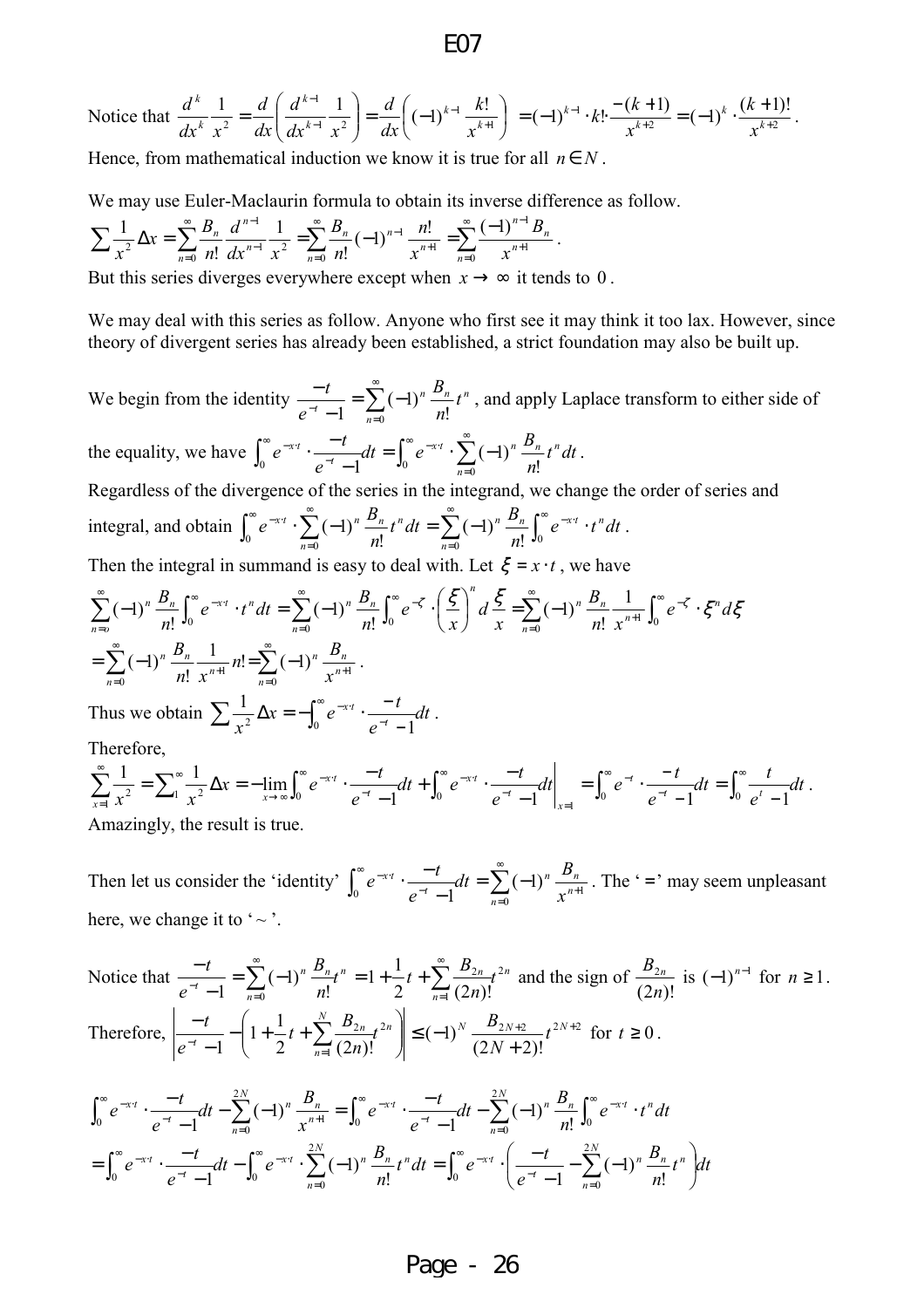Notice that $\frac{d^k}{dx^k}\frac{1}{x^2} = \frac{d}{dx}\left(\frac{d^{k-1}}{dx^{k-1}}\frac{1}{x^2}\right) = \frac{d}{dx}\left((-1)^{k-1}\frac{k!}{x^{k+1}}\right) = (-1)^{k-1}\cdot k! \cdot \frac{-(k+1)}{x^{k+2}} = (-1)^k \cdot \frac{(k+1)!}{x^{k+2}}$.

Hence, from mathematical induction we know it is true for all $n \in N$.

We may use Euler-Maclaurin formula to obtain its inverse difference as follow.

$$\sum \frac{1}{x^2}\Delta x = \sum_{n=0}^{\infty}\frac{B_n}{n!}\frac{d^{n-1}}{dx^{n-1}}\frac{1}{x^2} = \sum_{n=0}^{\infty}\frac{B_n}{n!}(-1)^{n-1}\frac{n!}{x^{n+1}} = \sum_{n=0}^{\infty}\frac{(-1)^{n-1}B_n}{x^{n+1}}.$$

But this series diverges everywhere except when $x \to \infty$ it tends to $0$.

We may deal with this series as follow. Anyone who first see it may think it too lax. However, since theory of divergent series has already been established, a strict foundation may also be built up.

We begin from the identity $\frac{-t}{e^{-t}-1} = \sum_{n=0}^{\infty}(-1)^n \frac{B_n}{n!}t^n$, and apply Laplace transform to either side of the equality, we have $\int_0^{\infty} e^{-x\cdot t}\cdot\frac{-t}{e^{-t}-1}dt = \int_0^{\infty} e^{-x\cdot t}\cdot\sum_{n=0}^{\infty}(-1)^n\frac{B_n}{n!}t^n dt$.

Regardless of the divergence of the series in the integrand, we change the order of series and integral, and obtain $\int_0^{\infty} e^{-x\cdot t}\cdot\sum_{n=0}^{\infty}(-1)^n\frac{B_n}{n!}t^n dt = \sum_{n=0}^{\infty}(-1)^n\frac{B_n}{n!}\int_0^{\infty}e^{-x\cdot t}\cdot t^n dt$.

Then the integral in summand is easy to deal with. Let $\xi = x\cdot t$, we have

$$\sum_{n=0}^{\infty}(-1)^n\frac{B_n}{n!}\int_0^{\infty}e^{-x\cdot t}\cdot t^n dt = \sum_{n=0}^{\infty}(-1)^n\frac{B_n}{n!}\int_0^{\infty}e^{-\xi}\cdot\left(\frac{\xi}{x}\right)^n d\frac{\xi}{x} = \sum_{n=0}^{\infty}(-1)^n\frac{B_n}{n!}\frac{1}{x^{n+1}}\int_0^{\infty}e^{-\xi}\cdot\xi^n d\xi$$

$$= \sum_{n=0}^{\infty}(-1)^n\frac{B_n}{n!}\frac{1}{x^{n+1}}n! = \sum_{n=0}^{\infty}(-1)^n\frac{B_n}{x^{n+1}}.$$

Thus we obtain $\sum\frac{1}{x^2}\Delta x = -\int_0^{\infty}e^{-x\cdot t}\cdot\frac{-t}{e^{-t}-1}dt$.

Therefore,

$$\sum_{x=1}^{\infty}\frac{1}{x^2} = \sum_1^{\infty}\frac{1}{x^2}\Delta x = -\lim_{x\to\infty}\int_0^{\infty}e^{-x\cdot t}\cdot\frac{-t}{e^{-t}-1}dt + \int_0^{\infty}e^{-x\cdot t}\cdot\frac{-t}{e^{-t}-1}dt\bigg|_{x=1} = \int_0^{\infty}e^{-t}\cdot\frac{-t}{e^{-t}-1}dt = \int_0^{\infty}\frac{t}{e^t-1}dt.$$

Amazingly, the result is true.

Then let us consider the 'identity' $\int_0^{\infty}e^{-x\cdot t}\cdot\frac{-t}{e^{-t}-1}dt = \sum_{n=0}^{\infty}(-1)^n\frac{B_n}{x^{n+1}}$. The '=' may seem unpleasant here, we change it to '$\sim$'.

Notice that $\frac{-t}{e^{-t}-1} = \sum_{n=0}^{\infty}(-1)^n\frac{B_n}{n!}t^n = 1 + \frac{1}{2}t + \sum_{n=1}^{\infty}\frac{B_{2n}}{(2n)!}t^{2n}$ and the sign of $\frac{B_{2n}}{(2n)!}$ is $(-1)^{n-1}$ for $n \ge 1$.

Therefore, $\left|\frac{-t}{e^{-t}-1} - \left(1+\frac{1}{2}t+\sum_{n=1}^{N}\frac{B_{2n}}{(2n)!}t^{2n}\right)\right| \le (-1)^N\frac{B_{2N+2}}{(2N+2)!}t^{2N+2}$ for $t \ge 0$.

$$\int_0^{\infty}e^{-x\cdot t}\cdot\frac{-t}{e^{-t}-1}dt - \sum_{n=0}^{2N}(-1)^n\frac{B_n}{x^{n+1}} = \int_0^{\infty}e^{-x\cdot t}\cdot\frac{-t}{e^{-t}-1}dt - \sum_{n=0}^{2N}(-1)^n\frac{B_n}{n!}\int_0^{\infty}e^{-x\cdot t}\cdot t^n dt$$

$$= \int_0^{\infty}e^{-x\cdot t}\cdot\frac{-t}{e^{-t}-1}dt - \int_0^{\infty}e^{-x\cdot t}\cdot\sum_{n=0}^{2N}(-1)^n\frac{B_n}{n!}t^n dt = \int_0^{\infty}e^{-x\cdot t}\cdot\left(\frac{-t}{e^{-t}-1} - \sum_{n=0}^{2N}(-1)^n\frac{B_n}{n!}t^n\right)dt$$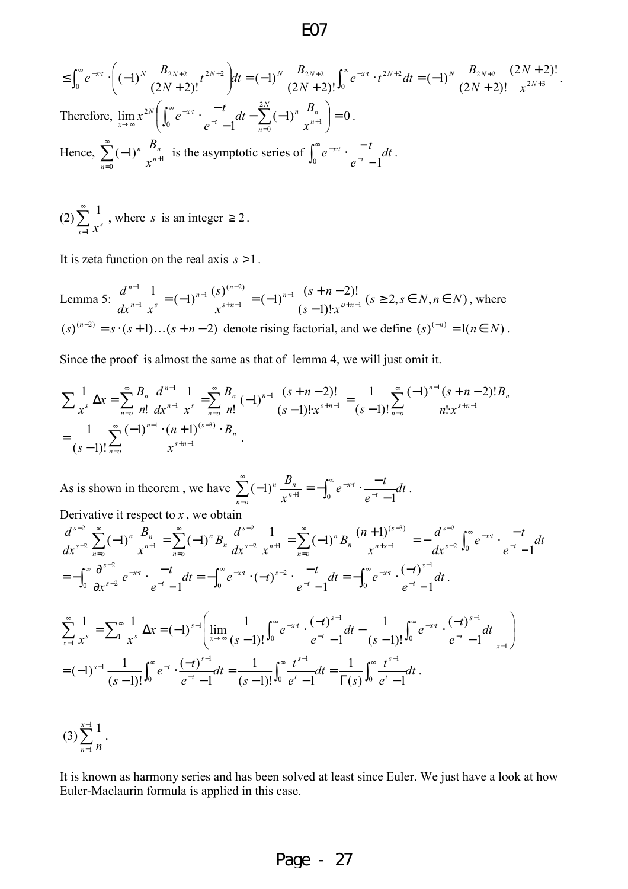$$\le \int_0^\infty e^{-x\cdot t} \cdot \left( (-1)^N \frac{B_{2N+2}}{(2N+2)!} t^{2N+2} \right) dt = (-1)^N \frac{B_{2N+2}}{(2N+2)!} \int_0^\infty e^{-x\cdot t} \cdot t^{2N+2} dt = (-1)^N \frac{B_{2N+2}}{(2N+2)!} \frac{(2N+2)!}{x^{2N+3}}.$$

Therefore, $\lim_{x\to\infty} x^{2N} \left( \int_0^\infty e^{-x\cdot t} \cdot \frac{-t}{e^{-t}-1} dt - \sum_{n=0}^{2N} (-1)^n \frac{B_n}{x^{n+1}} \right) = 0$.

Hence, $\sum_{n=0}^{\infty} (-1)^n \frac{B_n}{x^{n+1}}$ is the asymptotic series of $\int_0^\infty e^{-x\cdot t} \cdot \frac{-t}{e^{-t}-1} dt$.

(2) $\sum_{x=1}^{\infty} \frac{1}{x^s}$, where $s$ is an integer $\ge 2$.

It is zeta function on the real axis $s > 1$.

Lemma 5: $\frac{d^{n-1}}{dx^{n-1}} \frac{1}{x^s} = (-1)^{n-1} \frac{(s)^{(n-2)}}{x^{s+n-1}} = (-1)^{n-1} \frac{(s+n-2)!}{(s-1)! \cdot x^{\upsilon+n-1}} \, (s \ge 2, s \in N, n \in N)$, where $(s)^{(n-2)} = s \cdot (s+1) \ldots (s+n-2)$ denote rising factorial, and we define $(s)^{(-n)} = 1 (n \in N)$.

Since the proof is almost the same as that of lemma 4, we will just omit it.

$$\sum \frac{1}{x^s} \Delta x = \sum_{n=0}^{\infty} \frac{B_n}{n!} \frac{d^{n-1}}{dx^{n-1}} \frac{1}{x^s} = \sum_{n=0}^{\infty} \frac{B_n}{n!} (-1)^{n-1} \frac{(s+n-2)!}{(s-1)! \cdot x^{s+n-1}} = \frac{1}{(s-1)!} \sum_{n=0}^{\infty} \frac{(-1)^{n-1} (s+n-2)! B_n}{n! \cdot x^{s+n-1}}$$
$$= \frac{1}{(s-1)!} \sum_{n=0}^{\infty} \frac{(-1)^{n-1} \cdot (n+1)^{(s-3)} \cdot B_n}{x^{s+n-1}}.$$

As is shown in theorem , we have $\sum_{n=0}^{\infty} (-1)^n \frac{B_n}{x^{n+1}} = -\int_0^\infty e^{-x\cdot t} \cdot \frac{-t}{e^{-t}-1} dt$.

Derivative it respect to $x$, we obtain

$$\frac{d^{s-2}}{dx^{s-2}} \sum_{n=0}^{\infty} (-1)^n \frac{B_n}{x^{n+1}} = \sum_{n=0}^{\infty} (-1)^n B_n \frac{d^{s-2}}{dx^{s-2}} \frac{1}{x^{n+1}} = \sum_{n=0}^{\infty} (-1)^n B_n \frac{(n+1)^{(s-3)}}{x^{n+s-1}} = -\frac{d^{s-2}}{dx^{s-2}} \int_0^\infty e^{-x\cdot t} \cdot \frac{-t}{e^{-t}-1} dt$$
$$= -\int_0^\infty \frac{\partial^{s-2}}{\partial x^{s-2}} e^{-x\cdot t} \cdot \frac{-t}{e^{-t}-1} dt = -\int_0^\infty e^{-x\cdot t} \cdot (-t)^{s-2} \cdot \frac{-t}{e^{-t}-1} dt = -\int_0^\infty e^{-x\cdot t} \cdot \frac{(-t)^{s-1}}{e^{-t}-1} dt.$$

$$\sum_{x=1}^{\infty} \frac{1}{x^s} = \sum_1^{\infty} \frac{1}{x^s} \Delta x = (-1)^{s-1} \left( \lim_{x\to\infty} \frac{1}{(s-1)!} \int_0^\infty e^{-x\cdot t} \cdot \frac{(-t)^{s-1}}{e^{-t}-1} dt - \frac{1}{(s-1)!} \int_0^\infty e^{-x\cdot t} \cdot \frac{(-t)^{s-1}}{e^{-t}-1} dt \bigg|_{x=1} \right)$$
$$= (-1)^{s-1} \frac{1}{(s-1)!} \int_0^\infty e^{-t} \cdot \frac{(-t)^{s-1}}{e^{-t}-1} dt = \frac{1}{(s-1)!} \int_0^\infty \frac{t^{s-1}}{e^t - 1} dt = \frac{1}{\Gamma(s)} \int_0^\infty \frac{t^{s-1}}{e^t-1} dt.$$

(3) $\sum_{n=1}^{x-1} \frac{1}{n}$.

It is known as harmony series and has been solved at least since Euler. We just have a look at how Euler-Maclaurin formula is applied in this case.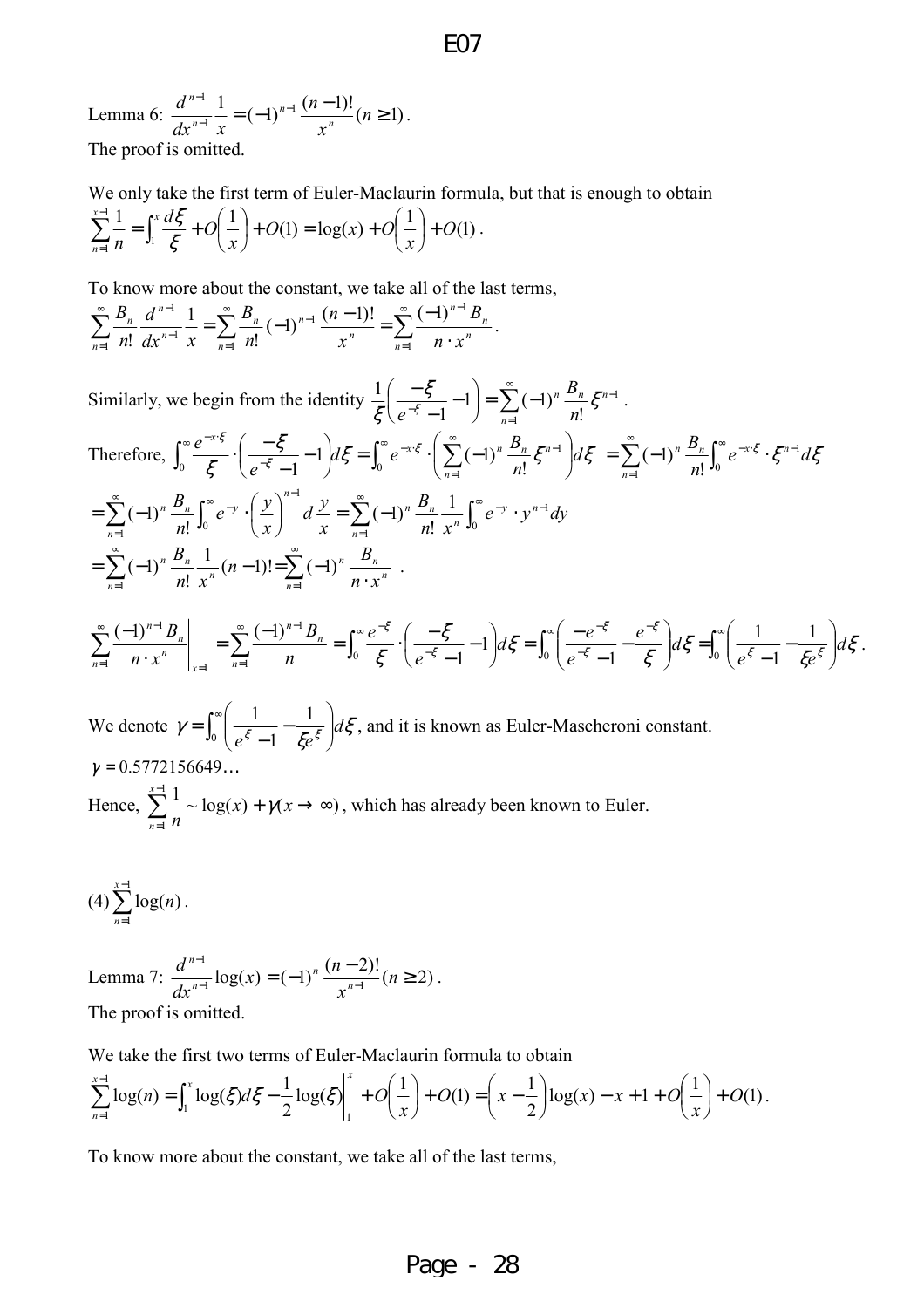Lemma 6: $\frac{d^{n-1}}{dx^{n-1}}\frac{1}{x} = (-1)^{n-1}\frac{(n-1)!}{x^n} (n \geq 1)$.
The proof is omitted.

We only take the first term of Euler-Maclaurin formula, but that is enough to obtain
$\sum_{n=1}^{x-1}\frac{1}{n} = \int_1^x \frac{d\xi}{\xi} + O\left(\frac{1}{x}\right) + O(1) = \log(x) + O\left(\frac{1}{x}\right) + O(1)$.

To know more about the constant, we take all of the last terms,
$\sum_{n=1}^{\infty}\frac{B_n}{n!}\frac{d^{n-1}}{dx^{n-1}}\frac{1}{x} = \sum_{n=1}^{\infty}\frac{B_n}{n!}(-1)^{n-1}\frac{(n-1)!}{x^n} = \sum_{n=1}^{\infty}\frac{(-1)^{n-1}B_n}{n\cdot x^n}$.

Similarly, we begin from the identity $\frac{1}{\xi}\left(\frac{-\xi}{e^{-\xi}-1} - 1\right) = \sum_{n=1}^{\infty}(-1)^n\frac{B_n}{n!}\xi^{n-1}$.

Therefore, $\int_0^{\infty}\frac{e^{-x\cdot\xi}}{\xi}\cdot\left(\frac{-\xi}{e^{-\xi}-1} - 1\right)d\xi = \int_0^{\infty}e^{-x\cdot\xi}\cdot\left(\sum_{n=1}^{\infty}(-1)^n\frac{B_n}{n!}\xi^{n-1}\right)d\xi = \sum_{n=1}^{\infty}(-1)^n\frac{B_n}{n!}\int_0^{\infty}e^{-x\cdot\xi}\cdot\xi^{n-1}d\xi$

$= \sum_{n=1}^{\infty}(-1)^n\frac{B_n}{n!}\int_0^{\infty}e^{-y}\cdot\left(\frac{y}{x}\right)^{n-1}d\frac{y}{x} = \sum_{n=1}^{\infty}(-1)^n\frac{B_n}{n!}\frac{1}{x^n}\int_0^{\infty}e^{-y}\cdot y^{n-1}dy$

$= \sum_{n=1}^{\infty}(-1)^n\frac{B_n}{n!}\frac{1}{x^n}(n-1)! = \sum_{n=1}^{\infty}(-1)^n\frac{B_n}{n\cdot x^n}$ .

$$\left.\sum_{n=1}^{\infty}\frac{(-1)^{n-1}B_n}{n\cdot x^n}\right|_{x=1} = \sum_{n=1}^{\infty}\frac{(-1)^{n-1}B_n}{n} = \int_0^{\infty}\frac{e^{-\xi}}{\xi}\cdot\left(\frac{-\xi}{e^{-\xi}-1} - 1\right)d\xi = \int_0^{\infty}\left(\frac{-e^{-\xi}}{e^{-\xi}-1} - \frac{e^{-\xi}}{\xi}\right)d\xi = \int_0^{\infty}\left(\frac{1}{e^{\xi}-1} - \frac{1}{\xi e^{\xi}}\right)d\xi.$$

We denote $\gamma = \int_0^{\infty}\left(\frac{1}{e^{\xi}-1} - \frac{1}{\xi e^{\xi}}\right)d\xi$, and it is known as Euler-Mascheroni constant.
$\gamma = 0.5772156649\ldots$
Hence, $\sum_{n=1}^{x-1}\frac{1}{n} \sim \log(x) + \gamma (x \to \infty)$, which has already been known to Euler.

(4) $\sum_{n=1}^{x-1}\log(n)$.

Lemma 7: $\frac{d^{n-1}}{dx^{n-1}}\log(x) = (-1)^n\frac{(n-2)!}{x^{n-1}} (n \geq 2)$.
The proof is omitted.

We take the first two terms of Euler-Maclaurin formula to obtain
$\sum_{n=1}^{x-1}\log(n) = \int_1^x \log(\xi)d\xi - \frac{1}{2}\log(\xi)\Big|_1^x + O\left(\frac{1}{x}\right) + O(1) = \left(x - \frac{1}{2}\right)\log(x) - x + 1 + O\left(\frac{1}{x}\right) + O(1)$.

To know more about the constant, we take all of the last terms,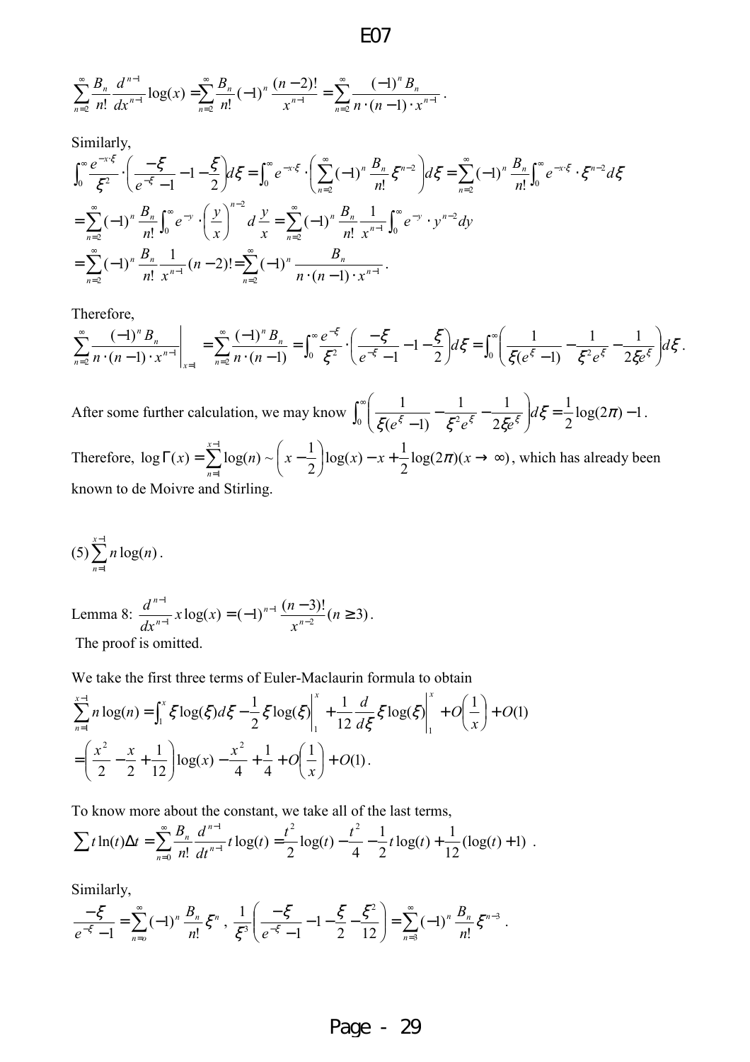$$\sum_{n=2}^{\infty} \frac{B_n}{n!} \frac{d^{n-1}}{dx^{n-1}} \log(x) = \sum_{n=2}^{\infty} \frac{B_n}{n!} (-1)^n \frac{(n-2)!}{x^{n-1}} = \sum_{n=2}^{\infty} \frac{(-1)^n B_n}{n \cdot (n-1) \cdot x^{n-1}} .$$

Similarly,

$$\int_0^{\infty} \frac{e^{-x\cdot\xi}}{\xi^2} \cdot \left( \frac{-\xi}{e^{-\xi}-1} - 1 - \frac{\xi}{2} \right) d\xi = \int_0^{\infty} e^{-x\cdot\xi} \cdot \left( \sum_{n=2}^{\infty} (-1)^n \frac{B_n}{n!} \xi^{n-2} \right) d\xi = \sum_{n=2}^{\infty} (-1)^n \frac{B_n}{n!} \int_0^{\infty} e^{-x\cdot\xi} \cdot \xi^{n-2} d\xi$$

$$= \sum_{n=2}^{\infty} (-1)^n \frac{B_n}{n!} \int_0^{\infty} e^{-y} \cdot \left( \frac{y}{x} \right)^{n-2} d\frac{y}{x} = \sum_{n=2}^{\infty} (-1)^n \frac{B_n}{n!} \frac{1}{x^{n-1}} \int_0^{\infty} e^{-y} \cdot y^{n-2} dy$$

$$= \sum_{n=2}^{\infty} (-1)^n \frac{B_n}{n!} \frac{1}{x^{n-1}} (n-2)! = \sum_{n=2}^{\infty} (-1)^n \frac{B_n}{n \cdot (n-1) \cdot x^{n-1}} .$$

Therefore,

$$\left. \sum_{n=2}^{\infty} \frac{(-1)^n B_n}{n \cdot (n-1) \cdot x^{n-1}} \right|_{x=1} = \sum_{n=2}^{\infty} \frac{(-1)^n B_n}{n \cdot (n-1)} = \int_0^{\infty} \frac{e^{-\xi}}{\xi^2} \cdot \left( \frac{-\xi}{e^{-\xi}-1} - 1 - \frac{\xi}{2} \right) d\xi = \int_0^{\infty} \left( \frac{1}{\xi(e^{\xi}-1)} - \frac{1}{\xi^2 e^{\xi}} - \frac{1}{2\xi e^{\xi}} \right) d\xi .$$

After some further calculation, we may know $\int_0^{\infty} \left( \frac{1}{\xi(e^{\xi}-1)} - \frac{1}{\xi^2 e^{\xi}} - \frac{1}{2\xi e^{\xi}} \right) d\xi = \frac{1}{2}\log(2\pi) - 1$.

Therefore, $\log\Gamma(x) = \sum_{n=1}^{x-1} \log(n) \sim \left( x - \frac{1}{2} \right) \log(x) - x + \frac{1}{2}\log(2\pi) (x \to \infty)$, which has already been known to de Moivre and Stirling.

(5) $\sum_{n=1}^{x-1} n\log(n)$.

Lemma 8: $\frac{d^{n-1}}{dx^{n-1}} x\log(x) = (-1)^{n-1} \frac{(n-3)!}{x^{n-2}} (n \geq 3)$.
The proof is omitted.

We take the first three terms of Euler-Maclaurin formula to obtain

$$\sum_{n=1}^{x-1} n\log(n) = \int_1^x \xi\log(\xi) d\xi - \frac{1}{2}\xi\log(\xi) \Big|_1^x + \frac{1}{12} \frac{d}{d\xi} \xi\log(\xi) \Big|_1^x + O\left( \frac{1}{x} \right) + O(1)$$

$$= \left( \frac{x^2}{2} - \frac{x}{2} + \frac{1}{12} \right) \log(x) - \frac{x^2}{4} + \frac{1}{4} + O\left( \frac{1}{x} \right) + O(1) .$$

To know more about the constant, we take all of the last terms,

$$\sum t\ln(t)\Delta t = \sum_{n=0}^{\infty} \frac{B_n}{n!} \frac{d^{n-1}}{dt^{n-1}} t\log(t) = \frac{t^2}{2}\log(t) - \frac{t^2}{4} - \frac{1}{2} t\log(t) + \frac{1}{12}(\log(t)+1) .$$

Similarly,

$$\frac{-\xi}{e^{-\xi}-1} = \sum_{n=0}^{\infty} (-1)^n \frac{B_n}{n!} \xi^n , \quad \frac{1}{\xi^3} \left( \frac{-\xi}{e^{-\xi}-1} - 1 - \frac{\xi}{2} - \frac{\xi^2}{12} \right) = \sum_{n=3}^{\infty} (-1)^n \frac{B_n}{n!} \xi^{n-3} .$$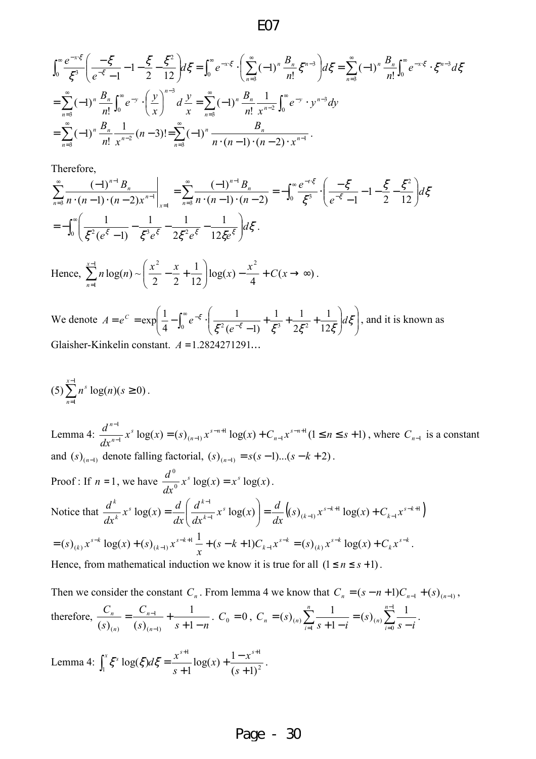$$\int_0^{\infty} \frac{e^{-x\cdot\xi}}{\xi^3}\left(\frac{-\xi}{e^{-\xi}-1}-1-\frac{\xi}{2}-\frac{\xi^2}{12}\right)d\xi = \int_0^{\infty} e^{-x\cdot\xi}\cdot\left(\sum_{n=3}^{\infty}(-1)^n\frac{B_n}{n!}\xi^{n-3}\right)d\xi = \sum_{n=3}^{\infty}(-1)^n\frac{B_n}{n!}\int_0^{\infty}e^{-x\cdot\xi}\cdot\xi^{n-3}d\xi$$

$$=\sum_{n=3}^{\infty}(-1)^n\frac{B_n}{n!}\int_0^{\infty}e^{-y}\cdot\left(\frac{y}{x}\right)^{n-3}d\frac{y}{x} = \sum_{n=3}^{\infty}(-1)^n\frac{B_n}{n!}\frac{1}{x^{n-2}}\int_0^{\infty}e^{-y}\cdot y^{n-3}dy$$

$$=\sum_{n=3}^{\infty}(-1)^n\frac{B_n}{n!}\frac{1}{x^{n-2}}(n-3)! = \sum_{n=3}^{\infty}(-1)^n\frac{B_n}{n\cdot(n-1)\cdot(n-2)\cdot x^{n-1}}.$$

Therefore,

$$\left.\sum_{n=3}^{\infty}\frac{(-1)^{n-1}B_n}{n\cdot(n-1)\cdot(n-2)x^{n-1}}\right|_{x=1} = \sum_{n=3}^{\infty}\frac{(-1)^{n-1}B_n}{n\cdot(n-1)\cdot(n-2)} = -\int_0^{\infty}\frac{e^{-1\cdot\xi}}{\xi^3}\cdot\left(\frac{-\xi}{e^{-\xi}-1}-1-\frac{\xi}{2}-\frac{\xi^2}{12}\right)d\xi$$

$$=-\int_0^{\infty}\left(\frac{1}{\xi^2(e^{\xi}-1)}-\frac{1}{\xi^3e^{\xi}}-\frac{1}{2\xi^2e^{\xi}}-\frac{1}{12\xi e^{\xi}}\right)d\xi.$$

Hence, $\displaystyle\sum_{n=1}^{x-1}n\log(n)\sim\left(\frac{x^2}{2}-\frac{x}{2}+\frac{1}{12}\right)\log(x)-\frac{x^2}{4}+C(x\to\infty)$.

We denote $\displaystyle A=e^C=\exp\left(\frac{1}{4}-\int_0^{\infty}e^{-\xi}\cdot\left(\frac{1}{\xi^2(e^{-\xi}-1)}+\frac{1}{\xi^3}+\frac{1}{2\xi^2}+\frac{1}{12\xi}\right)d\xi\right)$, and it is known as Glaisher-Kinkelin constant. $A=1.2824271291\ldots$

(5) $\displaystyle\sum_{n=1}^{x-1}n^s\log(n)(s\geq 0)$.

Lemma 4: $\displaystyle\frac{d^{n-1}}{dx^{n-1}}x^s\log(x)=(s)_{(n-1)}x^{s-n+1}\log(x)+C_{n-1}x^{s-n+1}(1\leq n\leq s+1)$, where $C_{n-1}$ is a constant and $(s)_{(n-1)}$ denote falling factorial, $(s)_{(n-1)}=s(s-1)...(s-k+2)$.

Proof : If $n=1$, we have $\displaystyle\frac{d^0}{dx^0}x^s\log(x)=x^s\log(x)$.

Notice that $\displaystyle\frac{d^k}{dx^k}x^s\log(x)=\frac{d}{dx}\left(\frac{d^{k-1}}{dx^{k-1}}x^s\log(x)\right)=\frac{d}{dx}\left((s)_{(k-1)}x^{s-k+1}\log(x)+C_{k-1}x^{s-k+1}\right)$

$\displaystyle=(s)_{(k)}x^{s-k}\log(x)+(s)_{(k-1)}x^{s-k+1}\frac{1}{x}+(s-k+1)C_{k-1}x^{s-k}=(s)_{(k)}x^{s-k}\log(x)+C_kx^{s-k}$.

Hence, from mathematical induction we know it is true for all $(1\leq n\leq s+1)$.

Then we consider the constant $C_n$. From lemma 4 we know that $C_n=(s-n+1)C_{n-1}+(s)_{(n-1)}$, therefore, $\displaystyle\frac{C_n}{(s)_{(n)}}=\frac{C_{n-1}}{(s)_{(n-1)}}+\frac{1}{s+1-n}$. $C_0=0$, $\displaystyle C_n=(s)_{(n)}\sum_{i=1}^{n}\frac{1}{s+1-i}=(s)_{(n)}\sum_{i=0}^{n-1}\frac{1}{s-i}$.

Lemma 4: $\displaystyle\int_1^x\xi^s\log(\xi)d\xi=\frac{x^{s+1}}{s+1}\log(x)+\frac{1-x^{s+1}}{(s+1)^2}$.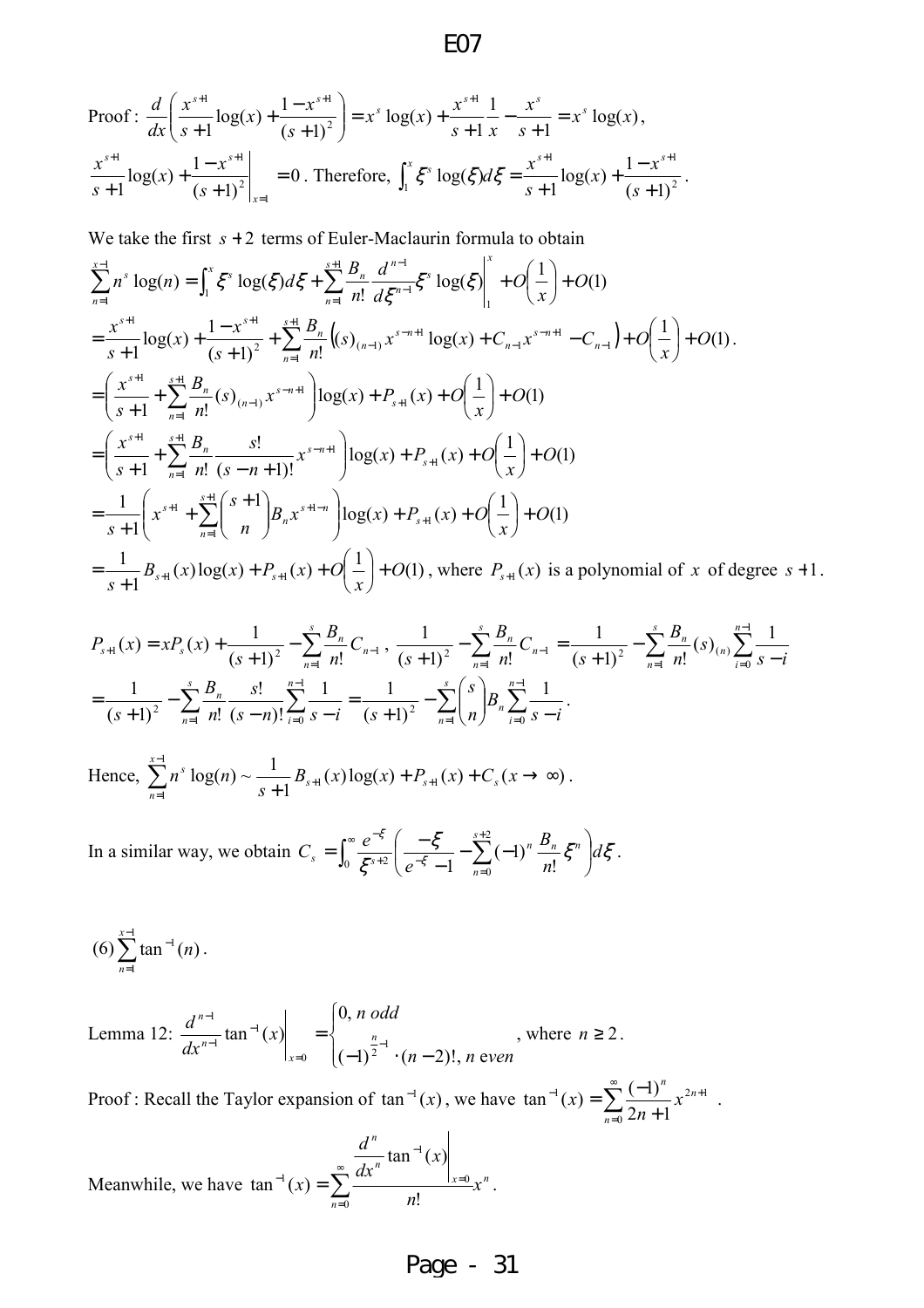Proof : $\frac{d}{dx}\left(\frac{x^{s+1}}{s+1}\log(x)+\frac{1-x^{s+1}}{(s+1)^2}\right)=x^s\log(x)+\frac{x^{s+1}}{s+1}\frac{1}{x}-\frac{x^s}{s+1}=x^s\log(x)$,

$\left.\frac{x^{s+1}}{s+1}\log(x)+\frac{1-x^{s+1}}{(s+1)^2}\right|_{x=1}=0$ . Therefore, $\int_1^x \xi^s\log(\xi)d\xi=\frac{x^{s+1}}{s+1}\log(x)+\frac{1-x^{s+1}}{(s+1)^2}$ .

We take the first $s+2$ terms of Euler-Maclaurin formula to obtain

$$\sum_{n=1}^{x-1}n^s\log(n)=\int_1^x\xi^s\log(\xi)d\xi+\sum_{n=1}^{s+1}\frac{B_n}{n!}\frac{d^{n-1}}{d\xi^{n-1}}\xi^s\log(\xi)\Bigg|_1^x+O\left(\frac{1}{x}\right)+O(1)$$

$$=\frac{x^{s+1}}{s+1}\log(x)+\frac{1-x^{s+1}}{(s+1)^2}+\sum_{n=1}^{s+1}\frac{B_n}{n!}\left((s)_{(n-1)}x^{s-n+1}\log(x)+C_{n-1}x^{s-n+1}-C_{n-1}\right)+O\left(\frac{1}{x}\right)+O(1).$$

$$=\left(\frac{x^{s+1}}{s+1}+\sum_{n=1}^{s+1}\frac{B_n}{n!}(s)_{(n-1)}x^{s-n+1}\right)\log(x)+P_{s+1}(x)+O\left(\frac{1}{x}\right)+O(1)$$

$$=\left(\frac{x^{s+1}}{s+1}+\sum_{n=1}^{s+1}\frac{B_n}{n!}\frac{s!}{(s-n+1)!}x^{s-n+1}\right)\log(x)+P_{s+1}(x)+O\left(\frac{1}{x}\right)+O(1)$$

$$=\frac{1}{s+1}\left(x^{s+1}+\sum_{n=1}^{s+1}\binom{s+1}{n}B_nx^{s+1-n}\right)\log(x)+P_{s+1}(x)+O\left(\frac{1}{x}\right)+O(1)$$

$=\frac{1}{s+1}B_{s+1}(x)\log(x)+P_{s+1}(x)+O\left(\frac{1}{x}\right)+O(1)$ , where $P_{s+1}(x)$ is a polynomial of $x$ of degree $s+1$.

$$P_{s+1}(x)=xP_s(x)+\frac{1}{(s+1)^2}-\sum_{n=1}^{s}\frac{B_n}{n!}C_{n-1}\ ,\ \frac{1}{(s+1)^2}-\sum_{n=1}^{s}\frac{B_n}{n!}C_{n-1}=\frac{1}{(s+1)^2}-\sum_{n=1}^{s}\frac{B_n}{n!}(s)_{(n)}\sum_{i=0}^{n-1}\frac{1}{s-i}$$

$$=\frac{1}{(s+1)^2}-\sum_{n=1}^{s}\frac{B_n}{n!}\frac{s!}{(s-n)!}\sum_{i=0}^{n-1}\frac{1}{s-i}=\frac{1}{(s+1)^2}-\sum_{n=1}^{s}\binom{s}{n}B_n\sum_{i=0}^{n-1}\frac{1}{s-i}.$$

Hence, $\sum_{n=1}^{x-1}n^s\log(n)\sim\frac{1}{s+1}B_{s+1}(x)\log(x)+P_{s+1}(x)+C_s\ (x\to\infty)$ .

In a similar way, we obtain $C_s=\int_0^\infty\frac{e^{-\xi}}{\xi^{s+2}}\left(\frac{-\xi}{e^{-\xi}-1}-\sum_{n=0}^{s+2}(-1)^n\frac{B_n}{n!}\xi^n\right)d\xi$ .

(6) $\sum_{n=1}^{x-1}\tan^{-1}(n)$ .

Lemma 12: $\left.\frac{d^{n-1}}{dx^{n-1}}\tan^{-1}(x)\right|_{x=0}=\begin{cases}0,\ n\ odd\\(-1)^{\frac{n}{2}-1}\cdot(n-2)!,\ n\ even\end{cases}$ , where $n\geq 2$.

Proof : Recall the Taylor expansion of $\tan^{-1}(x)$, we have $\tan^{-1}(x)=\sum_{n=0}^{\infty}\frac{(-1)^n}{2n+1}x^{2n+1}$ .

Meanwhile, we have $\tan^{-1}(x)=\sum_{n=0}^{\infty}\frac{\left.\frac{d^n}{dx^n}\tan^{-1}(x)\right|_{x=0}}{n!}x^n$ .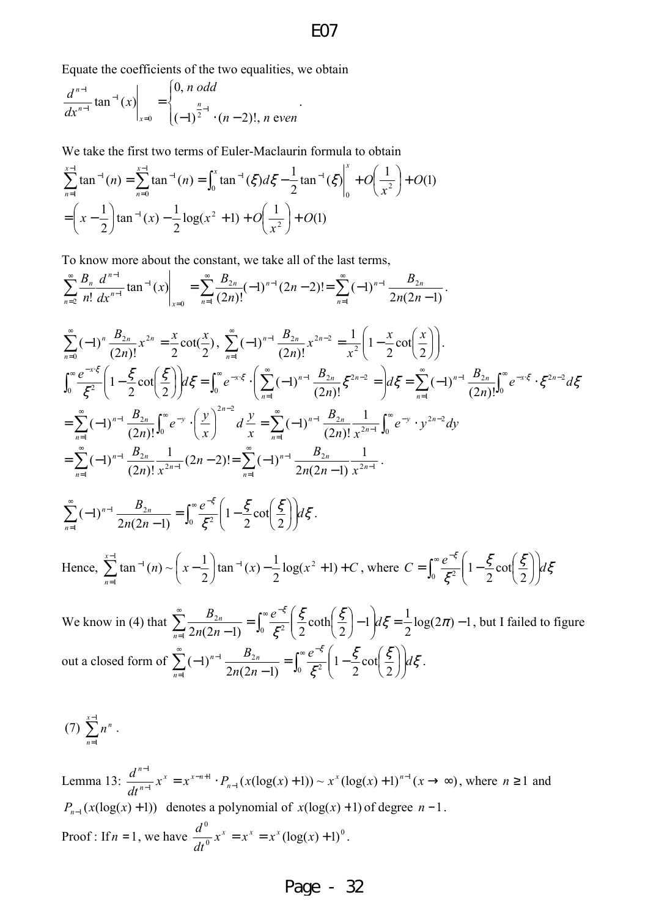Equate the coefficients of the two equalities, we obtain

$$\left.\frac{d^{n-1}}{dx^{n-1}}\tan^{-1}(x)\right|_{x=0}=\begin{cases}0,\ n\ odd\\(-1)^{\frac{n}{2}-1}\cdot(n-2)!,\ n\ even\end{cases}.$$

We take the first two terms of Euler-Maclaurin formula to obtain

$$\sum_{n=1}^{x-1}\tan^{-1}(n)=\sum_{n=0}^{x-1}\tan^{-1}(n)=\int_0^x\tan^{-1}(\xi)d\xi-\frac{1}{2}\tan^{-1}(\xi)\Big|_0^x+O\left(\frac{1}{x^2}\right)+O(1)$$

$$=\left(x-\frac{1}{2}\right)\tan^{-1}(x)-\frac{1}{2}\log(x^2+1)+O\left(\frac{1}{x^2}\right)+O(1)$$

To know more about the constant, we take all of the last terms,

$$\sum_{n=2}^{\infty}\frac{B_n}{n!}\left.\frac{d^{n-1}}{dx^{n-1}}\tan^{-1}(x)\right|_{x=0}=\sum_{n=1}^{\infty}\frac{B_{2n}}{(2n)!}(-1)^{n-1}(2n-2)!=\sum_{n=1}^{\infty}(-1)^{n-1}\frac{B_{2n}}{2n(2n-1)}.$$

$$\sum_{n=0}^{\infty}(-1)^n\frac{B_{2n}}{(2n)!}x^{2n}=\frac{x}{2}\cot\left(\frac{x}{2}\right),\ \sum_{n=1}^{\infty}(-1)^{n-1}\frac{B_{2n}}{(2n)!}x^{2n-2}=\frac{1}{x^2}\left(1-\frac{x}{2}\cot\left(\frac{x}{2}\right)\right).$$

$$\int_0^{\infty}\frac{e^{-x\cdot\xi}}{\xi^2}\left(1-\frac{\xi}{2}\cot\left(\frac{\xi}{2}\right)\right)d\xi=\int_0^{\infty}e^{-x\cdot\xi}\cdot\left(\sum_{n=1}^{\infty}(-1)^{n-1}\frac{B_{2n}}{(2n)!}\xi^{2n-2}\right)d\xi=\sum_{n=1}^{\infty}(-1)^{n-1}\frac{B_{2n}}{(2n)!}\int_0^{\infty}e^{-x\cdot\xi}\cdot\xi^{2n-2}d\xi$$

$$=\sum_{n=1}^{\infty}(-1)^{n-1}\frac{B_{2n}}{(2n)!}\int_0^{\infty}e^{-y}\cdot\left(\frac{y}{x}\right)^{2n-2}d\frac{y}{x}=\sum_{n=1}^{\infty}(-1)^{n-1}\frac{B_{2n}}{(2n)!}\frac{1}{x^{2n-1}}\int_0^{\infty}e^{-y}\cdot y^{2n-2}dy$$

$$=\sum_{n=1}^{\infty}(-1)^{n-1}\frac{B_{2n}}{(2n)!}\frac{1}{x^{2n-1}}(2n-2)!=\sum_{n=1}^{\infty}(-1)^{n-1}\frac{B_{2n}}{2n(2n-1)}\frac{1}{x^{2n-1}}.$$

$$\sum_{n=1}^{\infty}(-1)^{n-1}\frac{B_{2n}}{2n(2n-1)}=\int_0^{\infty}\frac{e^{-\xi}}{\xi^2}\left(1-\frac{\xi}{2}\cot\left(\frac{\xi}{2}\right)\right)d\xi.$$

Hence, $\sum_{n=1}^{x-1}\tan^{-1}(n)\sim\left(x-\frac{1}{2}\right)\tan^{-1}(x)-\frac{1}{2}\log(x^2+1)+C$, where $C=\int_0^{\infty}\frac{e^{-\xi}}{\xi^2}\left(1-\frac{\xi}{2}\cot\left(\frac{\xi}{2}\right)\right)d\xi$

We know in (4) that $\sum_{n=1}^{\infty}\frac{B_{2n}}{2n(2n-1)}=\int_0^{\infty}\frac{e^{-\xi}}{\xi^2}\left(\frac{\xi}{2}\coth\left(\frac{\xi}{2}\right)-1\right)d\xi=\frac{1}{2}\log(2\pi)-1$, but I failed to figure out a closed form of $\sum_{n=1}^{\infty}(-1)^{n-1}\frac{B_{2n}}{2n(2n-1)}=\int_0^{\infty}\frac{e^{-\xi}}{\xi^2}\left(1-\frac{\xi}{2}\cot\left(\frac{\xi}{2}\right)\right)d\xi$.

(7) $\sum_{n=1}^{x-1}n^n$.

Lemma 13: $\frac{d^{n-1}}{dt^{n-1}}x^x=x^{x-n+1}\cdot P_{n-1}(x(\log(x)+1))\sim x^x(\log(x)+1)^{n-1}\ (x\to\infty)$, where $n\geq 1$ and $P_{n-1}(x(\log(x)+1))$ denotes a polynomial of $x(\log(x)+1)$ of degree $n-1$.

Proof : If $n=1$, we have $\frac{d^0}{dt^0}x^x=x^x=x^x(\log(x)+1)^0$.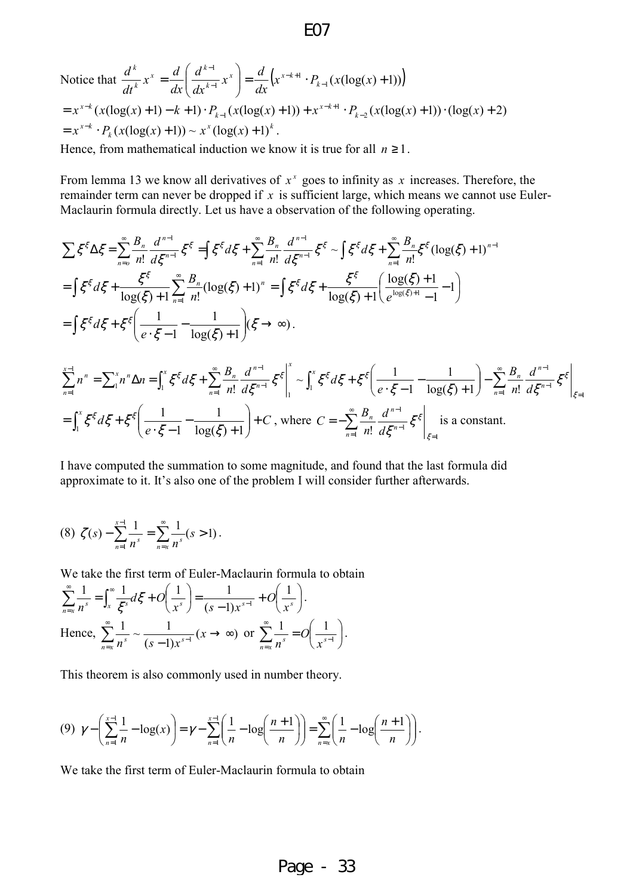Notice that $\frac{d^k}{dt^k}x^x = \frac{d}{dx}\left(\frac{d^{k-1}}{dx^{k-1}}x^x\right) = \frac{d}{dx}\left(x^{x-k+1}\cdot P_{k-1}(x(\log(x)+1))\right)$

$= x^{x-k}(x(\log(x)+1)-k+1)\cdot P_{k-1}(x(\log(x)+1)) + x^{x-k+1}\cdot P_{k-2}(x(\log(x)+1))\cdot(\log(x)+2)$

$= x^{x-k}\cdot P_k(x(\log(x)+1)) \sim x^x(\log(x)+1)^k$.

Hence, from mathematical induction we know it is true for all $n \ge 1$.

From lemma 13 we know all derivatives of $x^x$ goes to infinity as $x$ increases. Therefore, the remainder term can never be dropped if $x$ is sufficient large, which means we cannot use Euler-Maclaurin formula directly. Let us have a observation of the following operating.

$$\sum \xi^\xi \Delta\xi = \sum_{n=0}^{\infty}\frac{B_n}{n!}\frac{d^{n-1}}{d\xi^{n-1}}\xi^\xi = \int \xi^\xi d\xi + \sum_{n=1}^{\infty}\frac{B_n}{n!}\frac{d^{n-1}}{d\xi^{n-1}}\xi^\xi \sim \int \xi^\xi d\xi + \sum_{n=1}^{\infty}\frac{B_n}{n!}\xi^\xi(\log(\xi)+1)^{n-1}$$

$$= \int \xi^\xi d\xi + \frac{\xi^\xi}{\log(\xi)+1}\sum_{n=1}^{\infty}\frac{B_n}{n!}(\log(\xi)+1)^n = \int \xi^\xi d\xi + \frac{\xi^\xi}{\log(\xi)+1}\left(\frac{\log(\xi)+1}{e^{\log(\xi)+1}-1}-1\right)$$

$$= \int \xi^\xi d\xi + \xi^\xi\left(\frac{1}{e\cdot\xi-1}-\frac{1}{\log(\xi)+1}\right)(\xi\to\infty).$$

$$\sum_{n=1}^{x-1}n^n = \sum_1^x n^n\Delta n = \int_1^x \xi^\xi d\xi + \sum_{n=1}^{\infty}\frac{B_n}{n!}\frac{d^{n-1}}{d\xi^{n-1}}\xi^\xi\Bigg|_1^x \sim \int_1^x \xi^\xi d\xi + \xi^\xi\left(\frac{1}{e\cdot\xi-1}-\frac{1}{\log(\xi)+1}\right) - \sum_{n=1}^{\infty}\frac{B_n}{n!}\frac{d^{n-1}}{d\xi^{n-1}}\xi^\xi\Bigg|_{\xi=1}$$

$$= \int_1^x \xi^\xi d\xi + \xi^\xi\left(\frac{1}{e\cdot\xi-1}-\frac{1}{\log(\xi)+1}\right) + C, \text{ where } C = -\sum_{n=1}^{\infty}\frac{B_n}{n!}\frac{d^{n-1}}{d\xi^{n-1}}\xi^\xi\Bigg|_{\xi=1} \text{ is a constant.}$$

I have computed the summation to some magnitude, and found that the last formula did approximate to it. It's also one of the problem I will consider further afterwards.

(8) $\zeta(s) - \sum_{n=1}^{x-1}\frac{1}{n^s} = \sum_{n=x}^{\infty}\frac{1}{n^s}(s>1)$.

We take the first term of Euler-Maclaurin formula to obtain

$\sum_{n=x}^{\infty}\frac{1}{n^s} = \int_x^{\infty}\frac{1}{\xi^s}d\xi + O\left(\frac{1}{x^s}\right) = \frac{1}{(s-1)x^{s-1}} + O\left(\frac{1}{x^s}\right)$.

Hence, $\sum_{n=x}^{\infty}\frac{1}{n^s} \sim \frac{1}{(s-1)x^{s-1}}(x\to\infty)$ or $\sum_{n=x}^{\infty}\frac{1}{n^s} = O\left(\frac{1}{x^{s-1}}\right)$.

This theorem is also commonly used in number theory.

(9) $\gamma - \left(\sum_{n=1}^{x-1}\frac{1}{n} - \log(x)\right) = \gamma - \sum_{n=1}^{x-1}\left(\frac{1}{n} - \log\left(\frac{n+1}{n}\right)\right) = \sum_{n=x}^{\infty}\left(\frac{1}{n} - \log\left(\frac{n+1}{n}\right)\right)$.

We take the first term of Euler-Maclaurin formula to obtain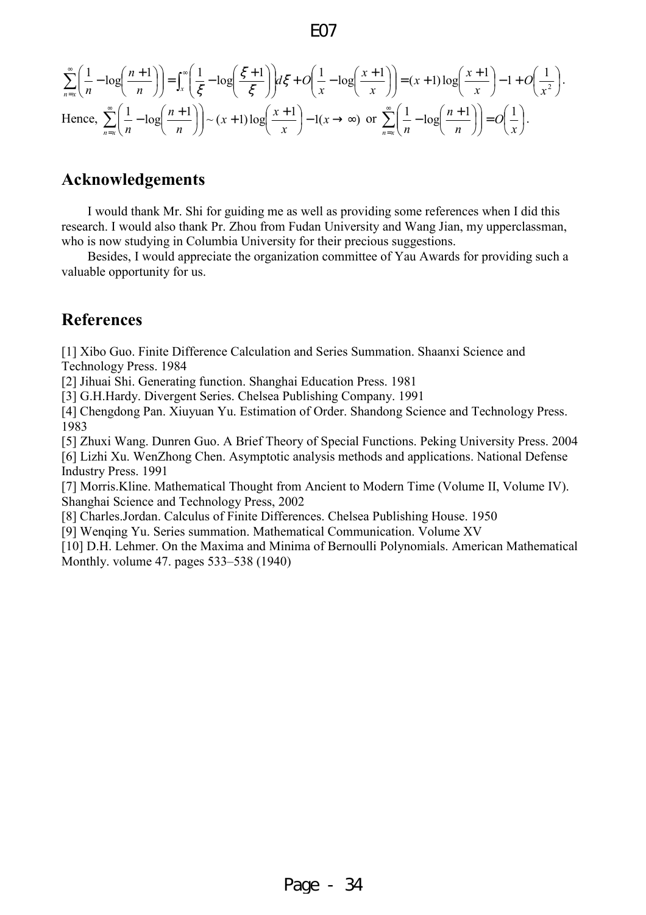$$\sum_{n=x}^{\infty}\left(\frac{1}{n}-\log\left(\frac{n+1}{n}\right)\right)=\int_{x}^{\infty}\left(\frac{1}{\xi}-\log\left(\frac{\xi+1}{\xi}\right)\right)d\xi+O\left(\frac{1}{x}-\log\left(\frac{x+1}{x}\right)\right)=(x+1)\log\left(\frac{x+1}{x}\right)-1+O\left(\frac{1}{x^2}\right).$$

Hence, $\sum_{n=x}^{\infty}\left(\frac{1}{n}-\log\left(\frac{n+1}{n}\right)\right)\sim(x+1)\log\left(\frac{x+1}{x}\right)-1(x\to\infty)$ or $\sum_{n=x}^{\infty}\left(\frac{1}{n}-\log\left(\frac{n+1}{n}\right)\right)=O\left(\frac{1}{x}\right)$.

## Acknowledgements

I would thank Mr. Shi for guiding me as well as providing some references when I did this research. I would also thank Pr. Zhou from Fudan University and Wang Jian, my upperclassman, who is now studying in Columbia University for their precious suggestions.

Besides, I would appreciate the organization committee of Yau Awards for providing such a valuable opportunity for us.

## References

[1] Xibo Guo. Finite Difference Calculation and Series Summation. Shaanxi Science and Technology Press. 1984

[2] Jihuai Shi. Generating function. Shanghai Education Press. 1981

[3] G.H.Hardy. Divergent Series. Chelsea Publishing Company. 1991

[4] Chengdong Pan. Xiuyuan Yu. Estimation of Order. Shandong Science and Technology Press. 1983

[5] Zhuxi Wang. Dunren Guo. A Brief Theory of Special Functions. Peking University Press. 2004

[6] Lizhi Xu. WenZhong Chen. Asymptotic analysis methods and applications. National Defense Industry Press. 1991

[7] Morris.Kline. Mathematical Thought from Ancient to Modern Time (Volume II, Volume IV). Shanghai Science and Technology Press, 2002

[8] Charles.Jordan. Calculus of Finite Differences. Chelsea Publishing House. 1950

[9] Wenqing Yu. Series summation. Mathematical Communication. Volume XV

[10] D.H. Lehmer. On the Maxima and Minima of Bernoulli Polynomials. American Mathematical Monthly. volume 47. pages 533–538 (1940)